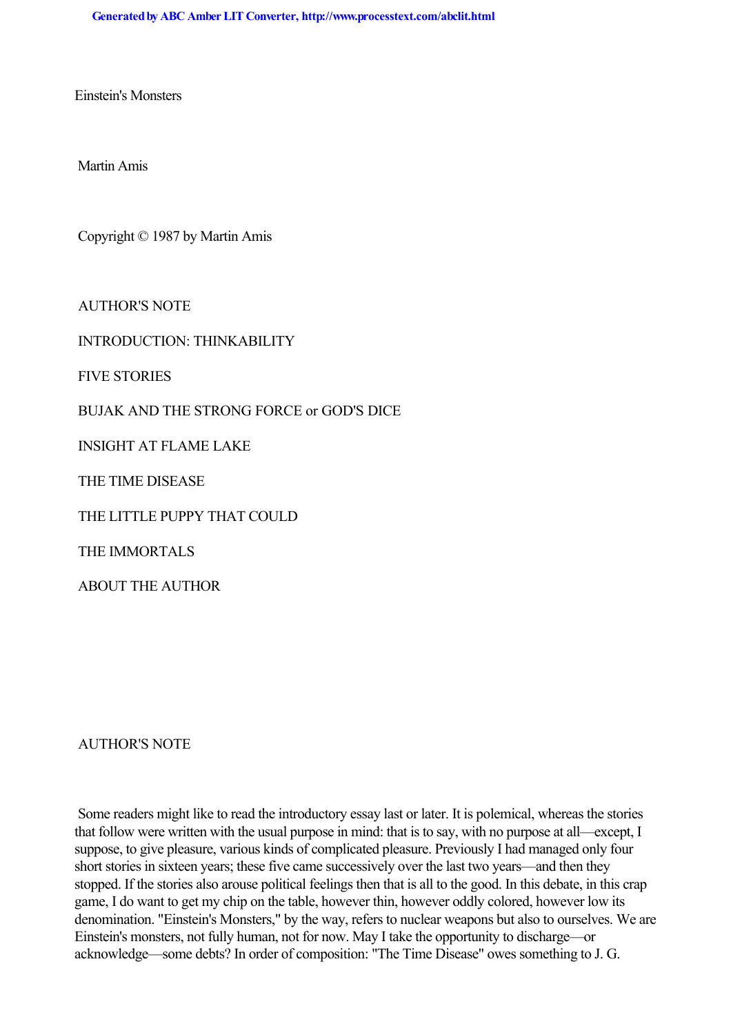# Einstein's Monsters

Martin Amis

Copyright © 1987 by Martin Amis

AUTHOR'S NOTE

INTRODUCTION: THINKABILITY

FIVE STORIES

BUJAK AND THE STRONG FORCE or GOD'S DICE

INSIGHT AT FLAME LAKE

THE TIME DISEASE

THE LITTLE PUPPY THAT COULD

THE IMMORTALS

ABOUT THE AUTHOR

## AUTHOR'S NOTE

Some readers might like to read the introductory essay last or later. It is polemical, whereas the stories that follow were written with the usual purpose in mind: that is to say, with no purpose at all—except, I suppose, to give pleasure, various kinds of complicated pleasure. Previously I had managed only four short stories in sixteen years; these five came successively over the last two years—and then they stopped. If the stories also arouse political feelings then that is all to the good. In this debate, in this crap game, I do want to get my chip on the table, however thin, however oddly colored, however low its denomination. "Einstein's Monsters," by the way, refers to nuclear weapons but also to ourselves. We are Einstein's monsters, not fully human, not for now. May I take the opportunity to discharge—or acknowledge—some debts? In order of composition: "The Time Disease" owes something to J. G.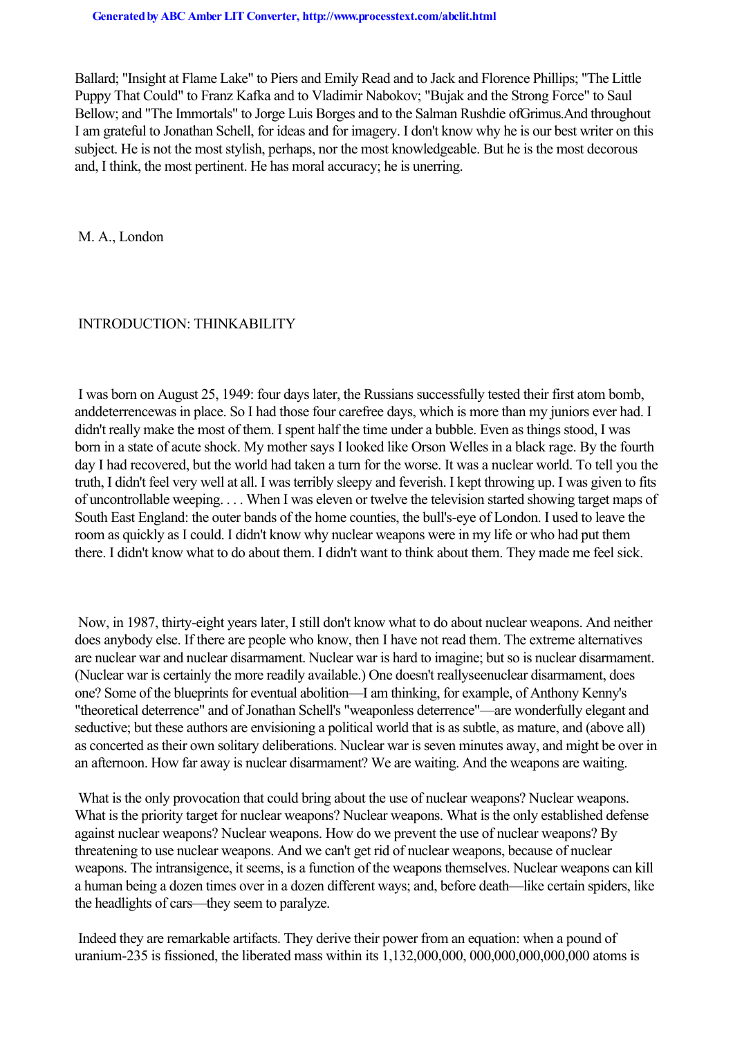Ballard; "Insight at Flame Lake" to Piers and Emily Read and to Jack and Florence Phillips; "The Little Puppy That Could" to Franz Kafka and to Vladimir Nabokov; "Bujak and the Strong Force" to Saul Bellow; and "The Immortals" to Jorge Luis Borges and to the Salman Rushdie of *Grimus*. And throughout I am grateful to Jonathan Schell, for ideas and for imagery. I don't know why he is our best writer on this subject. He is not the most stylish, perhaps, nor the most knowledgeable. But he is the most decorous and, I think, the most pertinent. He has moral accuracy; he is unerring.

M. A., London

## INTRODUCTION: THINKABILITY

I was born on August 25, 1949: four days later, the Russians successfully tested their first atom bomb, and *deterrence* was in place. So I had those four carefree days, which is more than my juniors ever had. I didn't really make the most of them. I spent half the time under a bubble. Even as things stood, I was born in a state of acute shock. My mother says I looked like Orson Welles in a black rage. By the fourth day I had recovered, but the world had taken a turn for the worse. It was a nuclear world. To tell you the truth, I didn't feel very well at all. I was terribly sleepy and feverish. I kept throwing up. I was given to fits of uncontrollable weeping. . . . When I was eleven or twelve the television started showing target maps of South East England: the outer bands of the home counties, the bull's-eye of London. I used to leave the room as quickly as I could. I didn't know why nuclear weapons were in my life or who had put them there. I didn't know what to do about them. I didn't want to think about them. They made me feel sick.

Now, in 1987, thirty-eight years later, I still don't know what to do about nuclear weapons. And neither does anybody else. If there are people who know, then I have not read them. The extreme alternatives are nuclear war and nuclear disarmament. Nuclear war is hard to imagine; but so is nuclear disarmament. (Nuclear war is certainly the more readily available.) One doesn't really *see* nuclear disarmament, does one? Some of the blueprints for eventual abolition—I am thinking, for example, of Anthony Kenny's "theoretical deterrence" and of Jonathan Schell's "weaponless deterrence"—are wonderfully elegant and seductive; but these authors are envisioning a political world that is as subtle, as mature, and (above all) as concerted as their own solitary deliberations. Nuclear war is seven minutes away, and might be over in an afternoon. How far away is nuclear disarmament? We are waiting. And the weapons are waiting.

What is the only provocation that could bring about the use of nuclear weapons? Nuclear weapons. What is the priority target for nuclear weapons? Nuclear weapons. What is the only established defense against nuclear weapons? Nuclear weapons. How do we prevent the use of nuclear weapons? By threatening to use nuclear weapons. And we can't get rid of nuclear weapons, because of nuclear weapons. The intransigence, it seems, is a function of the weapons themselves. Nuclear weapons can kill a human being a dozen times over in a dozen different ways; and, before death—like certain spiders, like the headlights of cars—they seem to paralyze.

Indeed they are remarkable artifacts. They derive their power from an equation: when a pound of uranium-235 is fissioned, the liberated mass within its 1,132,000,000, 000,000,000,000,000 atoms is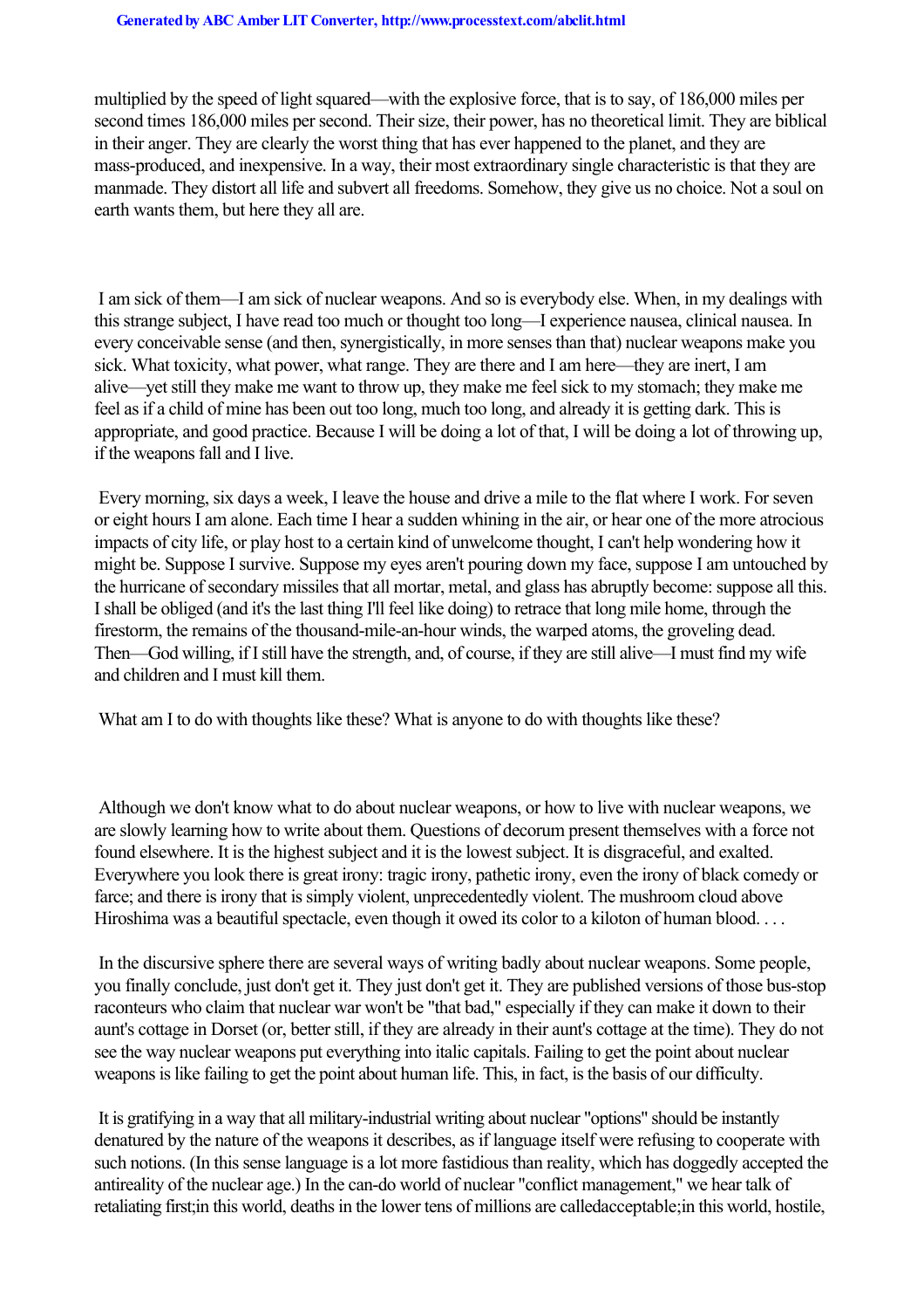multiplied by the speed of light squared—with the explosive force, that is to say, of 186,000 miles per second times 186,000 miles per second. Their size, their power, has no theoretical limit. They are biblical in their anger. They are clearly the worst thing that has ever happened to the planet, and they are mass-produced, and inexpensive. In a way, their most extraordinary single characteristic is that they are manmade. They distort all life and subvert all freedoms. Somehow, they give us no choice. Not a soul on earth wants them, but here they all are.

I am sick of them—I am sick of nuclear weapons. And so is everybody else. When, in my dealings with this strange subject, I have read too much or thought too long—I experience nausea, clinical nausea. In every conceivable sense (and then, synergistically, in more senses than that) nuclear weapons make you sick. What toxicity, what power, what range. They are there and I am here—they are inert, I am alive—yet still they make me want to throw up, they make me feel sick to my stomach; they make me feel as if a child of mine has been out too long, much too long, and already it is getting dark. This is appropriate, and good practice. Because I will be doing a lot of that, I will be doing a lot of throwing up, if the weapons fall and I live.

Every morning, six days a week, I leave the house and drive a mile to the flat where I work. For seven or eight hours I am alone. Each time I hear a sudden whining in the air, or hear one of the more atrocious impacts of city life, or play host to a certain kind of unwelcome thought, I can't help wondering how it might be. Suppose I survive. Suppose my eyes aren't pouring down my face, suppose I am untouched by the hurricane of secondary missiles that all mortar, metal, and glass has abruptly become: suppose all this. I shall be obliged (and it's the last thing I'll feel like doing) to retrace that long mile home, through the firestorm, the remains of the thousand-mile-an-hour winds, the warped atoms, the groveling dead. Then—God willing, if I still have the strength, and, of course, if they are still alive—I must find my wife and children and I must kill them.

What am I to do with thoughts like these? What is anyone to do with thoughts like these?

Although we don't know what to do about nuclear weapons, or how to live with nuclear weapons, we are slowly learning how to write about them. Questions of decorum present themselves with a force not found elsewhere. It is the highest subject and it is the lowest subject. It is disgraceful, and exalted. Everywhere you look there is great irony: tragic irony, pathetic irony, even the irony of black comedy or farce; and there is irony that is simply violent, unprecedentedly violent. The mushroom cloud above Hiroshima was a beautiful spectacle, even though it owed its color to a kiloton of human blood. . . .

In the discursive sphere there are several ways of writing badly about nuclear weapons. Some people, you finally conclude, just don't get it. They just don't get it. They are published versions of those bus-stop raconteurs who claim that nuclear war won't be "that bad," especially if they can make it down to their aunt's cottage in Dorset (or, better still, if they are already in their aunt's cottage at the time). They do not see the way nuclear weapons put everything into italic capitals. Failing to get the point about nuclear weapons is like failing to get the point about human life. This, in fact, is the basis of our difficulty.

It is gratifying in a way that all military-industrial writing about nuclear "options" should be instantly denatured by the nature of the weapons it describes, as if language itself were refusing to cooperate with such notions. (In this sense language is a lot more fastidious than reality, which has doggedly accepted the antireality of the nuclear age.) In the can-do world of nuclear "conflict management," we hear talk of retaliating first;in this world, deaths in the lower tens of millions are calledacceptable;in this world, hostile,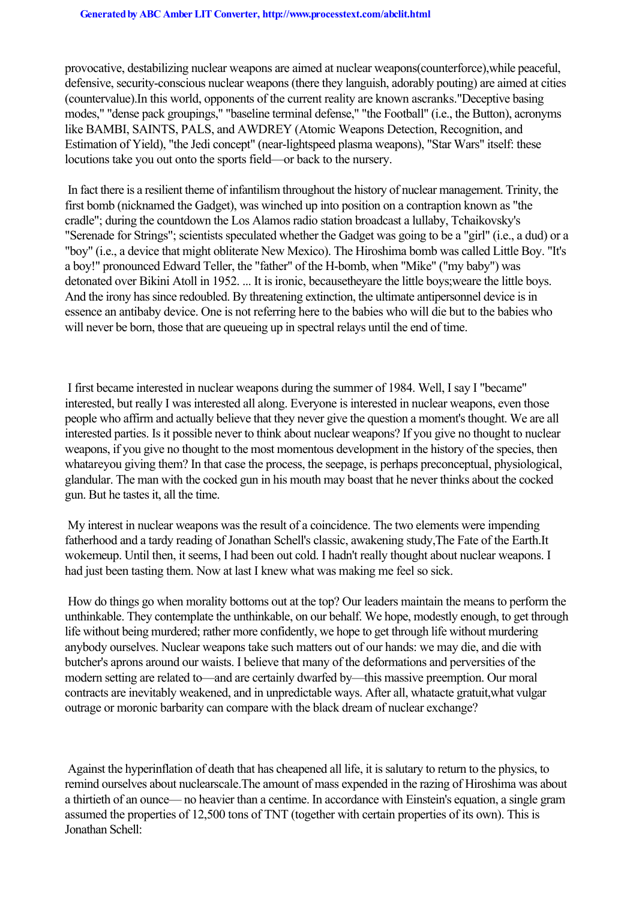provocative, destabilizing nuclear weapons are aimed at nuclear weapons(counterforce),while peaceful, defensive, security-conscious nuclear weapons (there they languish, adorably pouting) are aimed at cities (countervalue).In this world, opponents of the current reality are known ascranks."Deceptive basing modes," "dense pack groupings," "baseline terminal defense," "the Football" (i.e., the Button), acronyms like BAMBI, SAINTS, PALS, and AWDREY (Atomic Weapons Detection, Recognition, and Estimation of Yield), "the Jedi concept" (near-lightspeed plasma weapons), "Star Wars" itself: these locutions take you out onto the sports field—or back to the nursery.

In fact there is a resilient theme of infantilism throughout the history of nuclear management. Trinity, the first bomb (nicknamed the Gadget), was winched up into position on a contraption known as "the cradle"; during the countdown the Los Alamos radio station broadcast a lullaby, Tchaikovsky's "Serenade for Strings"; scientists speculated whether the Gadget was going to be a "girl" (i.e., a dud) or a "boy" (i.e., a device that might obliterate New Mexico). The Hiroshima bomb was called Little Boy. "It's a boy!" pronounced Edward Teller, the "father" of the H-bomb, when "Mike" ("my baby") was detonated over Bikini Atoll in 1952. ... It is ironic, becausetheyare the little boys;weare the little boys. And the irony has since redoubled. By threatening extinction, the ultimate antipersonnel device is in essence an antibaby device. One is not referring here to the babies who will die but to the babies who will never be born, those that are queueing up in spectral relays until the end of time.

I first became interested in nuclear weapons during the summer of 1984. Well, I say I "became" interested, but really I was interested all along. Everyone is interested in nuclear weapons, even those people who affirm and actually believe that they never give the question a moment's thought. We are all interested parties. Is it possible never to think about nuclear weapons? If you give no thought to nuclear weapons, if you give no thought to the most momentous development in the history of the species, then whatareyou giving them? In that case the process, the seepage, is perhaps preconceptual, physiological, glandular. The man with the cocked gun in his mouth may boast that he never thinks about the cocked gun. But he tastes it, all the time.

My interest in nuclear weapons was the result of a coincidence. The two elements were impending fatherhood and a tardy reading of Jonathan Schell's classic, awakening study,The Fate of the Earth.It wokemeup. Until then, it seems, I had been out cold. I hadn't really thought about nuclear weapons. I had just been tasting them. Now at last I knew what was making me feel so sick.

How do things go when morality bottoms out at the top? Our leaders maintain the means to perform the unthinkable. They contemplate the unthinkable, on our behalf. We hope, modestly enough, to get through life without being murdered; rather more confidently, we hope to get through life without murdering anybody ourselves. Nuclear weapons take such matters out of our hands: we may die, and die with butcher's aprons around our waists. I believe that many of the deformations and perversities of the modern setting are related to—and are certainly dwarfed by—this massive preemption. Our moral contracts are inevitably weakened, and in unpredictable ways. After all, whatacte gratuit,what vulgar outrage or moronic barbarity can compare with the black dream of nuclear exchange?

Against the hyperinflation of death that has cheapened all life, it is salutary to return to the physics, to remind ourselves about nuclearscale.The amount of mass expended in the razing of Hiroshima was about a thirtieth of an ounce— no heavier than a centime. In accordance with Einstein's equation, a single gram assumed the properties of 12,500 tons of TNT (together with certain properties of its own). This is Jonathan Schell: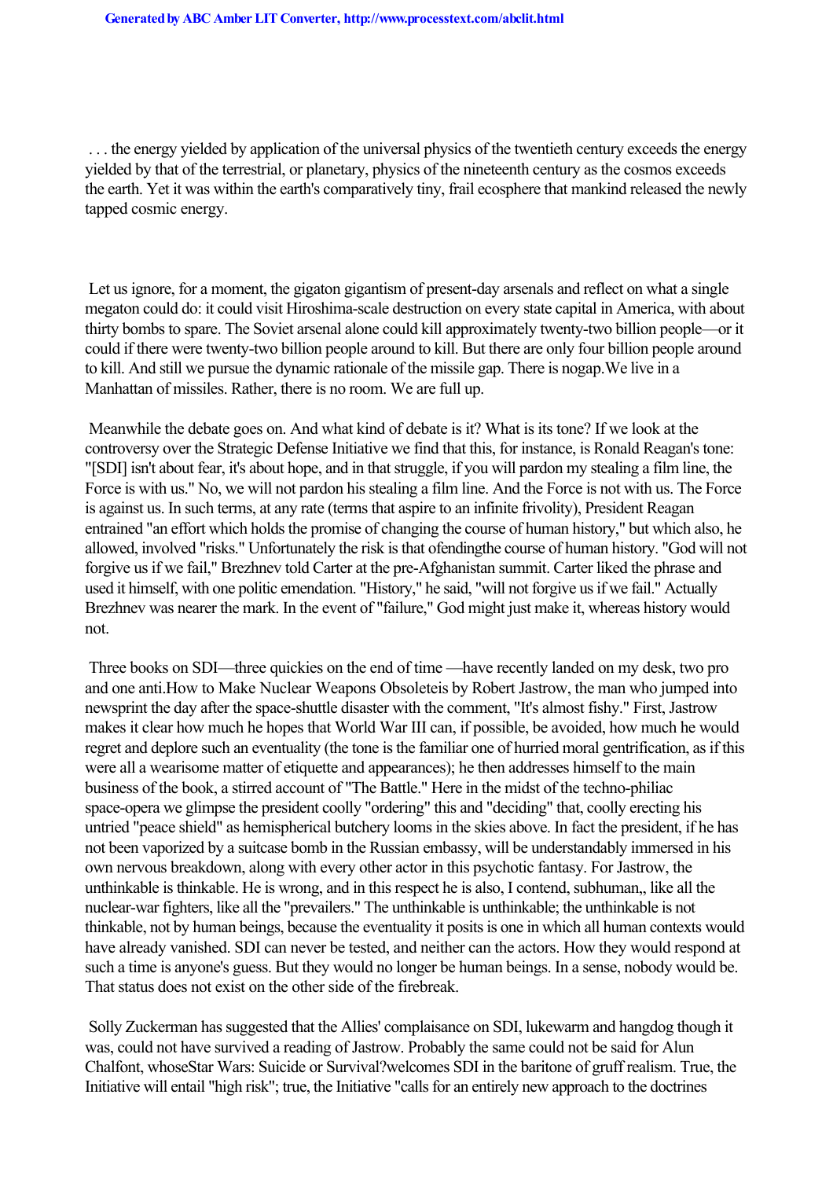. . . the energy yielded by application of the universal physics of the twentieth century exceeds the energy yielded by that of the terrestrial, or planetary, physics of the nineteenth century as the cosmos exceeds the earth. Yet it was within the earth's comparatively tiny, frail ecosphere that mankind released the newly tapped cosmic energy.

Let us ignore, for a moment, the gigaton gigantism of present-day arsenals and reflect on what a single megaton could do: it could visit Hiroshima-scale destruction on every state capital in America, with about thirty bombs to spare. The Soviet arsenal alone could kill approximately twenty-two billion people—or it could if there were twenty-two billion people around to kill. But there are only four billion people around to kill. And still we pursue the dynamic rationale of the missile gap. There is *no* gap. We live in a Manhattan of missiles. Rather, there is no room. We are full up.

Meanwhile the debate goes on. And what kind of debate is it? What is its tone? If we look at the controversy over the Strategic Defense Initiative we find that this, for instance, is Ronald Reagan's tone: "[SDI] isn't about fear, it's about hope, and in that struggle, if you will pardon my stealing a film line, the Force is with us." No, we will not pardon his stealing a film line. And the Force is not with us. The Force is against us. In such terms, at any rate (terms that aspire to an infinite frivolity), President Reagan entrained "an effort which holds the promise of changing the course of human history," but which also, he allowed, involved "risks." Unfortunately the risk is that of *ending* the course of human history. "God will not forgive us if we fail," Brezhnev told Carter at the pre-Afghanistan summit. Carter liked the phrase and used it himself, with one politic emendation. "History," he said, "will not forgive us if we fail." Actually Brezhnev was nearer the mark. In the event of "failure," God might just make it, whereas history would not.

Three books on SDI—three quickies on the end of time —have recently landed on my desk, two pro and one anti. *How to Make Nuclear Weapons Obsolete* is by Robert Jastrow, the man who jumped into newsprint the day after the space-shuttle disaster with the comment, "It's almost fishy." First, Jastrow makes it clear how much he hopes that World War III can, if possible, be avoided, how much he would regret and deplore such an eventuality (the tone is the familiar one of hurried moral gentrification, as if this were all a wearisome matter of etiquette and appearances); he then addresses himself to the main business of the book, a stirred account of "The Battle." Here in the midst of the techno-philiac space-opera we glimpse the president coolly "ordering" this and "deciding" that, coolly erecting his untried "peace shield" as hemispherical butchery looms in the skies above. In fact the president, if he has not been vaporized by a suitcase bomb in the Russian embassy, will be understandably immersed in his own nervous breakdown, along with every other actor in this psychotic fantasy. For Jastrow, the unthinkable is thinkable. He is wrong, and in this respect he is also, I contend, subhuman,, like all the nuclear-war fighters, like all the "prevailers." The unthinkable is unthinkable; the unthinkable is not thinkable, not by human beings, because the eventuality it posits is one in which all human contexts would have already vanished. SDI can never be tested, and neither can the actors. How they would respond at such a time is anyone's guess. But they would no longer be human beings. In a sense, nobody would be. That status does not exist on the other side of the firebreak.

Solly Zuckerman has suggested that the Allies' complaisance on SDI, lukewarm and hangdog though it was, could not have survived a reading of Jastrow. Probably the same could not be said for Alun Chalfont, whose *Star Wars: Suicide or Survival?* welcomes SDI in the baritone of gruff realism. True, the Initiative will entail "high risk"; true, the Initiative "calls for an entirely new approach to the doctrines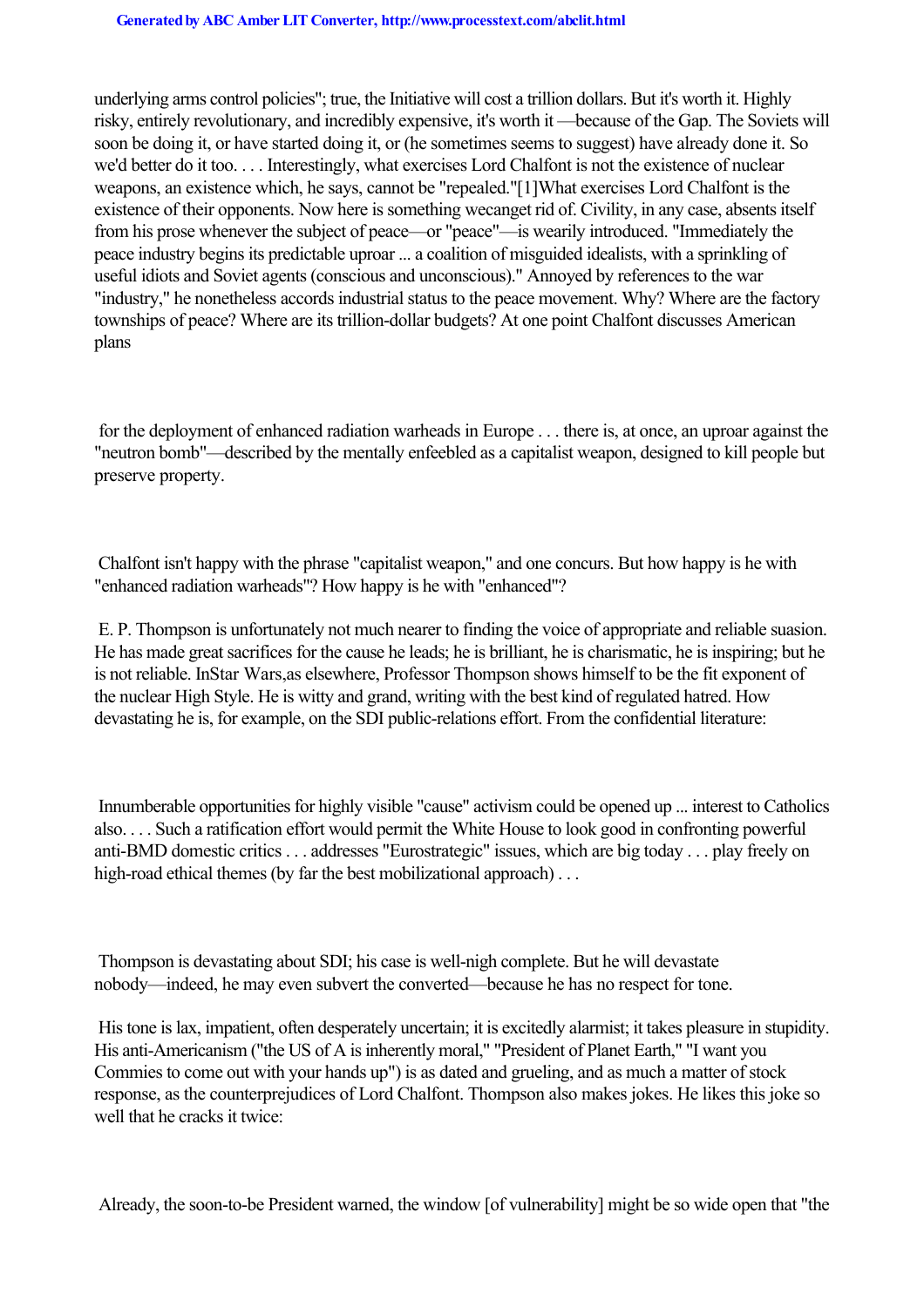underlying arms control policies"; true, the Initiative will cost a trillion dollars. But it's worth it. Highly risky, entirely revolutionary, and incredibly expensive, it's worth it —because of the Gap. The Soviets will soon be doing it, or have started doing it, or (he sometimes seems to suggest) have already done it. So we'd better do it too. . . . Interestingly, what exercises Lord Chalfont is not the existence of nuclear weapons, an existence which, he says, cannot be "repealed."[1] What exercises Lord Chalfont is the existence of their opponents. Now here is something we *can* get rid of. Civility, in any case, absents itself from his prose whenever the subject of peace—or "peace"—is wearily introduced. "Immediately the peace industry begins its predictable uproar ... a coalition of misguided idealists, with a sprinkling of useful idiots and Soviet agents (conscious and unconscious)." Annoyed by references to the war "industry," he nonetheless accords industrial status to the peace movement. Why? Where are the factory townships of peace? Where are its trillion-dollar budgets? At one point Chalfont discusses American plans

> for the deployment of enhanced radiation warheads in Europe . . . there is, at once, an uproar against the "neutron bomb"—described by the mentally enfeebled as a capitalist weapon, designed to kill people but preserve property.

Chalfont isn't happy with the phrase "capitalist weapon," and one concurs. But how happy is he with "enhanced radiation warheads"? How happy is he with "enhanced"?

E. P. Thompson is unfortunately not much nearer to finding the voice of appropriate and reliable suasion. He has made great sacrifices for the cause he leads; he is brilliant, he is charismatic, he is inspiring; but he is not reliable. In *Star Wars*, as elsewhere, Professor Thompson shows himself to be the fit exponent of the nuclear High Style. He is witty and grand, writing with the best kind of regulated hatred. How devastating he is, for example, on the SDI public-relations effort. From the confidential literature:

> Innumberable opportunities for highly visible "cause" activism could be opened up ... interest to Catholics also. . . . Such a ratification effort would permit the White House to look good in confronting powerful anti-BMD domestic critics . . . addresses "Eurostrategic" issues, which are big today . . . play freely on high-road ethical themes (by far the best mobilizational approach) . . .

Thompson is devastating about SDI; his case is well-nigh complete. But he will devastate nobody—indeed, he may even subvert the converted—because he has no respect for tone.

His tone is lax, impatient, often desperately uncertain; it is excitedly alarmist; it takes pleasure in stupidity. His anti-Americanism ("the US of A is inherently moral," "President of Planet Earth," "I want you Commies to come out with your hands up") is as dated and grueling, and as much a matter of stock response, as the counterprejudices of Lord Chalfont. Thompson also makes jokes. He likes this joke so well that he cracks it twice:

> Already, the soon-to-be President warned, the window [of vulnerability] might be so wide open that "the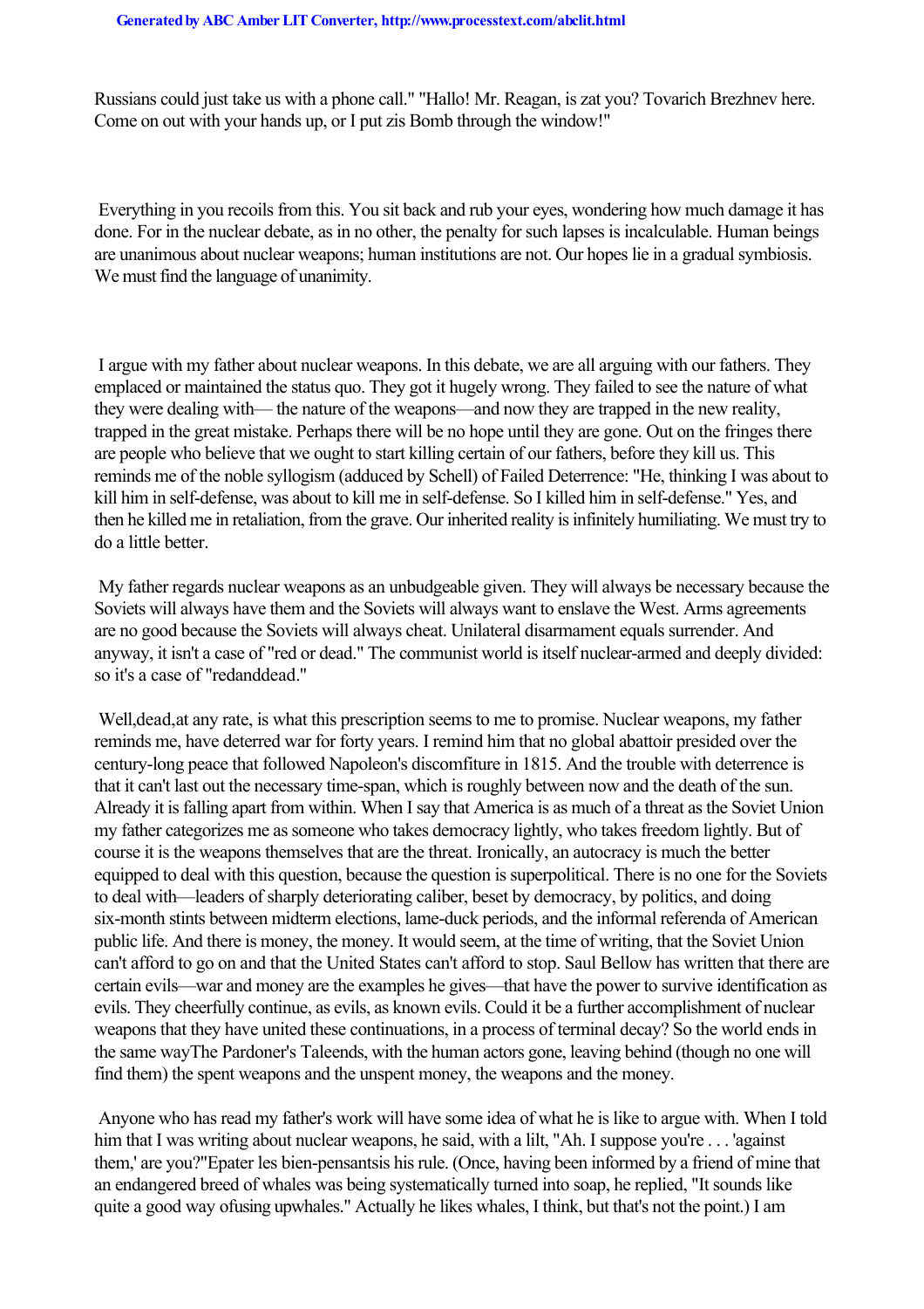Russians could just take us with a phone call." "Hallo! Mr. Reagan, is zat you? Tovarich Brezhnev here. Come on out with your hands up, or I put zis Bomb through the window!"

Everything in you recoils from this. You sit back and rub your eyes, wondering how much damage it has done. For in the nuclear debate, as in no other, the penalty for such lapses is incalculable. Human beings are unanimous about nuclear weapons; human institutions are not. Our hopes lie in a gradual symbiosis. We must find the language of unanimity.

I argue with my father about nuclear weapons. In this debate, we are all arguing with our fathers. They emplaced or maintained the status quo. They got it hugely wrong. They failed to see the nature of what they were dealing with— the nature of the weapons—and now they are trapped in the new reality, trapped in the great mistake. Perhaps there will be no hope until they are gone. Out on the fringes there are people who believe that we ought to start killing certain of our fathers, before they kill us. This reminds me of the noble syllogism (adduced by Schell) of Failed Deterrence: "He, thinking I was about to kill him in self-defense, was about to kill me in self-defense. So I killed him in self-defense." Yes, and then he killed me in retaliation, from the grave. Our inherited reality is infinitely humiliating. We must try to do a little better.

My father regards nuclear weapons as an unbudgeable given. They will always be necessary because the Soviets will always have them and the Soviets will always want to enslave the West. Arms agreements are no good because the Soviets will always cheat. Unilateral disarmament equals surrender. And anyway, it isn't a case of "red or dead." The communist world is itself nuclear-armed and deeply divided: so it's a case of "redanddead."

Well,*dead*,at any rate, is what this prescription seems to me to promise. Nuclear weapons, my father reminds me, have deterred war for forty years. I remind him that no global abattoir presided over the century-long peace that followed Napoleon's discomfiture in 1815. And the trouble with deterrence is that it can't last out the necessary time-span, which is roughly between now and the death of the sun. Already it is falling apart from within. When I say that America is as much of a threat as the Soviet Union my father categorizes me as someone who takes democracy lightly, who takes freedom lightly. But of course it is the weapons themselves that are the threat. Ironically, an autocracy is much the better equipped to deal with this question, because the question is superpolitical. There is no one for the Soviets to deal with—leaders of sharply deteriorating caliber, beset by democracy, by politics, and doing six-month stints between midterm elections, lame-duck periods, and the informal referenda of American public life. And there is money, the money. It would seem, at the time of writing, that the Soviet Union can't afford to go on and that the United States can't afford to stop. Saul Bellow has written that there are certain evils—war and money are the examples he gives—that have the power to survive identification as evils. They cheerfully continue, as evils, as known evils. Could it be a further accomplishment of nuclear weapons that they have united these continuations, in a process of terminal decay? So the world ends in the same way*The Pardoner's Tale*ends, with the human actors gone, leaving behind (though no one will find them) the spent weapons and the unspent money, the weapons and the money.

Anyone who has read my father's work will have some idea of what he is like to argue with. When I told him that I was writing about nuclear weapons, he said, with a lilt, "Ah. I suppose you're . . . 'against them,' are you?"*Epater les bien-pensants*is his rule. (Once, having been informed by a friend of mine that an endangered breed of whales was being systematically turned into soap, he replied, "It sounds like quite a good way of*using*upwhales." Actually he likes whales, I think, but that's not the point.) I am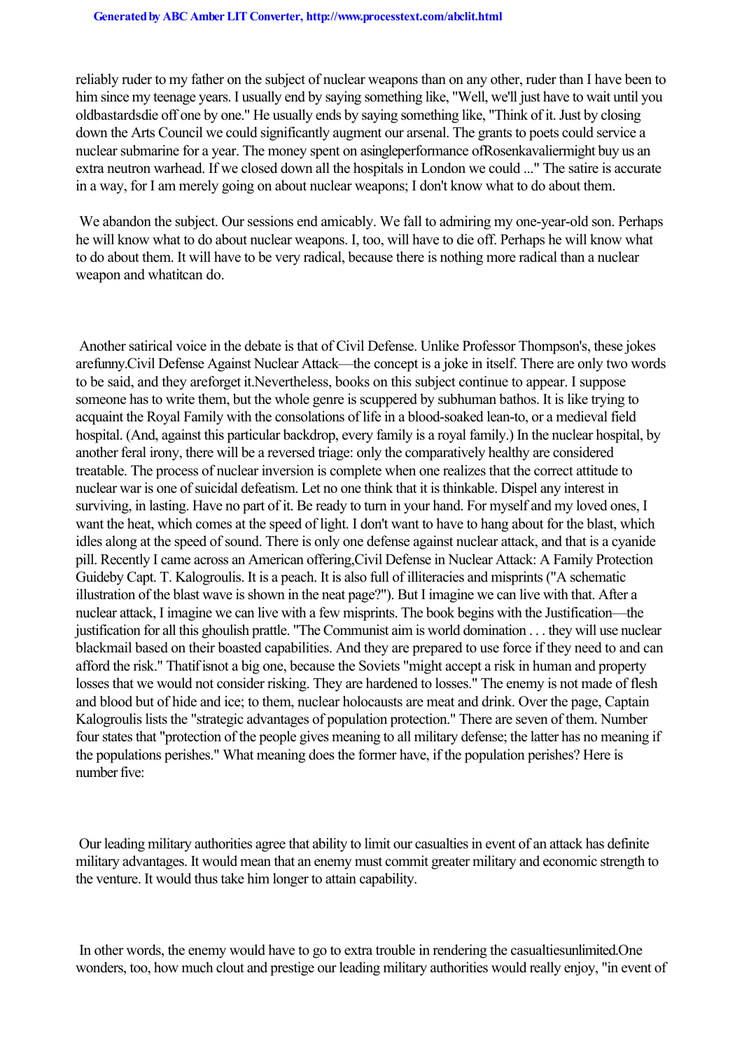reliably ruder to my father on the subject of nuclear weapons than on any other, ruder than I have been to him since my teenage years. I usually end by saying something like, "Well, we'll just have to wait until you oldbastardsdie off one by one." He usually ends by saying something like, "Think of it. Just by closing down the Arts Council we could significantly augment our arsenal. The grants to poets could service a nuclear submarine for a year. The money spent on asingleperformance ofRosenkavaliermight buy us an extra neutron warhead. If we closed down all the hospitals in London we could ..." The satire is accurate in a way, for I am merely going on about nuclear weapons; I don't know what to do about them.

We abandon the subject. Our sessions end amicably. We fall to admiring my one-year-old son. Perhaps he will know what to do about nuclear weapons. I, too, will have to die off. Perhaps he will know what to do about them. It will have to be very radical, because there is nothing more radical than a nuclear weapon and whatitcan do.

Another satirical voice in the debate is that of Civil Defense. Unlike Professor Thompson's, these jokes arefunny.Civil Defense Against Nuclear Attack—the concept is a joke in itself. There are only two words to be said, and they areforget it.Nevertheless, books on this subject continue to appear. I suppose someone has to write them, but the whole genre is scuppered by subhuman bathos. It is like trying to acquaint the Royal Family with the consolations of life in a blood-soaked lean-to, or a medieval field hospital. (And, against this particular backdrop, every family is a royal family.) In the nuclear hospital, by another feral irony, there will be a reversed triage: only the comparatively healthy are considered treatable. The process of nuclear inversion is complete when one realizes that the correct attitude to nuclear war is one of suicidal defeatism. Let no one think that it is thinkable. Dispel any interest in surviving, in lasting. Have no part of it. Be ready to turn in your hand. For myself and my loved ones, I want the heat, which comes at the speed of light. I don't want to have to hang about for the blast, which idles along at the speed of sound. There is only one defense against nuclear attack, and that is a cyanide pill. Recently I came across an American offering,Civil Defense in Nuclear Attack: A Family Protection Guideby Capt. T. Kalogroulis. It is a peach. It is also full of illiteracies and misprints ("A schematic illustration of the blast wave is shown in the neat page?"). But I imagine we can live with that. After a nuclear attack, I imagine we can live with a few misprints. The book begins with the Justification—the justification for all this ghoulish prattle. "The Communist aim is world domination . . . they will use nuclear blackmail based on their boasted capabilities. And they are prepared to use force if they need to and can afford the risk." Thatifisnot a big one, because the Soviets "might accept a risk in human and property losses that we would not consider risking. They are hardened to losses." The enemy is not made of flesh and blood but of hide and ice; to them, nuclear holocausts are meat and drink. Over the page, Captain Kalogroulis lists the "strategic advantages of population protection." There are seven of them. Number four states that "protection of the people gives meaning to all military defense; the latter has no meaning if the populations perishes." What meaning does the former have, if the population perishes? Here is number five:

Our leading military authorities agree that ability to limit our casualties in event of an attack has definite military advantages. It would mean that an enemy must commit greater military and economic strength to the venture. It would thus take him longer to attain capability.

In other words, the enemy would have to go to extra trouble in rendering the casualtiesunlimited.One wonders, too, how much clout and prestige our leading military authorities would really enjoy, "in event of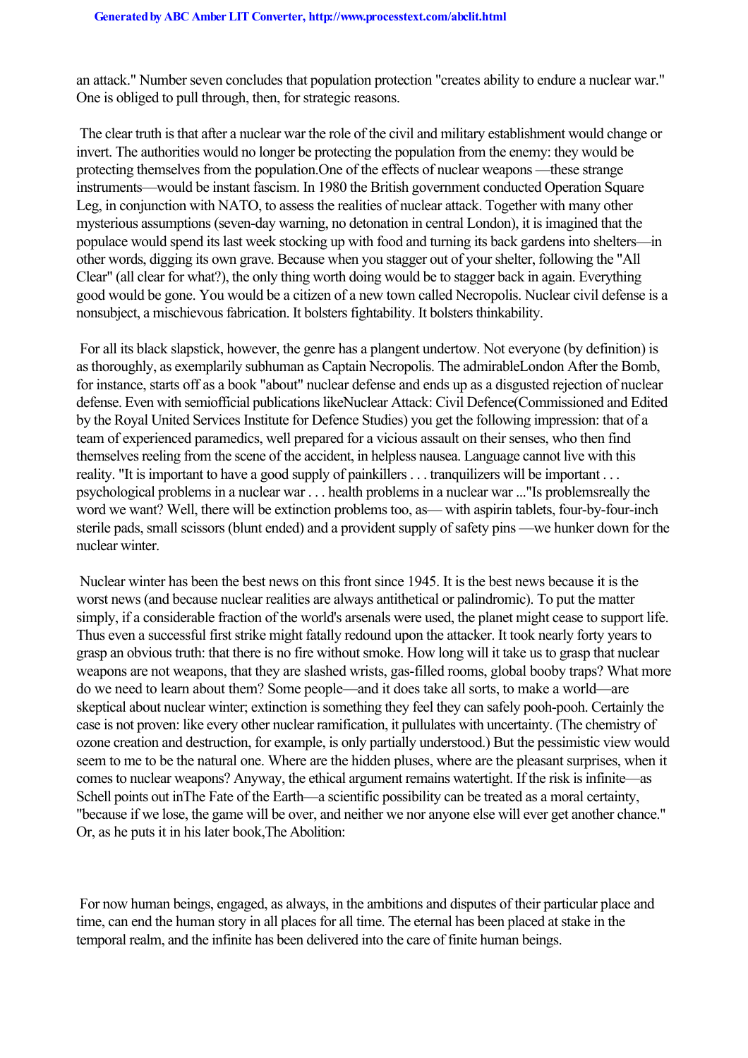an attack." Number seven concludes that population protection "creates ability to endure a nuclear war." One is obliged to pull through, then, for strategic reasons.

The clear truth is that after a nuclear war the role of the civil and military establishment would change or invert. The authorities would no longer be protecting the population from the enemy: they would be protecting themselves from the population.One of the effects of nuclear weapons —these strange instruments—would be instant fascism. In 1980 the British government conducted Operation Square Leg, in conjunction with NATO, to assess the realities of nuclear attack. Together with many other mysterious assumptions (seven-day warning, no detonation in central London), it is imagined that the populace would spend its last week stocking up with food and turning its back gardens into shelters—in other words, digging its own grave. Because when you stagger out of your shelter, following the "All Clear" (all clear for what?), the only thing worth doing would be to stagger back in again. Everything good would be gone. You would be a citizen of a new town called Necropolis. Nuclear civil defense is a nonsubject, a mischievous fabrication. It bolsters fightability. It bolsters thinkability.

For all its black slapstick, however, the genre has a plangent undertow. Not everyone (by definition) is as thoroughly, as exemplarily subhuman as Captain Necropolis. The admirable*London After the Bomb*, for instance, starts off as a book "about" nuclear defense and ends up as a disgusted rejection of nuclear defense. Even with semiofficial publications like*Nuclear Attack: Civil Defence*(Commissioned and Edited by the Royal United Services Institute for Defence Studies) you get the following impression: that of a team of experienced paramedics, well prepared for a vicious assault on their senses, who then find themselves reeling from the scene of the accident, in helpless nausea. Language cannot live with this reality. "It is important to have a good supply of painkillers . . . tranquilizers will be important . . . psychological problems in a nuclear war . . . health problems in a nuclear war ..."Is *problems*really the word we want? Well, there will be extinction problems too, as— with aspirin tablets, four-by-four-inch sterile pads, small scissors (blunt ended) and a provident supply of safety pins —we hunker down for the nuclear winter.

Nuclear winter has been the best news on this front since 1945. It is the best news because it is the worst news (and because nuclear realities are always antithetical or palindromic). To put the matter simply, if a considerable fraction of the world's arsenals were used, the planet might cease to support life. Thus even a successful first strike might fatally redound upon the attacker. It took nearly forty years to grasp an obvious truth: that there is no fire without smoke. How long will it take us to grasp that nuclear weapons are not weapons, that they are slashed wrists, gas-filled rooms, global booby traps? What more do we need to learn about them? Some people—and it does take all sorts, to make a world—are skeptical about nuclear winter; extinction is something they feel they can safely pooh-pooh. Certainly the case is not proven: like every other nuclear ramification, it pullulates with uncertainty. (The chemistry of ozone creation and destruction, for example, is only partially understood.) But the pessimistic view would seem to me to be the natural one. Where are the hidden pluses, where are the pleasant surprises, when it comes to nuclear weapons? Anyway, the ethical argument remains watertight. If the risk is infinite—as Schell points out in*The Fate of the Earth*—a scientific possibility can be treated as a moral certainty, "because if we lose, the game will be over, and neither we nor anyone else will ever get another chance." Or, as he puts it in his later book,*The Abolition*:

For now human beings, engaged, as always, in the ambitions and disputes of their particular place and time, can end the human story in all places for all time. The eternal has been placed at stake in the temporal realm, and the infinite has been delivered into the care of finite human beings.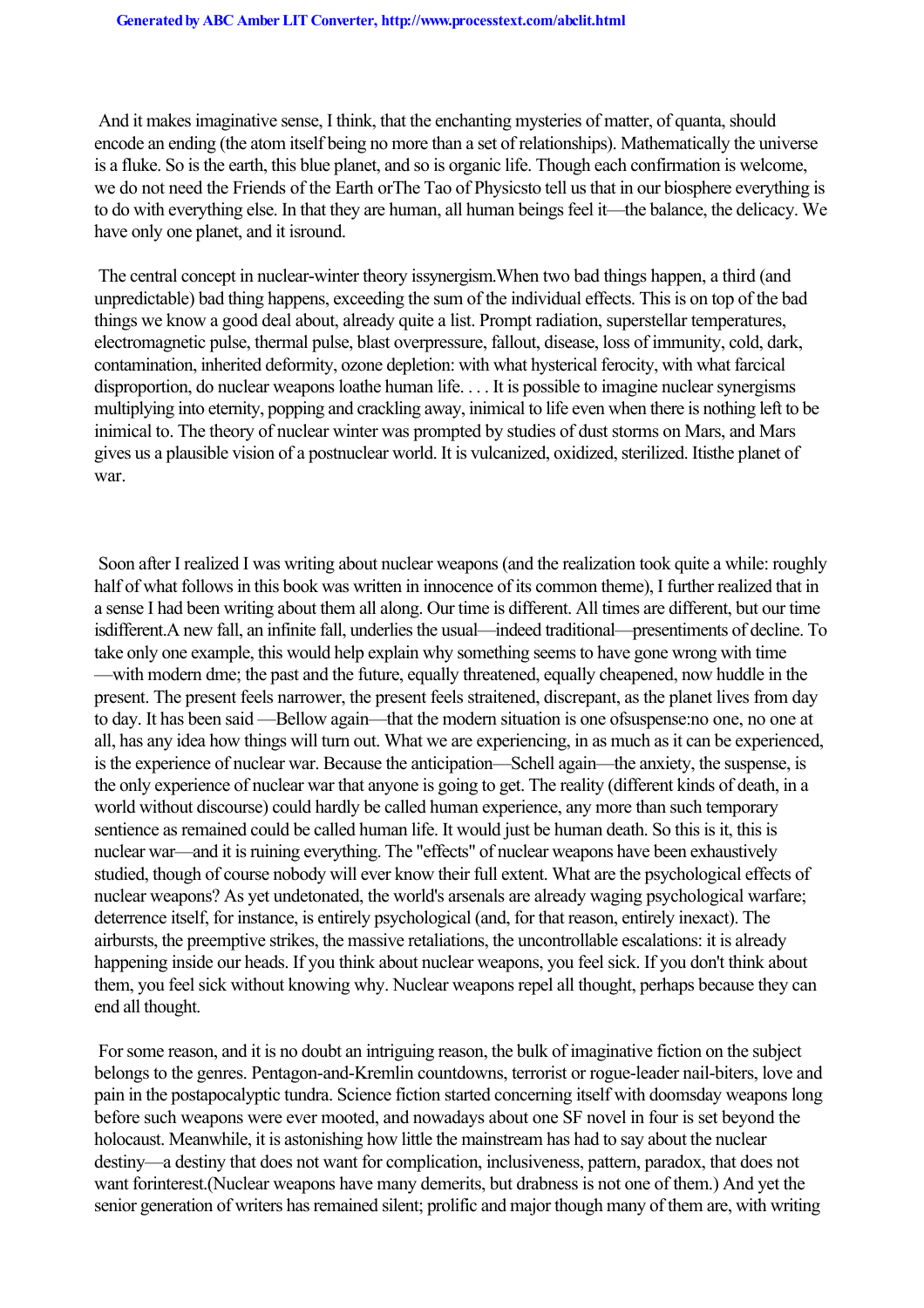And it makes imaginative sense, I think, that the enchanting mysteries of matter, of quanta, should encode an ending (the atom itself being no more than a set of relationships). Mathematically the universe is a fluke. So is the earth, this blue planet, and so is organic life. Though each confirmation is welcome, we do not need the Friends of the Earth or *The Tao of Physics* to tell us that in our biosphere everything is to do with everything else. In that they are human, all human beings feel it—the balance, the delicacy. We have only one planet, and it is *round*.

The central concept in nuclear-winter theory is *synergism.* When two bad things happen, a third (and unpredictable) bad thing happens, exceeding the sum of the individual effects. This is on top of the bad things we know a good deal about, already quite a list. Prompt radiation, superstellar temperatures, electromagnetic pulse, thermal pulse, blast overpressure, fallout, disease, loss of immunity, cold, dark, contamination, inherited deformity, ozone depletion: with what hysterical ferocity, with what farcical disproportion, do nuclear weapons loathe human life. . . . It is possible to imagine nuclear synergisms multiplying into eternity, popping and crackling away, inimical to life even when there is nothing left to be inimical to. The theory of nuclear winter was prompted by studies of dust storms on Mars, and Mars gives us a plausible vision of a postnuclear world. It is vulcanized, oxidized, sterilized. It *is* the planet of war.

Soon after I realized I was writing about nuclear weapons (and the realization took quite a while: roughly half of what follows in this book was written in innocence of its common theme), I further realized that in a sense I had been writing about them all along. Our time is different. All times are different, but our time is *different.* A new fall, an infinite fall, underlies the usual—indeed traditional—presentiments of decline. To take only one example, this would help explain why something seems to have gone wrong with time—with modern dme; the past and the future, equally threatened, equally cheapened, now huddle in the present. The present feels narrower, the present feels straitened, discrepant, as the planet lives from day to day. It has been said —Bellow again—that the modern situation is one of *suspense:* no one, no one at all, has any idea how things will turn out. What we are experiencing, in as much as it can be experienced, is the experience of nuclear war. Because the anticipation—Schell again—the anxiety, the suspense, is the only experience of nuclear war that anyone is going to get. The reality (different kinds of death, in a world without discourse) could hardly be called human experience, any more than such temporary sentience as remained could be called human life. It would just be human death. So this is it, this is nuclear war—and it is ruining everything. The "effects" of nuclear weapons have been exhaustively studied, though of course nobody will ever know their full extent. What are the psychological effects of nuclear weapons? As yet undetonated, the world's arsenals are already waging psychological warfare; deterrence itself, for instance, is entirely psychological (and, for that reason, entirely inexact). The airbursts, the preemptive strikes, the massive retaliations, the uncontrollable escalations: it is already happening inside our heads. If you think about nuclear weapons, you feel sick. If you don't think about them, you feel sick without knowing why. Nuclear weapons repel all thought, perhaps because they can end all thought.

For some reason, and it is no doubt an intriguing reason, the bulk of imaginative fiction on the subject belongs to the genres. Pentagon-and-Kremlin countdowns, terrorist or rogue-leader nail-biters, love and pain in the postapocalyptic tundra. Science fiction started concerning itself with doomsday weapons long before such weapons were ever mooted, and nowadays about one SF novel in four is set beyond the holocaust. Meanwhile, it is astonishing how little the mainstream has had to say about the nuclear destiny—a destiny that does not want for complication, inclusiveness, pattern, paradox, that does not want for *interest.* (Nuclear weapons have many demerits, but drabness is not one of them.) And yet the senior generation of writers has remained silent; prolific and major though many of them are, with writing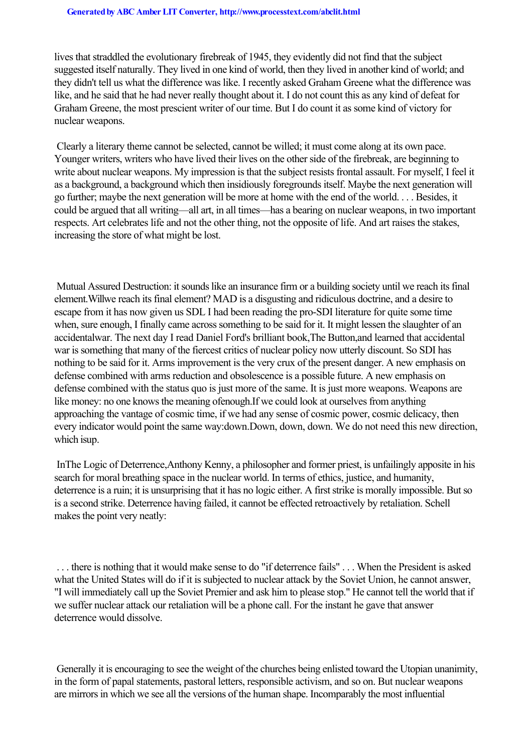lives that straddled the evolutionary firebreak of 1945, they evidently did not find that the subject suggested itself naturally. They lived in one kind of world, then they lived in another kind of world; and they didn't tell us what the difference was like. I recently asked Graham Greene what the difference was like, and he said that he had never really thought about it. I do not count this as any kind of defeat for Graham Greene, the most prescient writer of our time. But I do count it as some kind of victory for nuclear weapons.

Clearly a literary theme cannot be selected, cannot be willed; it must come along at its own pace. Younger writers, writers who have lived their lives on the other side of the firebreak, are beginning to write about nuclear weapons. My impression is that the subject resists frontal assault. For myself, I feel it as a background, a background which then insidiously foregrounds itself. Maybe the next generation will go further; maybe the next generation will be more at home with the end of the world. . . . Besides, it could be argued that all writing—all art, in all times—has a bearing on nuclear weapons, in two important respects. Art celebrates life and not the other thing, not the opposite of life. And art raises the stakes, increasing the store of what might be lost.

Mutual Assured Destruction: it sounds like an insurance firm or a building society until we reach its final element. *Will* we reach its final element? MAD is a disgusting and ridiculous doctrine, and a desire to escape from it has now given us SDI. I had been reading the pro-SDI literature for quite some time when, sure enough, I finally came across something to be said for it. It might lessen the slaughter of an *accidental* war. The next day I read Daniel Ford's brilliant book, *The Button,* and learned that accidental war is something that many of the fiercest critics of nuclear policy now utterly discount. So SDI has nothing to be said for it. Arms improvement is the very crux of the present danger. A new emphasis on defense combined with arms reduction and obsolescence is a possible future. A new emphasis on defense combined with the status quo is just more of the same. It is just more weapons. Weapons are like money: no one knows the meaning of *enough.* If we could look at ourselves from anything approaching the vantage of cosmic time, if we had any sense of cosmic power, cosmic delicacy, then every indicator would point the same way: *down.* Down, down, down. We do not need this new direction, which is *up.*

In *The Logic of Deterrence,* Anthony Kenny, a philosopher and former priest, is unfailingly apposite in his search for moral breathing space in the nuclear world. In terms of ethics, justice, and humanity, deterrence is a ruin; it is unsurprising that it has no logic either. A first strike is morally impossible. But so is a second strike. Deterrence having failed, it cannot be effected retroactively by retaliation. Schell makes the point very neatly:

> . . . there is nothing that it would make sense to do "if deterrence fails" . . . When the President is asked what the United States will do if it is subjected to nuclear attack by the Soviet Union, he cannot answer, "I will immediately call up the Soviet Premier and ask him to please stop." He cannot tell the world that if we suffer nuclear attack our retaliation will be a phone call. For the instant he gave that answer deterrence would dissolve.

Generally it is encouraging to see the weight of the churches being enlisted toward the Utopian unanimity, in the form of papal statements, pastoral letters, responsible activism, and so on. But nuclear weapons are mirrors in which we see all the versions of the human shape. Incomparably the most influential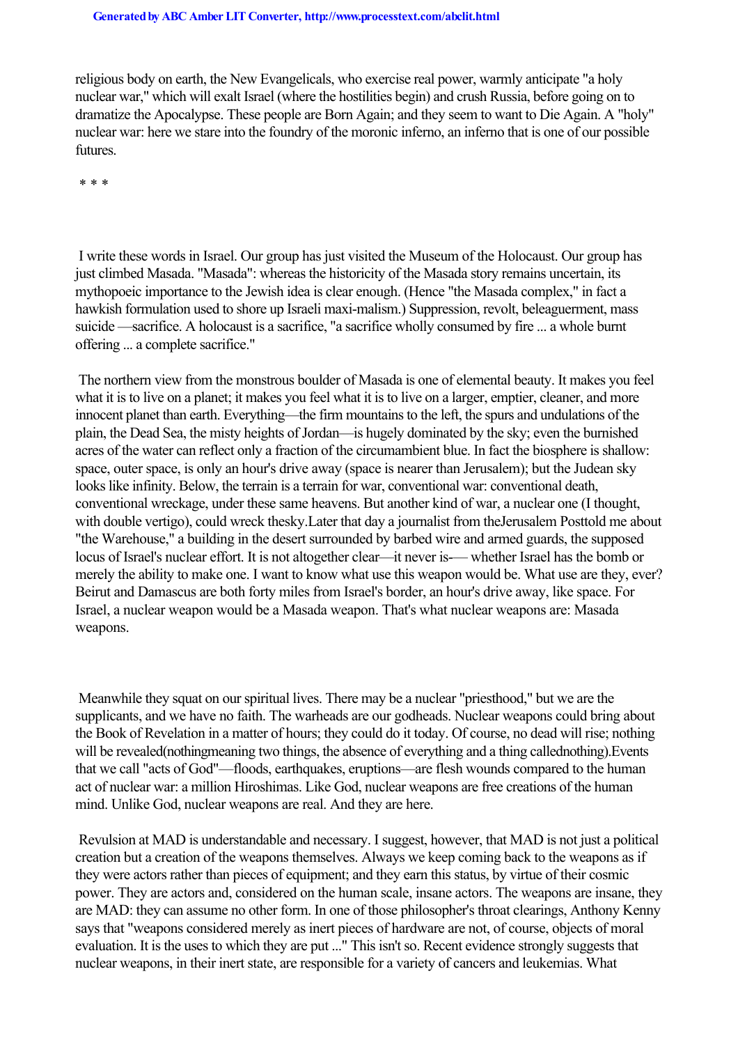religious body on earth, the New Evangelicals, who exercise real power, warmly anticipate "a holy nuclear war," which will exalt Israel (where the hostilities begin) and crush Russia, before going on to dramatize the Apocalypse. These people are Born Again; and they seem to want to Die Again. A "holy" nuclear war: here we stare into the foundry of the moronic inferno, an inferno that is one of our possible futures.

* * *

I write these words in Israel. Our group has just visited the Museum of the Holocaust. Our group has just climbed Masada. "Masada": whereas the historicity of the Masada story remains uncertain, its mythopoeic importance to the Jewish idea is clear enough. (Hence "the Masada complex," in fact a hawkish formulation used to shore up Israeli maxi-malism.) Suppression, revolt, beleaguerment, mass suicide —sacrifice. A holocaust is a sacrifice, "a sacrifice wholly consumed by fire ... a whole burnt offering ... a complete sacrifice."

The northern view from the monstrous boulder of Masada is one of elemental beauty. It makes you feel what it is to live on a planet; it makes you feel what it is to live on a larger, emptier, cleaner, and more innocent planet than earth. Everything—the firm mountains to the left, the spurs and undulations of the plain, the Dead Sea, the misty heights of Jordan—is hugely dominated by the sky; even the burnished acres of the water can reflect only a fraction of the circumambient blue. In fact the biosphere is shallow: space, outer space, is only an hour's drive away (space is nearer than Jerusalem); but the Judean sky looks like infinity. Below, the terrain is a terrain for war, conventional war: conventional death, conventional wreckage, under these same heavens. But another kind of war, a nuclear one (I thought, with double vertigo), could wreck the *sky*. Later that day a journalist from the *Jerusalem Post* told me about "the Warehouse," a building in the desert surrounded by barbed wire and armed guards, the supposed locus of Israel's nuclear effort. It is not altogether clear—it never is— whether Israel has the bomb or merely the ability to make one. I want to know what use this weapon would be. What use are they, ever? Beirut and Damascus are both forty miles from Israel's border, an hour's drive away, like space. For Israel, a nuclear weapon would be a Masada weapon. That's what nuclear weapons are: Masada weapons.

Meanwhile they squat on our spiritual lives. There may be a nuclear "priesthood," but we are the supplicants, and we have no faith. The warheads are our godheads. Nuclear weapons could bring about the Book of Revelation in a matter of hours; they could do it today. Of course, no dead will rise; nothing will be revealed (*nothing* meaning two things, the absence of everything and a thing called *nothing*). Events that we call "acts of God"—floods, earthquakes, eruptions—are flesh wounds compared to the human act of nuclear war: a million Hiroshimas. Like God, nuclear weapons are free creations of the human mind. Unlike God, nuclear weapons are real. And they are here.

Revulsion at MAD is understandable and necessary. I suggest, however, that MAD is not just a political creation but a creation of the weapons themselves. Always we keep coming back to the weapons as if they were actors rather than pieces of equipment; and they earn this status, by virtue of their cosmic power. They are actors and, considered on the human scale, insane actors. The weapons are insane, they are MAD: they can assume no other form. In one of those philosopher's throat clearings, Anthony Kenny says that "weapons considered merely as inert pieces of hardware are not, of course, objects of moral evaluation. It is the uses to which they are put ..." This isn't so. Recent evidence strongly suggests that nuclear weapons, in their inert state, are responsible for a variety of cancers and leukemias. What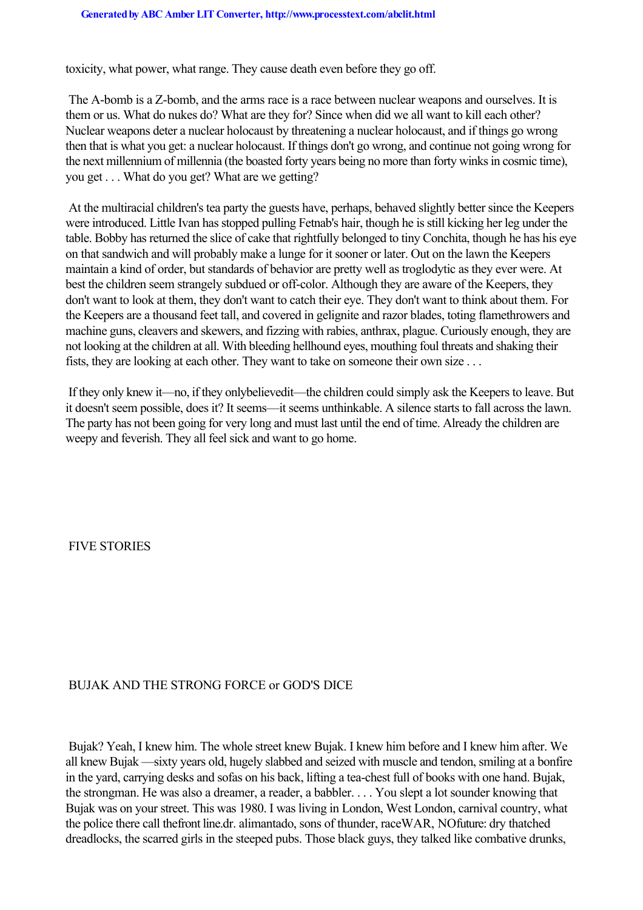toxicity, what power, what range. They cause death even before they go off.

The A-bomb is a Z-bomb, and the arms race is a race between nuclear weapons and ourselves. It is them or us. What do nukes do? What are they for? Since when did we all want to kill each other? Nuclear weapons deter a nuclear holocaust by threatening a nuclear holocaust, and if things go wrong then that is what you get: a nuclear holocaust. If things don't go wrong, and continue not going wrong for the next millennium of millennia (the boasted forty years being no more than forty winks in cosmic time), you get . . . What do you get? What are we getting?

At the multiracial children's tea party the guests have, perhaps, behaved slightly better since the Keepers were introduced. Little Ivan has stopped pulling Fetnab's hair, though he is still kicking her leg under the table. Bobby has returned the slice of cake that rightfully belonged to tiny Conchita, though he has his eye on that sandwich and will probably make a lunge for it sooner or later. Out on the lawn the Keepers maintain a kind of order, but standards of behavior are pretty well as troglodytic as they ever were. At best the children seem strangely subdued or off-color. Although they are aware of the Keepers, they don't want to look at them, they don't want to catch their eye. They don't want to think about them. For the Keepers are a thousand feet tall, and covered in gelignite and razor blades, toting flamethrowers and machine guns, cleavers and skewers, and fizzing with rabies, anthrax, plague. Curiously enough, they are not looking at the children at all. With bleeding hellhound eyes, mouthing foul threats and shaking their fists, they are looking at each other. They want to take on someone their own size . . .

If they only knew it—no, if they only *believed* it—the children could simply ask the Keepers to leave. But it doesn't seem possible, does it? It seems—it seems unthinkable. A silence starts to fall across the lawn. The party has not been going for very long and must last until the end of time. Already the children are weepy and feverish. They all feel sick and want to go home.

# FIVE STORIES

## BUJAK AND THE STRONG FORCE or GOD'S DICE

Bujak? Yeah, I knew him. The whole street knew Bujak. I knew him before and I knew him after. We all knew Bujak —sixty years old, hugely slabbed and seized with muscle and tendon, smiling at a bonfire in the yard, carrying desks and sofas on his back, lifting a tea-chest full of books with one hand. Bujak, the strongman. He was also a dreamer, a reader, a babbler. . . . You slept a lot sounder knowing that Bujak was on your street. This was 1980. I was living in London, West London, carnival country, what the police there call the *front line*. dr. alimantado, sons of thunder, raceWAR, NOfuture: dry thatched dreadlocks, the scarred girls in the steeped pubs. Those black guys, they talked like combative drunks,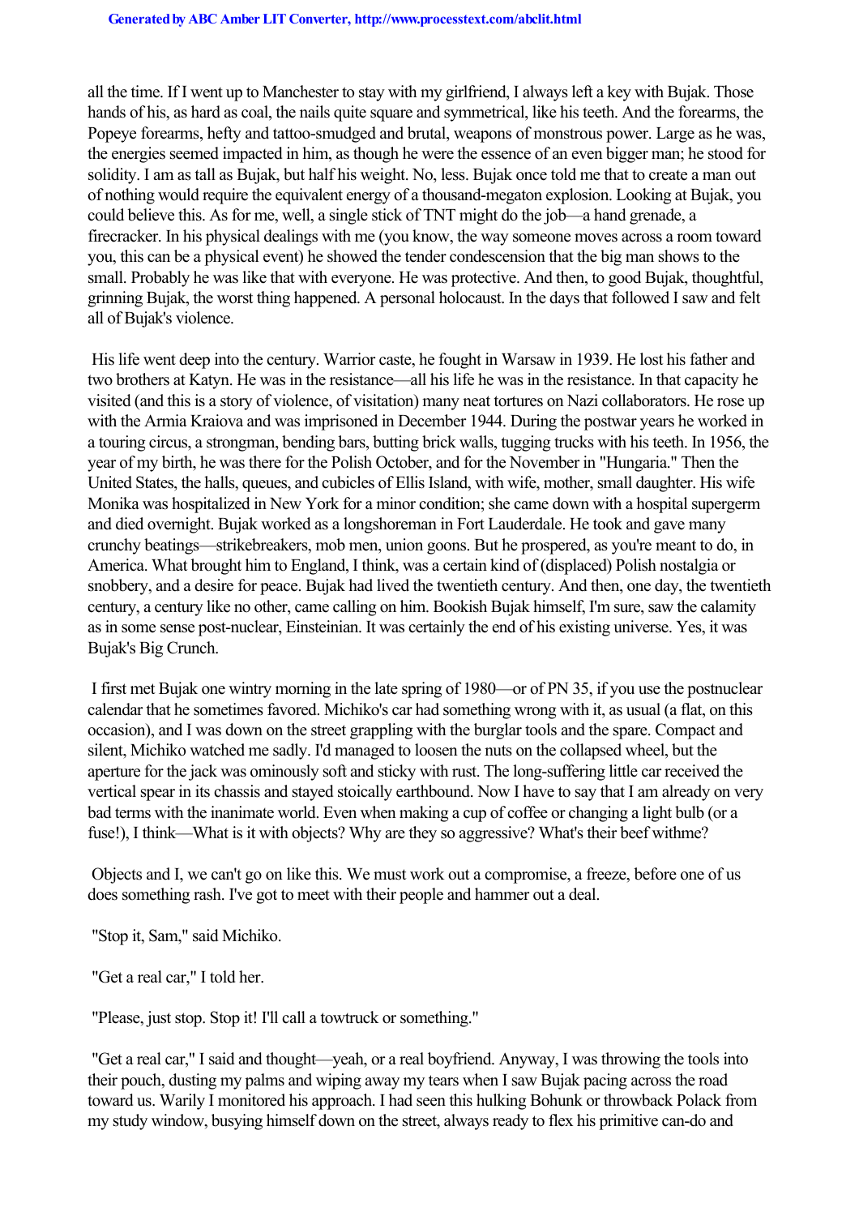all the time. If I went up to Manchester to stay with my girlfriend, I always left a key with Bujak. Those hands of his, as hard as coal, the nails quite square and symmetrical, like his teeth. And the forearms, the Popeye forearms, hefty and tattoo-smudged and brutal, weapons of monstrous power. Large as he was, the energies seemed impacted in him, as though he were the essence of an even bigger man; he stood for solidity. I am as tall as Bujak, but half his weight. No, less. Bujak once told me that to create a man out of nothing would require the equivalent energy of a thousand-megaton explosion. Looking at Bujak, you could believe this. As for me, well, a single stick of TNT might do the job—a hand grenade, a firecracker. In his physical dealings with me (you know, the way someone moves across a room toward you, this can be a physical event) he showed the tender condescension that the big man shows to the small. Probably he was like that with everyone. He was protective. And then, to good Bujak, thoughtful, grinning Bujak, the worst thing happened. A personal holocaust. In the days that followed I saw and felt all of Bujak's violence.

His life went deep into the century. Warrior caste, he fought in Warsaw in 1939. He lost his father and two brothers at Katyn. He was in the resistance—all his life he was in the resistance. In that capacity he visited (and this is a story of violence, of visitation) many neat tortures on Nazi collaborators. He rose up with the Armia Kraiova and was imprisoned in December 1944. During the postwar years he worked in a touring circus, a strongman, bending bars, butting brick walls, tugging trucks with his teeth. In 1956, the year of my birth, he was there for the Polish October, and for the November in "Hungaria." Then the United States, the halls, queues, and cubicles of Ellis Island, with wife, mother, small daughter. His wife Monika was hospitalized in New York for a minor condition; she came down with a hospital supergerm and died overnight. Bujak worked as a longshoreman in Fort Lauderdale. He took and gave many crunchy beatings—strikebreakers, mob men, union goons. But he prospered, as you're meant to do, in America. What brought him to England, I think, was a certain kind of (displaced) Polish nostalgia or snobbery, and a desire for peace. Bujak had lived the twentieth century. And then, one day, the twentieth century, a century like no other, came calling on him. Bookish Bujak himself, I'm sure, saw the calamity as in some sense post-nuclear, Einsteinian. It was certainly the end of his existing universe. Yes, it was Bujak's Big Crunch.

I first met Bujak one wintry morning in the late spring of 1980—or of PN 35, if you use the postnuclear calendar that he sometimes favored. Michiko's car had something wrong with it, as usual (a flat, on this occasion), and I was down on the street grappling with the burglar tools and the spare. Compact and silent, Michiko watched me sadly. I'd managed to loosen the nuts on the collapsed wheel, but the aperture for the jack was ominously soft and sticky with rust. The long-suffering little car received the vertical spear in its chassis and stayed stoically earthbound. Now I have to say that I am already on very bad terms with the inanimate world. Even when making a cup of coffee or changing a light bulb (or a fuse!), I think—What is it with objects? Why are they so aggressive? What's their beef withme?

Objects and I, we can't go on like this. We must work out a compromise, a freeze, before one of us does something rash. I've got to meet with their people and hammer out a deal.

"Stop it, Sam," said Michiko.

"Get a real car," I told her.

"Please, just stop. Stop it! I'll call a towtruck or something."

"Get a real car," I said and thought—yeah, or a real boyfriend. Anyway, I was throwing the tools into their pouch, dusting my palms and wiping away my tears when I saw Bujak pacing across the road toward us. Warily I monitored his approach. I had seen this hulking Bohunk or throwback Polack from my study window, busying himself down on the street, always ready to flex his primitive can-do and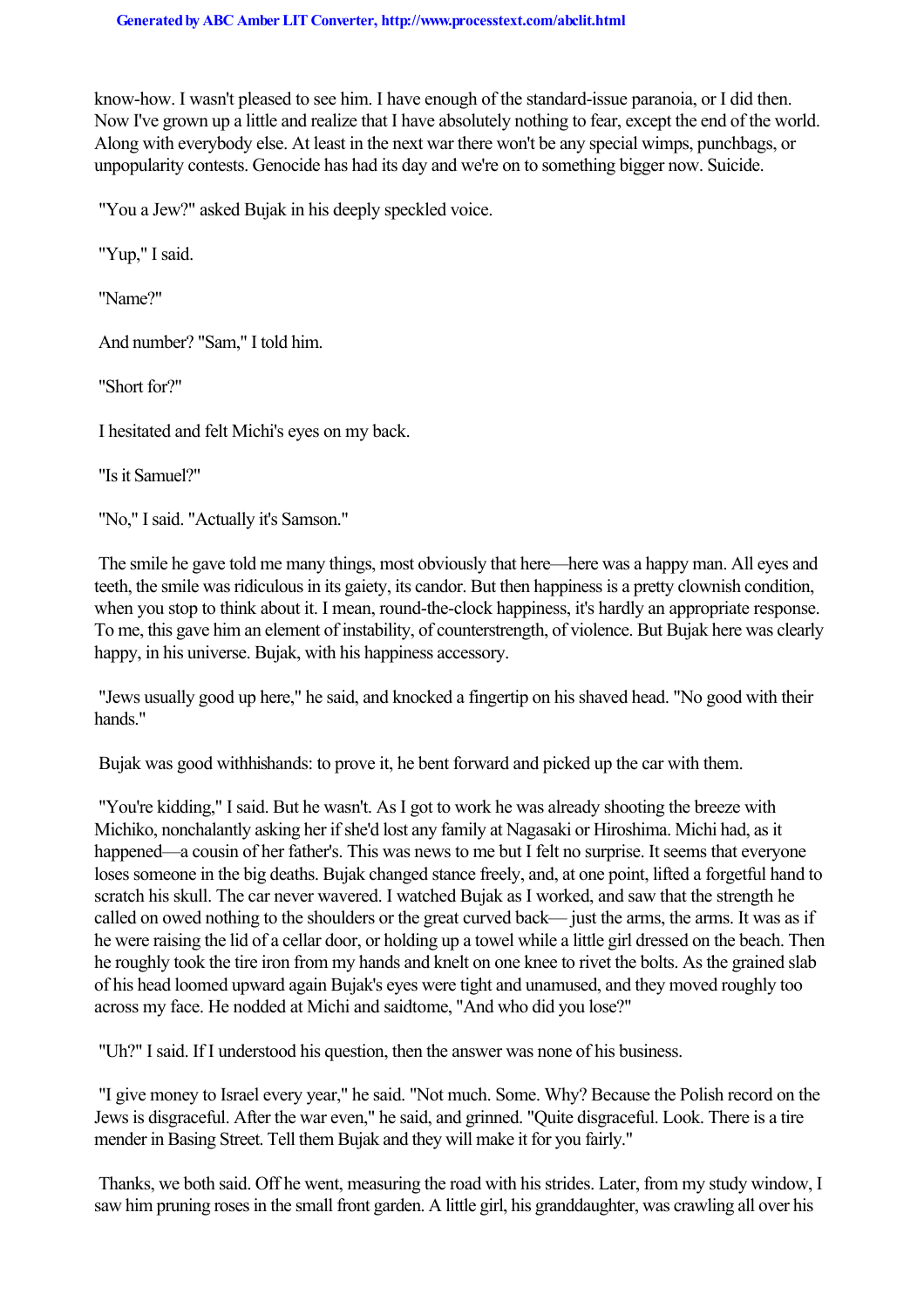know-how. I wasn't pleased to see him. I have enough of the standard-issue paranoia, or I did then. Now I've grown up a little and realize that I have absolutely nothing to fear, except the end of the world. Along with everybody else. At least in the next war there won't be any special wimps, punchbags, or unpopularity contests. Genocide has had its day and we're on to something bigger now. Suicide.

"You a Jew?" asked Bujak in his deeply speckled voice.

"Yup," I said.

"Name?"

And number? "Sam," I told him.

"Short for?"

I hesitated and felt Michi's eyes on my back.

"Is it Samuel?"

"No," I said. "Actually it's Samson."

The smile he gave told me many things, most obviously that here—here was a happy man. All eyes and teeth, the smile was ridiculous in its gaiety, its candor. But then happiness is a pretty clownish condition, when you stop to think about it. I mean, round-the-clock happiness, it's hardly an appropriate response. To me, this gave him an element of instability, of counterstrength, of violence. But Bujak here was clearly happy, in his universe. Bujak, with his happiness accessory.

"Jews usually good up here," he said, and knocked a fingertip on his shaved head. "No good with their hands."

Bujak was good withhishands: to prove it, he bent forward and picked up the car with them.

"You're kidding," I said. But he wasn't. As I got to work he was already shooting the breeze with Michiko, nonchalantly asking her if she'd lost any family at Nagasaki or Hiroshima. Michi had, as it happened—a cousin of her father's. This was news to me but I felt no surprise. It seems that everyone loses someone in the big deaths. Bujak changed stance freely, and, at one point, lifted a forgetful hand to scratch his skull. The car never wavered. I watched Bujak as I worked, and saw that the strength he called on owed nothing to the shoulders or the great curved back— just the arms, the arms. It was as if he were raising the lid of a cellar door, or holding up a towel while a little girl dressed on the beach. Then he roughly took the tire iron from my hands and knelt on one knee to rivet the bolts. As the grained slab of his head loomed upward again Bujak's eyes were tight and unamused, and they moved roughly too across my face. He nodded at Michi and saidtome, "And who did you lose?"

"Uh?" I said. If I understood his question, then the answer was none of his business.

"I give money to Israel every year," he said. "Not much. Some. Why? Because the Polish record on the Jews is disgraceful. After the war even," he said, and grinned. "Quite disgraceful. Look. There is a tire mender in Basing Street. Tell them Bujak and they will make it for you fairly."

Thanks, we both said. Off he went, measuring the road with his strides. Later, from my study window, I saw him pruning roses in the small front garden. A little girl, his granddaughter, was crawling all over his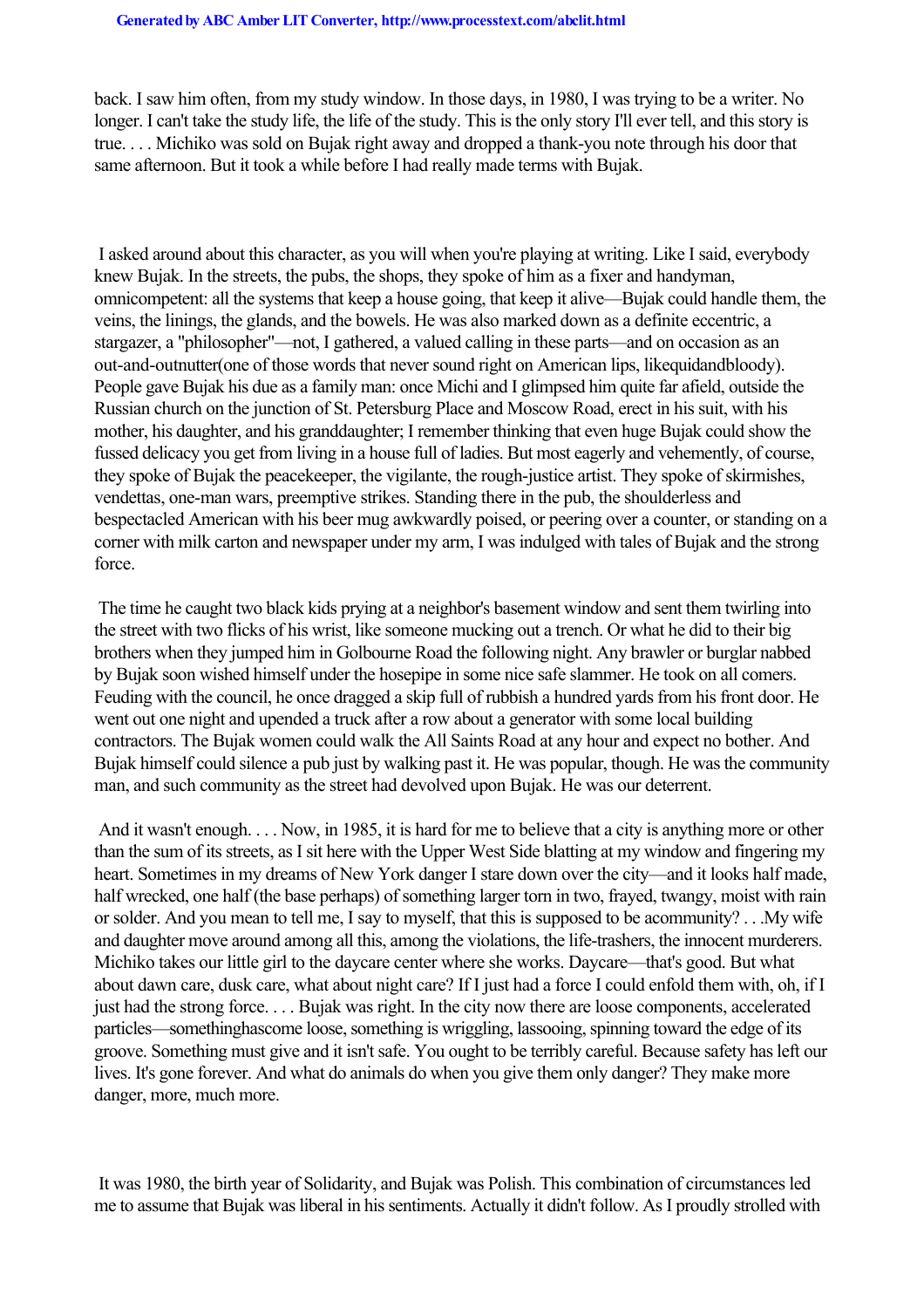back. I saw him often, from my study window. In those days, in 1980, I was trying to be a writer. No longer. I can't take the study life, the life of the study. This is the only story I'll ever tell, and this story is true. . . . Michiko was sold on Bujak right away and dropped a thank-you note through his door that same afternoon. But it took a while before I had really made terms with Bujak.

I asked around about this character, as you will when you're playing at writing. Like I said, everybody knew Bujak. In the streets, the pubs, the shops, they spoke of him as a fixer and handyman, omnicompetent: all the systems that keep a house going, that keep it alive—Bujak could handle them, the veins, the linings, the glands, and the bowels. He was also marked down as a definite eccentric, a stargazer, a "philosopher"—not, I gathered, a valued calling in these parts—and on occasion as an out-and-outnutter(one of those words that never sound right on American lips, likequidandbloody). People gave Bujak his due as a family man: once Michi and I glimpsed him quite far afield, outside the Russian church on the junction of St. Petersburg Place and Moscow Road, erect in his suit, with his mother, his daughter, and his granddaughter; I remember thinking that even huge Bujak could show the fussed delicacy you get from living in a house full of ladies. But most eagerly and vehemently, of course, they spoke of Bujak the peacekeeper, the vigilante, the rough-justice artist. They spoke of skirmishes, vendettas, one-man wars, preemptive strikes. Standing there in the pub, the shoulderless and bespectacled American with his beer mug awkwardly poised, or peering over a counter, or standing on a corner with milk carton and newspaper under my arm, I was indulged with tales of Bujak and the strong force.

The time he caught two black kids prying at a neighbor's basement window and sent them twirling into the street with two flicks of his wrist, like someone mucking out a trench. Or what he did to their big brothers when they jumped him in Golbourne Road the following night. Any brawler or burglar nabbed by Bujak soon wished himself under the hosepipe in some nice safe slammer. He took on all comers. Feuding with the council, he once dragged a skip full of rubbish a hundred yards from his front door. He went out one night and upended a truck after a row about a generator with some local building contractors. The Bujak women could walk the All Saints Road at any hour and expect no bother. And Bujak himself could silence a pub just by walking past it. He was popular, though. He was the community man, and such community as the street had devolved upon Bujak. He was our deterrent.

And it wasn't enough. . . . Now, in 1985, it is hard for me to believe that a city is anything more or other than the sum of its streets, as I sit here with the Upper West Side blatting at my window and fingering my heart. Sometimes in my dreams of New York danger I stare down over the city—and it looks half made, half wrecked, one half (the base perhaps) of something larger torn in two, frayed, twangy, moist with rain or solder. And you mean to tell me, I say to myself, that this is supposed to be acommunity? . . .My wife and daughter move around among all this, among the violations, the life-trashers, the innocent murderers. Michiko takes our little girl to the daycare center where she works. Daycare—that's good. But what about dawn care, dusk care, what about night care? If I just had a force I could enfold them with, oh, if I just had the strong force. . . . Bujak was right. In the city now there are loose components, accelerated particles—somethinghascome loose, something is wriggling, lassooing, spinning toward the edge of its groove. Something must give and it isn't safe. You ought to be terribly careful. Because safety has left our lives. It's gone forever. And what do animals do when you give them only danger? They make more danger, more, much more.

It was 1980, the birth year of Solidarity, and Bujak was Polish. This combination of circumstances led me to assume that Bujak was liberal in his sentiments. Actually it didn't follow. As I proudly strolled with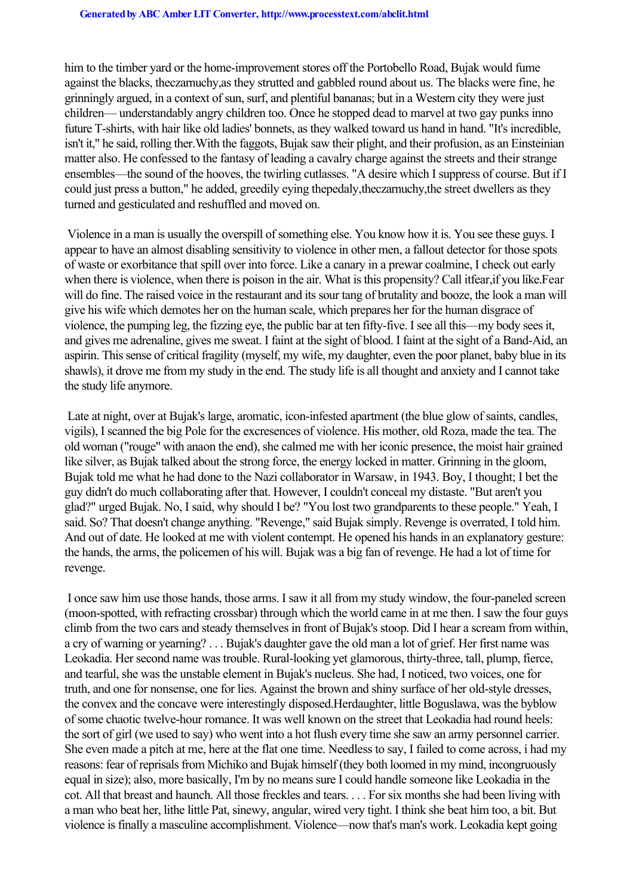him to the timber yard or the home-improvement stores off the Portobello Road, Bujak would fume against the blacks, theczarnuchy,as they strutted and gabbled round about us. The blacks were fine, he grinningly argued, in a context of sun, surf, and plentiful bananas; but in a Western city they were just children— understandably angry children too. Once he stopped dead to marvel at two gay punks inno future T-shirts, with hair like old ladies' bonnets, as they walked toward us hand in hand. "It's incredible, isn't it," he said, rolling ther.With the faggots, Bujak saw their plight, and their profusion, as an Einsteinian matter also. He confessed to the fantasy of leading a cavalry charge against the streets and their strange ensembles—the sound of the hooves, the twirling cutlasses. "A desire which I suppress of course. But if I could just press a button," he added, greedily eying thepedaly,theczarnuchy,the street dwellers as they turned and gesticulated and reshuffled and moved on.

Violence in a man is usually the overspill of something else. You know how it is. You see these guys. I appear to have an almost disabling sensitivity to violence in other men, a fallout detector for those spots of waste or exorbitance that spill over into force. Like a canary in a prewar coalmine, I check out early when there is violence, when there is poison in the air. What is this propensity? Call itfear,if you like.Fear will do fine. The raised voice in the restaurant and its sour tang of brutality and booze, the look a man will give his wife which demotes her on the human scale, which prepares her for the human disgrace of violence, the pumping leg, the fizzing eye, the public bar at ten fifty-five. I see all this—my body sees it, and gives me adrenaline, gives me sweat. I faint at the sight of blood. I faint at the sight of a Band-Aid, an aspirin. This sense of critical fragility (myself, my wife, my daughter, even the poor planet, baby blue in its shawls), it drove me from my study in the end. The study life is all thought and anxiety and I cannot take the study life anymore.

Late at night, over at Bujak's large, aromatic, icon-infested apartment (the blue glow of saints, candles, vigils), I scanned the big Pole for the excresences of violence. His mother, old Roza, made the tea. The old woman ("rouge" with anaon the end), she calmed me with her iconic presence, the moist hair grained like silver, as Bujak talked about the strong force, the energy locked in matter. Grinning in the gloom, Bujak told me what he had done to the Nazi collaborator in Warsaw, in 1943. Boy, I thought; I bet the guy didn't do much collaborating after that. However, I couldn't conceal my distaste. "But aren't you glad?" urged Bujak. No, I said, why should I be? "You lost two grandparents to these people." Yeah, I said. So? That doesn't change anything. "Revenge," said Bujak simply. Revenge is overrated, I told him. And out of date. He looked at me with violent contempt. He opened his hands in an explanatory gesture: the hands, the arms, the policemen of his will. Bujak was a big fan of revenge. He had a lot of time for revenge.

I once saw him use those hands, those arms. I saw it all from my study window, the four-paneled screen (moon-spotted, with refracting crossbar) through which the world came in at me then. I saw the four guys climb from the two cars and steady themselves in front of Bujak's stoop. Did I hear a scream from within, a cry of warning or yearning? . . . Bujak's daughter gave the old man a lot of grief. Her first name was Leokadia. Her second name was trouble. Rural-looking yet glamorous, thirty-three, tall, plump, fierce, and tearful, she was the unstable element in Bujak's nucleus. She had, I noticed, two voices, one for truth, and one for nonsense, one for lies. Against the brown and shiny surface of her old-style dresses, the convex and the concave were interestingly disposed.Herdaughter, little Boguslawa, was the byblow of some chaotic twelve-hour romance. It was well known on the street that Leokadia had round heels: the sort of girl (we used to say) who went into a hot flush every time she saw an army personnel carrier. She even made a pitch at me, here at the flat one time. Needless to say, I failed to come across, i had my reasons: fear of reprisals from Michiko and Bujak himself (they both loomed in my mind, incongruously equal in size); also, more basically, I'm by no means sure I could handle someone like Leokadia in the cot. All that breast and haunch. All those freckles and tears. . . . For six months she had been living with a man who beat her, lithe little Pat, sinewy, angular, wired very tight. I think she beat him too, a bit. But violence is finally a masculine accomplishment. Violence—now that's man's work. Leokadia kept going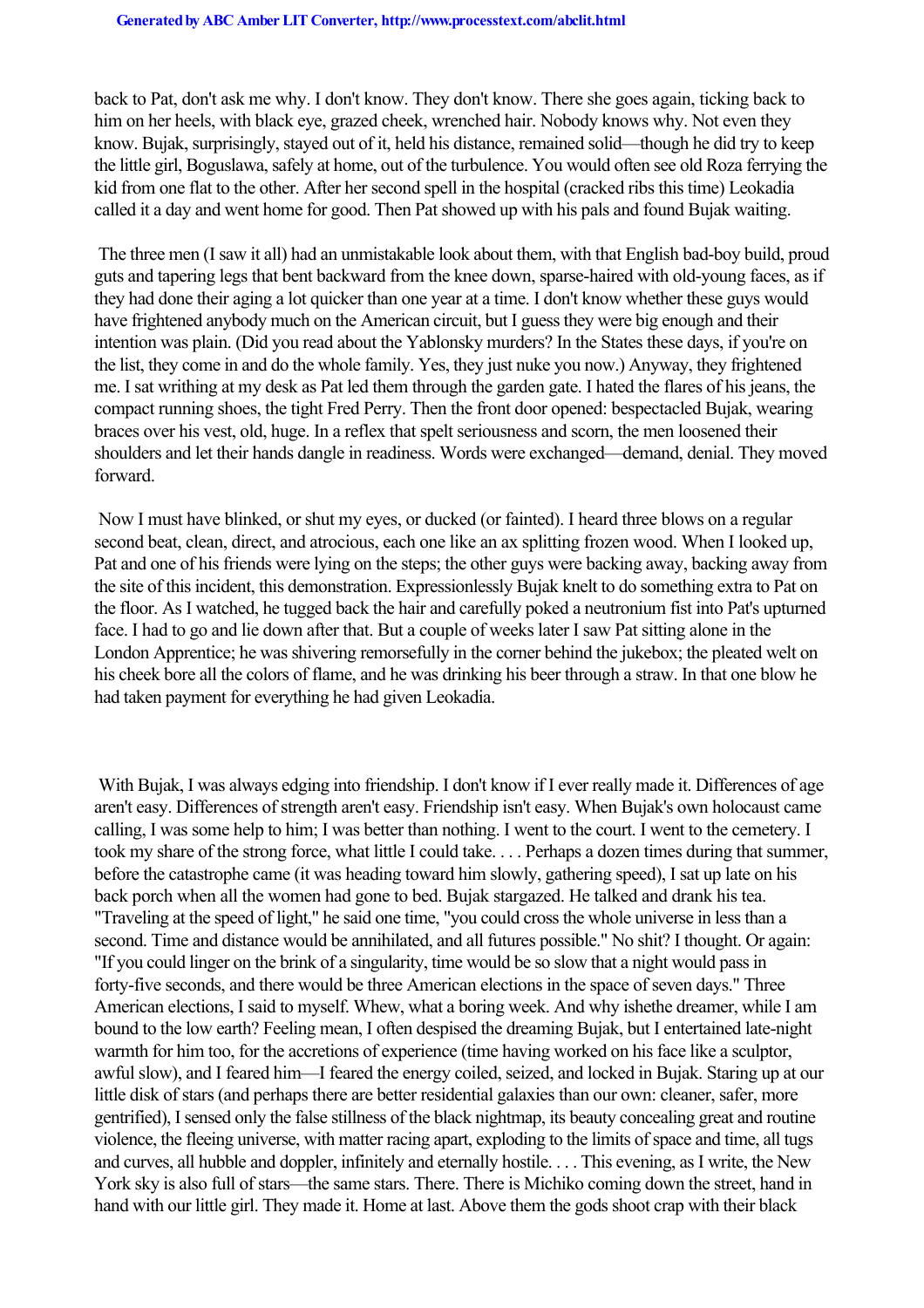back to Pat, don't ask me why. I don't know. They don't know. There she goes again, ticking back to him on her heels, with black eye, grazed cheek, wrenched hair. Nobody knows why. Not even they know. Bujak, surprisingly, stayed out of it, held his distance, remained solid—though he did try to keep the little girl, Boguslawa, safely at home, out of the turbulence. You would often see old Roza ferrying the kid from one flat to the other. After her second spell in the hospital (cracked ribs this time) Leokadia called it a day and went home for good. Then Pat showed up with his pals and found Bujak waiting.

The three men (I saw it all) had an unmistakable look about them, with that English bad-boy build, proud guts and tapering legs that bent backward from the knee down, sparse-haired with old-young faces, as if they had done their aging a lot quicker than one year at a time. I don't know whether these guys would have frightened anybody much on the American circuit, but I guess they were big enough and their intention was plain. (Did you read about the Yablonsky murders? In the States these days, if you're on the list, they come in and do the whole family. Yes, they just nuke you now.) Anyway, they frightened me. I sat writhing at my desk as Pat led them through the garden gate. I hated the flares of his jeans, the compact running shoes, the tight Fred Perry. Then the front door opened: bespectacled Bujak, wearing braces over his vest, old, huge. In a reflex that spelt seriousness and scorn, the men loosened their shoulders and let their hands dangle in readiness. Words were exchanged—demand, denial. They moved forward.

Now I must have blinked, or shut my eyes, or ducked (or fainted). I heard three blows on a regular second beat, clean, direct, and atrocious, each one like an ax splitting frozen wood. When I looked up, Pat and one of his friends were lying on the steps; the other guys were backing away, backing away from the site of this incident, this demonstration. Expressionlessly Bujak knelt to do something extra to Pat on the floor. As I watched, he tugged back the hair and carefully poked a neutronium fist into Pat's upturned face. I had to go and lie down after that. But a couple of weeks later I saw Pat sitting alone in the London Apprentice; he was shivering remorsefully in the corner behind the jukebox; the pleated welt on his cheek bore all the colors of flame, and he was drinking his beer through a straw. In that one blow he had taken payment for everything he had given Leokadia.

With Bujak, I was always edging into friendship. I don't know if I ever really made it. Differences of age aren't easy. Differences of strength aren't easy. Friendship isn't easy. When Bujak's own holocaust came calling, I was some help to him; I was better than nothing. I went to the court. I went to the cemetery. I took my share of the strong force, what little I could take. . . . Perhaps a dozen times during that summer, before the catastrophe came (it was heading toward him slowly, gathering speed), I sat up late on his back porch when all the women had gone to bed. Bujak stargazed. He talked and drank his tea. "Traveling at the speed of light," he said one time, "you could cross the whole universe in less than a second. Time and distance would be annihilated, and all futures possible." No shit? I thought. Or again: "If you could linger on the brink of a singularity, time would be so slow that a night would pass in forty-five seconds, and there would be three American elections in the space of seven days." Three American elections, I said to myself. Whew, what a boring week. And why is *he* the dreamer, while I am bound to the low earth? Feeling mean, I often despised the dreaming Bujak, but I entertained late-night warmth for him too, for the accretions of experience (time having worked on his face like a sculptor, awful slow), and I feared him—I feared the energy coiled, seized, and locked in Bujak. Staring up at our little disk of stars (and perhaps there are better residential galaxies than our own: cleaner, safer, more gentrified), I sensed only the false stillness of the black nightmap, its beauty concealing great and routine violence, the fleeing universe, with matter racing apart, exploding to the limits of space and time, all tugs and curves, all hubble and doppler, infinitely and eternally hostile. . . . This evening, as I write, the New York sky is also full of stars—the same stars. There. There is Michiko coming down the street, hand in hand with our little girl. They made it. Home at last. Above them the gods shoot crap with their black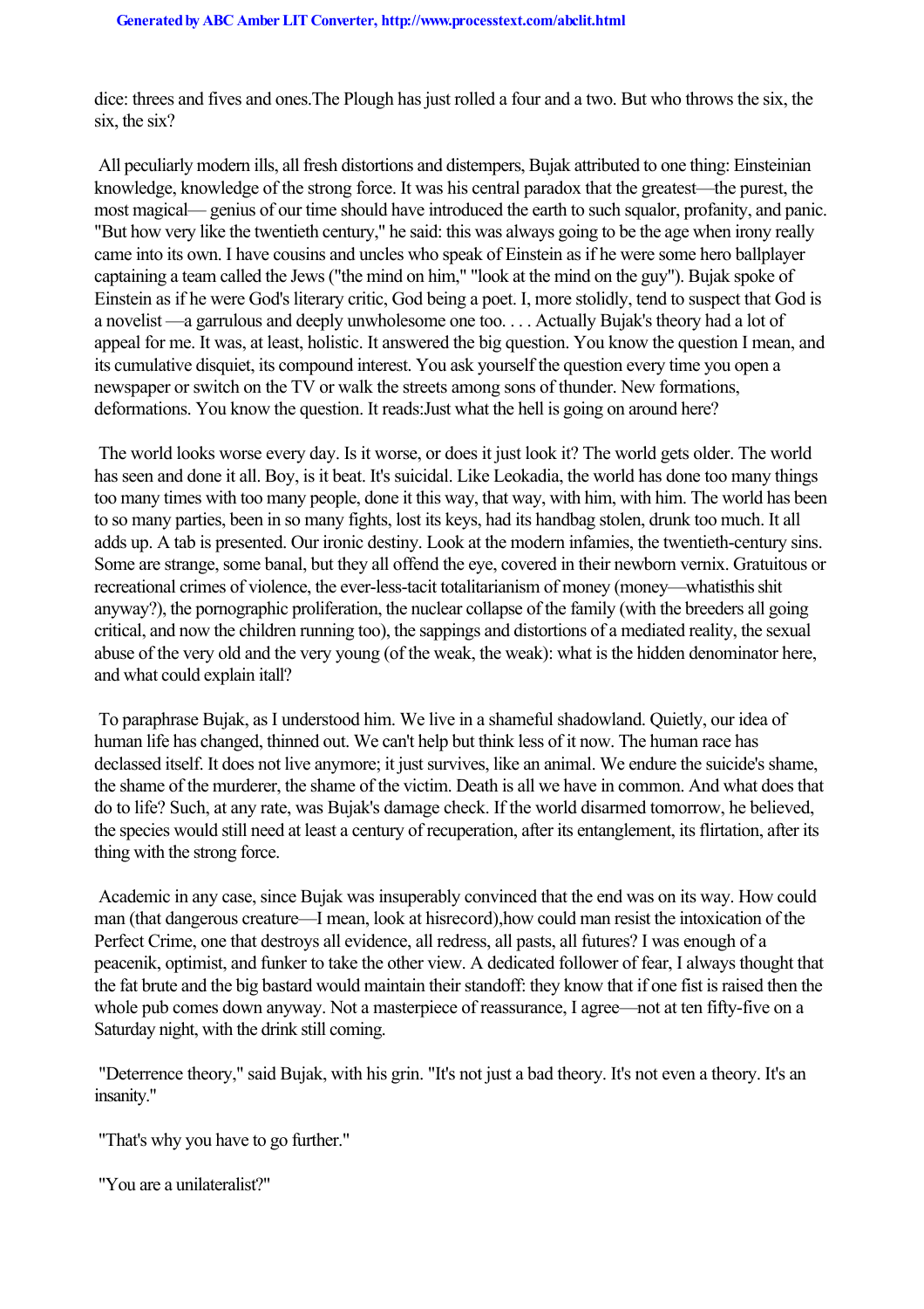dice: threes and fives and ones.The Plough has just rolled a four and a two. But who throws the six, the six, the six?

All peculiarly modern ills, all fresh distortions and distempers, Bujak attributed to one thing: Einsteinian knowledge, knowledge of the strong force. It was his central paradox that the greatest—the purest, the most magical— genius of our time should have introduced the earth to such squalor, profanity, and panic. "But how very like the twentieth century," he said: this was always going to be the age when irony really came into its own. I have cousins and uncles who speak of Einstein as if he were some hero ballplayer captaining a team called the Jews ("the mind on him," "look at the mind on the guy"). Bujak spoke of Einstein as if he were God's literary critic, God being a poet. I, more stolidly, tend to suspect that God is a novelist —a garrulous and deeply unwholesome one too. . . . Actually Bujak's theory had a lot of appeal for me. It was, at least, holistic. It answered the big question. You know the question I mean, and its cumulative disquiet, its compound interest. You ask yourself the question every time you open a newspaper or switch on the TV or walk the streets among sons of thunder. New formations, deformations. You know the question. It reads:*Just what the hell is going on around here?*

The world looks worse every day. Is it worse, or does it just look it? The world gets older. The world has seen and done it all. Boy, is it beat. It's suicidal. Like Leokadia, the world has done too many things too many times with too many people, done it this way, that way, with him, with him. The world has been to so many parties, been in so many fights, lost its keys, had its handbag stolen, drunk too much. It all adds up. A tab is presented. Our ironic destiny. Look at the modern infamies, the twentieth-century sins. Some are strange, some banal, but they all offend the eye, covered in their newborn vernix. Gratuitous or recreational crimes of violence, the ever-less-tacit totalitarianism of money (money—what*is*this shit anyway?), the pornographic proliferation, the nuclear collapse of the family (with the breeders all going critical, and now the children running too), the sappings and distortions of a mediated reality, the sexual abuse of the very old and the very young (of the weak, the weak): what is the hidden denominator here, and what could explain it*all*?

To paraphrase Bujak, as I understood him. We live in a shameful shadowland. Quietly, our idea of human life has changed, thinned out. We can't help but think less of it now. The human race has declassed itself. It does not live anymore; it just survives, like an animal. We endure the suicide's shame, the shame of the murderer, the shame of the victim. Death is all we have in common. And what does that do to life? Such, at any rate, was Bujak's damage check. If the world disarmed tomorrow, he believed, the species would still need at least a century of recuperation, after its entanglement, its flirtation, after its thing with the strong force.

Academic in any case, since Bujak was insuperably convinced that the end was on its way. How could man (that dangerous creature—I mean, look at his*record*),how could man resist the intoxication of the Perfect Crime, one that destroys all evidence, all redress, all pasts, all futures? I was enough of a peacenik, optimist, and funker to take the other view. A dedicated follower of fear, I always thought that the fat brute and the big bastard would maintain their standoff: they know that if one fist is raised then the whole pub comes down anyway. Not a masterpiece of reassurance, I agree—not at ten fifty-five on a Saturday night, with the drink still coming.

"Deterrence theory," said Bujak, with his grin. "It's not just a bad theory. It's not even a theory. It's an insanity."

"That's why you have to go further."

"You are a unilateralist?"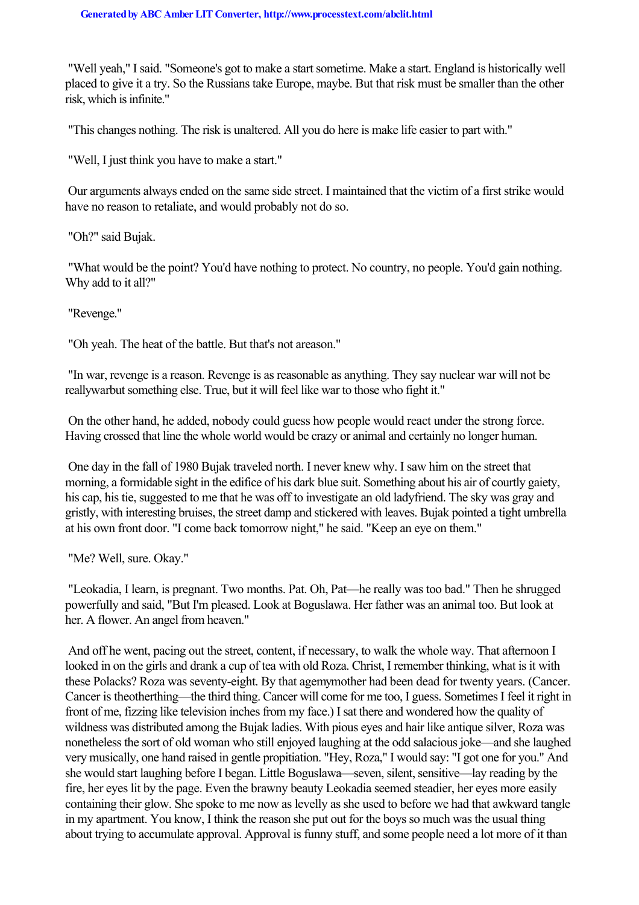"Well yeah," I said. "Someone's got to make a start sometime. Make a start. England is historically well placed to give it a try. So the Russians take Europe, maybe. But that risk must be smaller than the other risk, which is infinite."

"This changes nothing. The risk is unaltered. All you do here is make life easier to part with."

"Well, I just think you have to make a start."

Our arguments always ended on the same side street. I maintained that the victim of a first strike would have no reason to retaliate, and would probably not do so.

"Oh?" said Bujak.

"What would be the point? You'd have nothing to protect. No country, no people. You'd gain nothing. Why add to it all?"

"Revenge."

"Oh yeah. The heat of the battle. But that's not a *reason*."

"In war, revenge is a reason. Revenge is as reasonable as anything. They say nuclear war will not be really *war* but something else. True, but it will feel like war to those who fight it."

On the other hand, he added, nobody could guess how people would react under the strong force. Having crossed that line the whole world would be crazy or animal and certainly no longer human.

One day in the fall of 1980 Bujak traveled north. I never knew why. I saw him on the street that morning, a formidable sight in the edifice of his dark blue suit. Something about his air of courtly gaiety, his cap, his tie, suggested to me that he was off to investigate an old ladyfriend. The sky was gray and gristly, with interesting bruises, the street damp and stickered with leaves. Bujak pointed a tight umbrella at his own front door. "I come back tomorrow night," he said. "Keep an eye on them."

"Me? Well, sure. Okay."

"Leokadia, I learn, is pregnant. Two months. Pat. Oh, Pat—he really was too bad." Then he shrugged powerfully and said, "But I'm pleased. Look at Boguslawa. Her father was an animal too. But look at her. A flower. An angel from heaven."

And off he went, pacing out the street, content, if necessary, to walk the whole way. That afternoon I looked in on the girls and drank a cup of tea with old Roza. Christ, I remember thinking, what is it with these Polacks? Roza was seventy-eight. By that age *my* mother had been dead for twenty years. (Cancer. Cancer is the *other* thing—the third thing. Cancer will come for me too, I guess. Sometimes I feel it right in front of me, fizzing like television inches from my face.) I sat there and wondered how the quality of wildness was distributed among the Bujak ladies. With pious eyes and hair like antique silver, Roza was nonetheless the sort of old woman who still enjoyed laughing at the odd salacious joke—and she laughed very musically, one hand raised in gentle propitiation. "Hey, Roza," I would say: "I got one for you." And she would start laughing before I began. Little Boguslawa—seven, silent, sensitive—lay reading by the fire, her eyes lit by the page. Even the brawny beauty Leokadia seemed steadier, her eyes more easily containing their glow. She spoke to me now as levelly as she used to before we had that awkward tangle in my apartment. You know, I think the reason she put out for the boys so much was the usual thing about trying to accumulate approval. Approval is funny stuff, and some people need a lot more of it than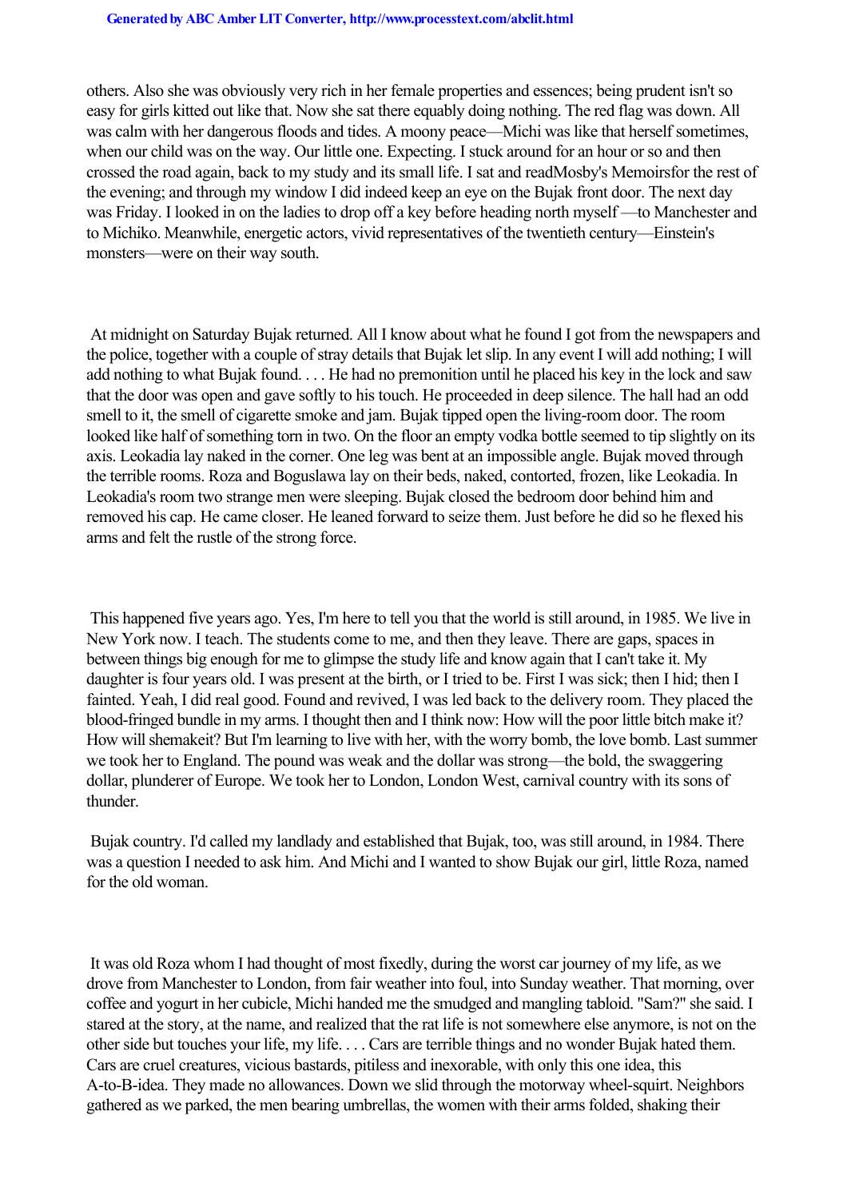others. Also she was obviously very rich in her female properties and essences; being prudent isn't so easy for girls kitted out like that. Now she sat there equably doing nothing. The red flag was down. All was calm with her dangerous floods and tides. A moony peace—Michi was like that herself sometimes, when our child was on the way. Our little one. Expecting. I stuck around for an hour or so and then crossed the road again, back to my study and its small life. I sat and read *Mosby's Memoirs* for the rest of the evening; and through my window I did indeed keep an eye on the Bujak front door. The next day was Friday. I looked in on the ladies to drop off a key before heading north myself —to Manchester and to Michiko. Meanwhile, energetic actors, vivid representatives of the twentieth century—Einstein's monsters—were on their way south.

At midnight on Saturday Bujak returned. All I know about what he found I got from the newspapers and the police, together with a couple of stray details that Bujak let slip. In any event I will add nothing; I will add nothing to what Bujak found. . . . He had no premonition until he placed his key in the lock and saw that the door was open and gave softly to his touch. He proceeded in deep silence. The hall had an odd smell to it, the smell of cigarette smoke and jam. Bujak tipped open the living-room door. The room looked like half of something torn in two. On the floor an empty vodka bottle seemed to tip slightly on its axis. Leokadia lay naked in the corner. One leg was bent at an impossible angle. Bujak moved through the terrible rooms. Roza and Boguslawa lay on their beds, naked, contorted, frozen, like Leokadia. In Leokadia's room two strange men were sleeping. Bujak closed the bedroom door behind him and removed his cap. He came closer. He leaned forward to seize them. Just before he did so he flexed his arms and felt the rustle of the strong force.

This happened five years ago. Yes, I'm here to tell you that the world is still around, in 1985. We live in New York now. I teach. The students come to me, and then they leave. There are gaps, spaces in between things big enough for me to glimpse the study life and know again that I can't take it. My daughter is four years old. I was present at the birth, or I tried to be. First I was sick; then I hid; then I fainted. Yeah, I did real good. Found and revived, I was led back to the delivery room. They placed the blood-fringed bundle in my arms. I thought then and I think now: How will the poor little bitch make it? How will she *make* it? But I'm learning to live with her, with the worry bomb, the love bomb. Last summer we took her to England. The pound was weak and the dollar was strong—the bold, the swaggering dollar, plunderer of Europe. We took her to London, London West, carnival country with its sons of thunder.

Bujak country. I'd called my landlady and established that Bujak, too, was still around, in 1984. There was a question I needed to ask him. And Michi and I wanted to show Bujak our girl, little Roza, named for the old woman.

It was old Roza whom I had thought of most fixedly, during the worst car journey of my life, as we drove from Manchester to London, from fair weather into foul, into Sunday weather. That morning, over coffee and yogurt in her cubicle, Michi handed me the smudged and mangling tabloid. "Sam?" she said. I stared at the story, at the name, and realized that the rat life is not somewhere else anymore, is not on the other side but touches your life, my life. . . . Cars are terrible things and no wonder Bujak hated them. Cars are cruel creatures, vicious bastards, pitiless and inexorable, with only this one idea, this A-to-B-idea. They made no allowances. Down we slid through the motorway wheel-squirt. Neighbors gathered as we parked, the men bearing umbrellas, the women with their arms folded, shaking their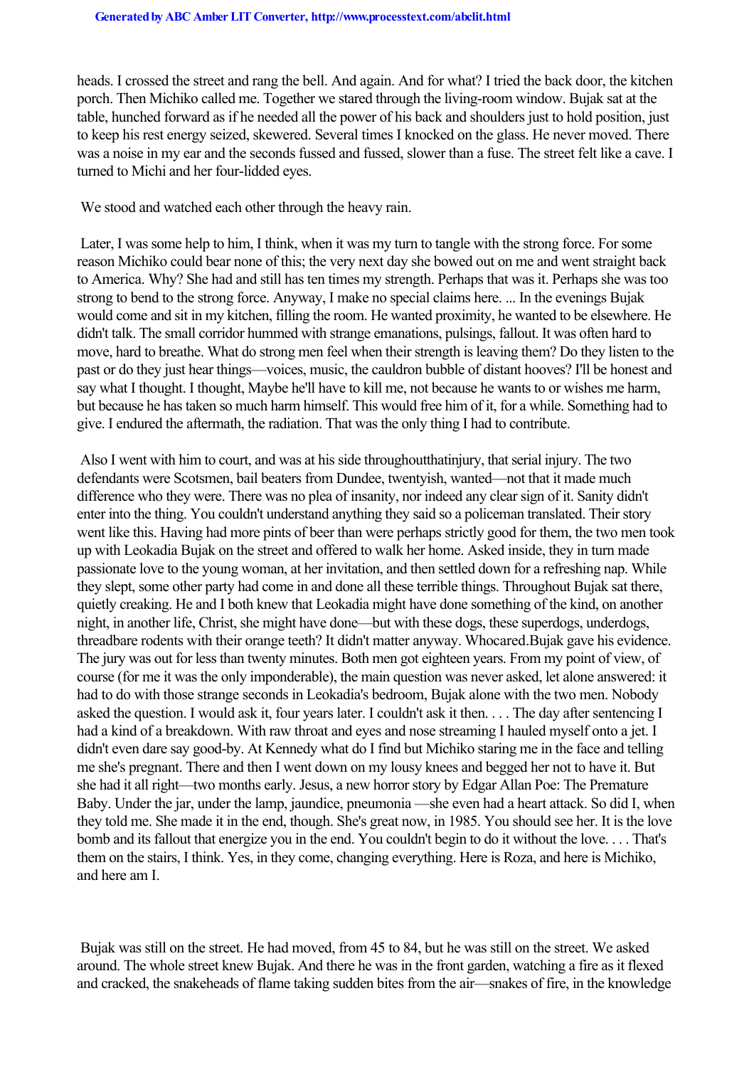heads. I crossed the street and rang the bell. And again. And for what? I tried the back door, the kitchen porch. Then Michiko called me. Together we stared through the living-room window. Bujak sat at the table, hunched forward as if he needed all the power of his back and shoulders just to hold position, just to keep his rest energy seized, skewered. Several times I knocked on the glass. He never moved. There was a noise in my ear and the seconds fussed and fussed, slower than a fuse. The street felt like a cave. I turned to Michi and her four-lidded eyes.

We stood and watched each other through the heavy rain.

Later, I was some help to him, I think, when it was my turn to tangle with the strong force. For some reason Michiko could bear none of this; the very next day she bowed out on me and went straight back to America. Why? She had and still has ten times my strength. Perhaps that was it. Perhaps she was too strong to bend to the strong force. Anyway, I make no special claims here. ... In the evenings Bujak would come and sit in my kitchen, filling the room. He wanted proximity, he wanted to be elsewhere. He didn't talk. The small corridor hummed with strange emanations, pulsings, fallout. It was often hard to move, hard to breathe. What do strong men feel when their strength is leaving them? Do they listen to the past or do they just hear things—voices, music, the cauldron bubble of distant hooves? I'll be honest and say what I thought. I thought, Maybe he'll have to kill me, not because he wants to or wishes me harm, but because he has taken so much harm himself. This would free him of it, for a while. Something had to give. I endured the aftermath, the radiation. That was the only thing I had to contribute.

Also I went with him to court, and was at his side throughoutthatinjury, that serial injury. The two defendants were Scotsmen, bail beaters from Dundee, twentyish, wanted—not that it made much difference who they were. There was no plea of insanity, nor indeed any clear sign of it. Sanity didn't enter into the thing. You couldn't understand anything they said so a policeman translated. Their story went like this. Having had more pints of beer than were perhaps strictly good for them, the two men took up with Leokadia Bujak on the street and offered to walk her home. Asked inside, they in turn made passionate love to the young woman, at her invitation, and then settled down for a refreshing nap. While they slept, some other party had come in and done all these terrible things. Throughout Bujak sat there, quietly creaking. He and I both knew that Leokadia might have done something of the kind, on another night, in another life, Christ, she might have done—but with these dogs, these superdogs, underdogs, threadbare rodents with their orange teeth? It didn't matter anyway. Whocared.Bujak gave his evidence. The jury was out for less than twenty minutes. Both men got eighteen years. From my point of view, of course (for me it was the only imponderable), the main question was never asked, let alone answered: it had to do with those strange seconds in Leokadia's bedroom, Bujak alone with the two men. Nobody asked the question. I would ask it, four years later. I couldn't ask it then. . . . The day after sentencing I had a kind of a breakdown. With raw throat and eyes and nose streaming I hauled myself onto a jet. I didn't even dare say good-by. At Kennedy what do I find but Michiko staring me in the face and telling me she's pregnant. There and then I went down on my lousy knees and begged her not to have it. But she had it all right—two months early. Jesus, a new horror story by Edgar Allan Poe: The Premature Baby. Under the jar, under the lamp, jaundice, pneumonia —she even had a heart attack. So did I, when they told me. She made it in the end, though. She's great now, in 1985. You should see her. It is the love bomb and its fallout that energize you in the end. You couldn't begin to do it without the love. . . . That's them on the stairs, I think. Yes, in they come, changing everything. Here is Roza, and here is Michiko, and here am I.

Bujak was still on the street. He had moved, from 45 to 84, but he was still on the street. We asked around. The whole street knew Bujak. And there he was in the front garden, watching a fire as it flexed and cracked, the snakeheads of flame taking sudden bites from the air—snakes of fire, in the knowledge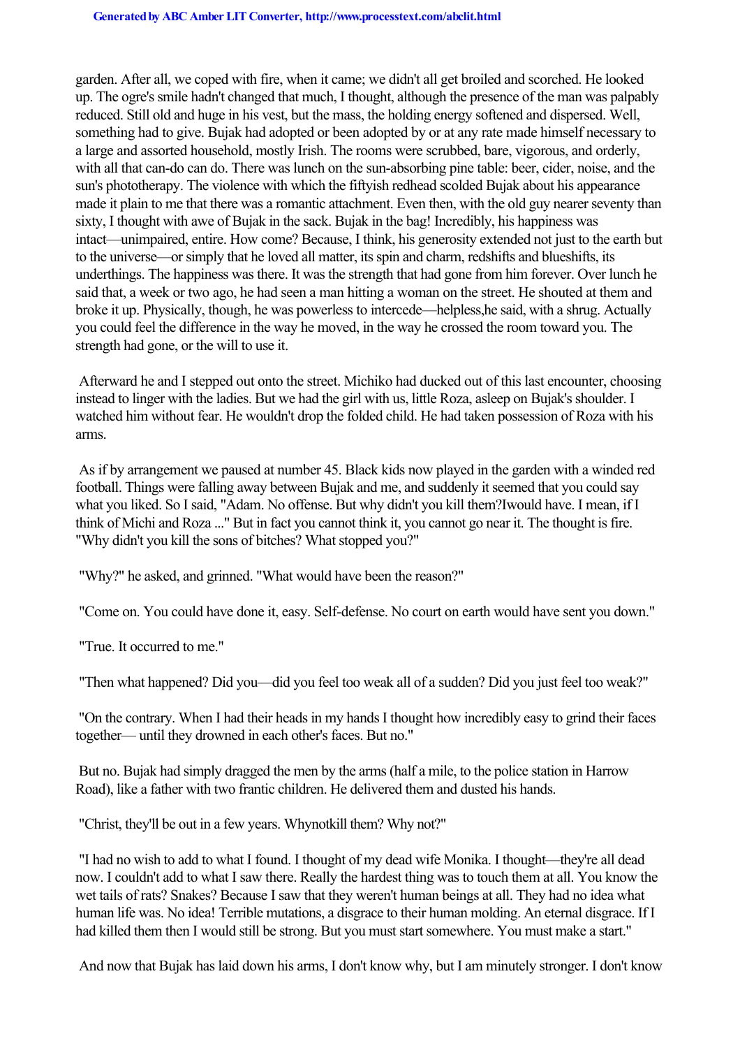garden. After all, we coped with fire, when it came; we didn't all get broiled and scorched. He looked up. The ogre's smile hadn't changed that much, I thought, although the presence of the man was palpably reduced. Still old and huge in his vest, but the mass, the holding energy softened and dispersed. Well, something had to give. Bujak had adopted or been adopted by or at any rate made himself necessary to a large and assorted household, mostly Irish. The rooms were scrubbed, bare, vigorous, and orderly, with all that can-do can do. There was lunch on the sun-absorbing pine table: beer, cider, noise, and the sun's phototherapy. The violence with which the fiftyish redhead scolded Bujak about his appearance made it plain to me that there was a romantic attachment. Even then, with the old guy nearer seventy than sixty, I thought with awe of Bujak in the sack. Bujak in the bag! Incredibly, his happiness was intact—unimpaired, entire. How come? Because, I think, his generosity extended not just to the earth but to the universe—or simply that he loved all matter, its spin and charm, redshifts and blueshifts, its underthings. The happiness was there. It was the strength that had gone from him forever. Over lunch he said that, a week or two ago, he had seen a man hitting a woman on the street. He shouted at them and broke it up. Physically, though, he was powerless to intercede—helpless,he said, with a shrug. Actually you could feel the difference in the way he moved, in the way he crossed the room toward you. The strength had gone, or the will to use it.

Afterward he and I stepped out onto the street. Michiko had ducked out of this last encounter, choosing instead to linger with the ladies. But we had the girl with us, little Roza, asleep on Bujak's shoulder. I watched him without fear. He wouldn't drop the folded child. He had taken possession of Roza with his arms.

As if by arrangement we paused at number 45. Black kids now played in the garden with a winded red football. Things were falling away between Bujak and me, and suddenly it seemed that you could say what you liked. So I said, "Adam. No offense. But why didn't you kill them?Iwould have. I mean, if I think of Michi and Roza ..." But in fact you cannot think it, you cannot go near it. The thought is fire. "Why didn't you kill the sons of bitches? What stopped you?"

"Why?" he asked, and grinned. "What would have been the reason?"

"Come on. You could have done it, easy. Self-defense. No court on earth would have sent you down."

"True. It occurred to me."

"Then what happened? Did you—did you feel too weak all of a sudden? Did you just feel too weak?"

"On the contrary. When I had their heads in my hands I thought how incredibly easy to grind their faces together— until they drowned in each other's faces. But no."

But no. Bujak had simply dragged the men by the arms (half a mile, to the police station in Harrow Road), like a father with two frantic children. He delivered them and dusted his hands.

"Christ, they'll be out in a few years. Whynotkill them? Why not?"

"I had no wish to add to what I found. I thought of my dead wife Monika. I thought—they're all dead now. I couldn't add to what I saw there. Really the hardest thing was to touch them at all. You know the wet tails of rats? Snakes? Because I saw that they weren't human beings at all. They had no idea what human life was. No idea! Terrible mutations, a disgrace to their human molding. An eternal disgrace. If I had killed them then I would still be strong. But you must start somewhere. You must make a start."

And now that Bujak has laid down his arms, I don't know why, but I am minutely stronger. I don't know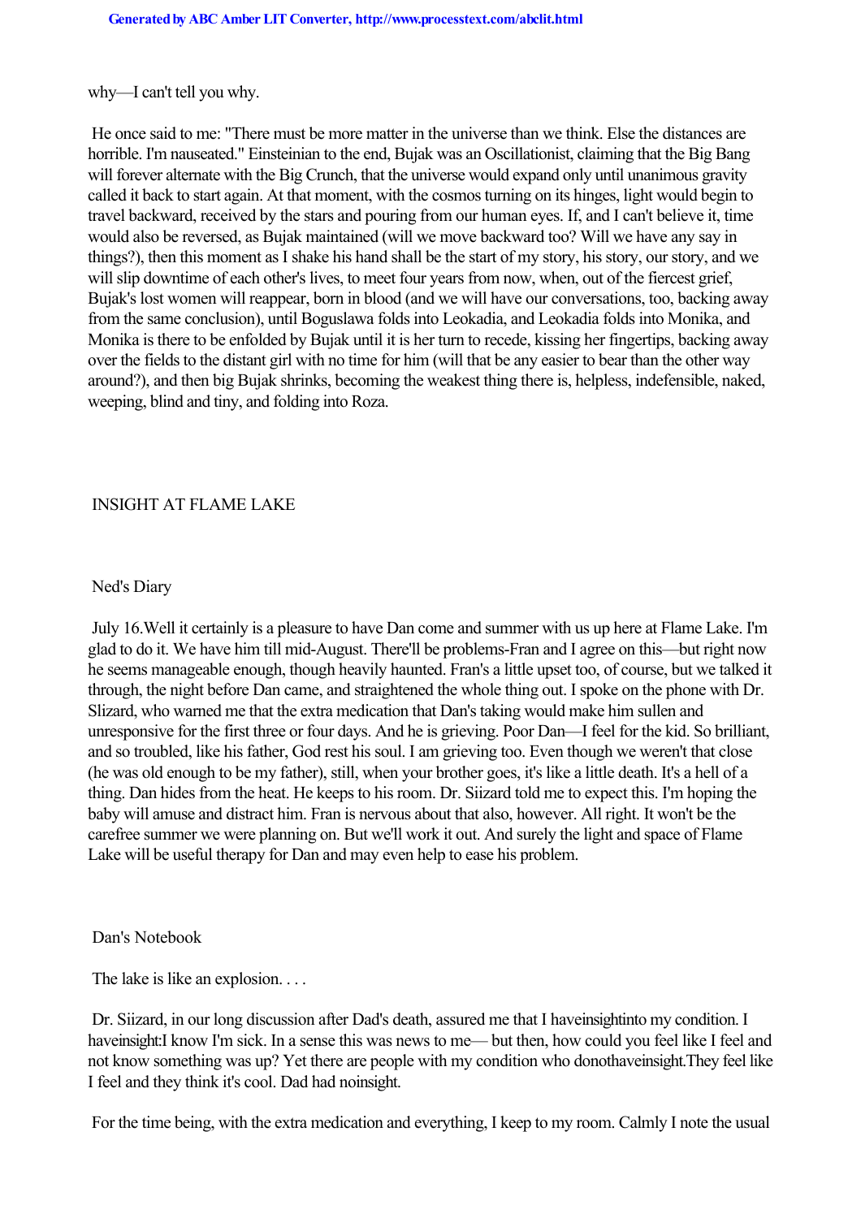why—I can't tell you why.

He once said to me: "There must be more matter in the universe than we think. Else the distances are horrible. I'm nauseated." Einsteinian to the end, Bujak was an Oscillationist, claiming that the Big Bang will forever alternate with the Big Crunch, that the universe would expand only until unanimous gravity called it back to start again. At that moment, with the cosmos turning on its hinges, light would begin to travel backward, received by the stars and pouring from our human eyes. If, and I can't believe it, time would also be reversed, as Bujak maintained (will we move backward too? Will we have any say in things?), then this moment as I shake his hand shall be the start of my story, his story, our story, and we will slip downtime of each other's lives, to meet four years from now, when, out of the fiercest grief, Bujak's lost women will reappear, born in blood (and we will have our conversations, too, backing away from the same conclusion), until Boguslawa folds into Leokadia, and Leokadia folds into Monika, and Monika is there to be enfolded by Bujak until it is her turn to recede, kissing her fingertips, backing away over the fields to the distant girl with no time for him (will that be any easier to bear than the other way around?), and then big Bujak shrinks, becoming the weakest thing there is, helpless, indefensible, naked, weeping, blind and tiny, and folding into Roza.

## INSIGHT AT FLAME LAKE

### Ned's Diary

July 16. Well it certainly is a pleasure to have Dan come and summer with us up here at Flame Lake. I'm glad to do it. We have him till mid-August. There'll be problems-Fran and I agree on this—but right now he seems manageable enough, though heavily haunted. Fran's a little upset too, of course, but we talked it through, the night before Dan came, and straightened the whole thing out. I spoke on the phone with Dr. Slizard, who warned me that the extra medication that Dan's taking would make him sullen and unresponsive for the first three or four days. And he is grieving. Poor Dan—I feel for the kid. So brilliant, and so troubled, like his father, God rest his soul. I am grieving too. Even though we weren't that close (he was old enough to be my father), still, when your brother goes, it's like a little death. It's a hell of a thing. Dan hides from the heat. He keeps to his room. Dr. Siizard told me to expect this. I'm hoping the baby will amuse and distract him. Fran is nervous about that also, however. All right. It won't be the carefree summer we were planning on. But we'll work it out. And surely the light and space of Flame Lake will be useful therapy for Dan and may even help to ease his problem.

### Dan's Notebook

The lake is like an explosion. . . .

Dr. Siizard, in our long discussion after Dad's death, assured me that I have *insight* into my condition. I have *insight*: I know I'm sick. In a sense this was news to me— but then, how could you feel like I feel and not know something was up? Yet there are people with my condition who do *not* have *insight*. They feel like I feel and they think it's cool. Dad had no *insight*.

For the time being, with the extra medication and everything, I keep to my room. Calmly I note the usual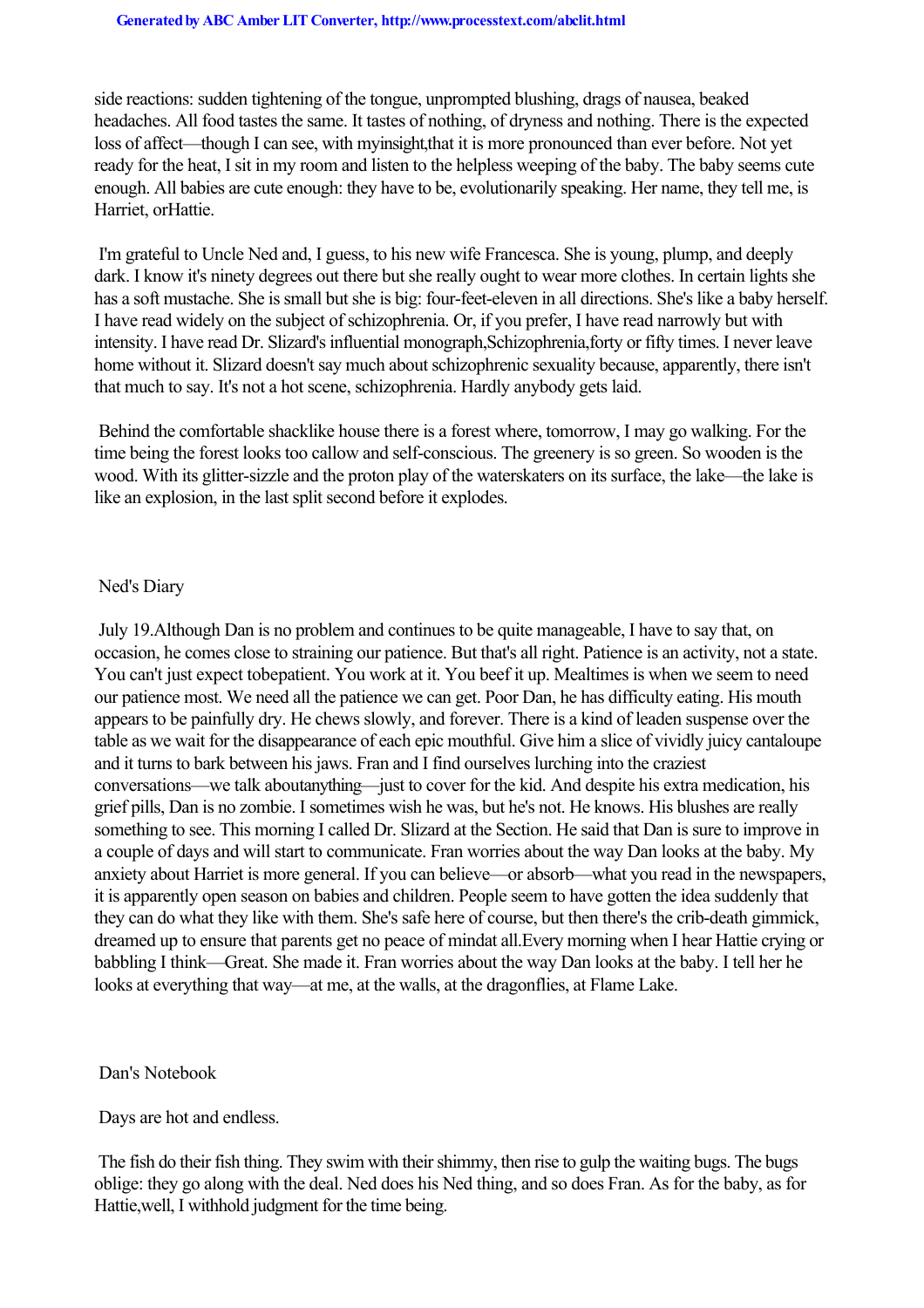side reactions: sudden tightening of the tongue, unprompted blushing, drags of nausea, beaked headaches. All food tastes the same. It tastes of nothing, of dryness and nothing. There is the expected loss of affect—though I can see, with my *insight*, that it is more pronounced than ever before. Not yet ready for the heat, I sit in my room and listen to the helpless weeping of the baby. The baby seems cute enough. All babies are cute enough: they have to be, evolutionarily speaking. Her name, they tell me, is Harriet, or *Hattie*.

I'm grateful to Uncle Ned and, I guess, to his new wife Francesca. She is young, plump, and deeply dark. I know it's ninety degrees out there but she really ought to wear more clothes. In certain lights she has a soft mustache. She is small but she is big: four-feet-eleven in all directions. She's like a baby herself. I have read widely on the subject of schizophrenia. Or, if you prefer, I have read narrowly but with intensity. I have read Dr. Slizard's influential monograph, *Schizophrenia*, forty or fifty times. I never leave home without it. Slizard doesn't say much about schizophrenic sexuality because, apparently, there isn't that much to say. It's not a hot scene, schizophrenia. Hardly anybody gets laid.

Behind the comfortable shacklike house there is a forest where, tomorrow, I may go walking. For the time being the forest looks too callow and self-conscious. The greenery is so green. So wooden is the wood. With its glitter-sizzle and the proton play of the waterskaters on its surface, the lake—the lake is like an explosion, in the last split second before it explodes.

## Ned's Diary

*July 19.* Although Dan is no problem and continues to be quite manageable, I have to say that, on occasion, he comes close to straining our patience. But that's all right. Patience is an activity, not a state. You can't just expect to *be* patient. You work at it. You beef it up. Mealtimes is when we seem to need our patience most. We need all the patience we can get. Poor Dan, he has difficulty eating. His mouth appears to be painfully dry. He chews slowly, and forever. There is a kind of leaden suspense over the table as we wait for the disappearance of each epic mouthful. Give him a slice of vividly juicy cantaloupe and it turns to bark between his jaws. Fran and I find ourselves lurching into the craziest conversations—we talk about *anything*—just to cover for the kid. And despite his extra medication, his grief pills, Dan is no zombie. I sometimes wish he was, but he's not. He knows. His blushes are really something to see. This morning I called Dr. Slizard at the Section. He said that Dan is sure to improve in a couple of days and will start to communicate. Fran worries about the way Dan looks at the baby. My anxiety about Harriet is more general. If you can believe—or absorb—what you read in the newspapers, it is apparently open season on babies and children. People seem to have gotten the idea suddenly that they can do what they like with them. She's safe here of course, but then there's the crib-death gimmick, dreamed up to ensure that parents get no peace of mind *at all*. Every morning when I hear Hattie crying or babbling I think—Great. She made it. Fran worries about the way Dan looks at the baby. I tell her he looks at everything that way—at me, at the walls, at the dragonflies, at Flame Lake.

## Dan's Notebook

Days are hot and endless.

The fish do their fish thing. They swim with their shimmy, then rise to gulp the waiting bugs. The bugs oblige: they go along with the deal. Ned does his Ned thing, and so does Fran. As for the baby, as for Hattie, well, I withhold judgment for the time being.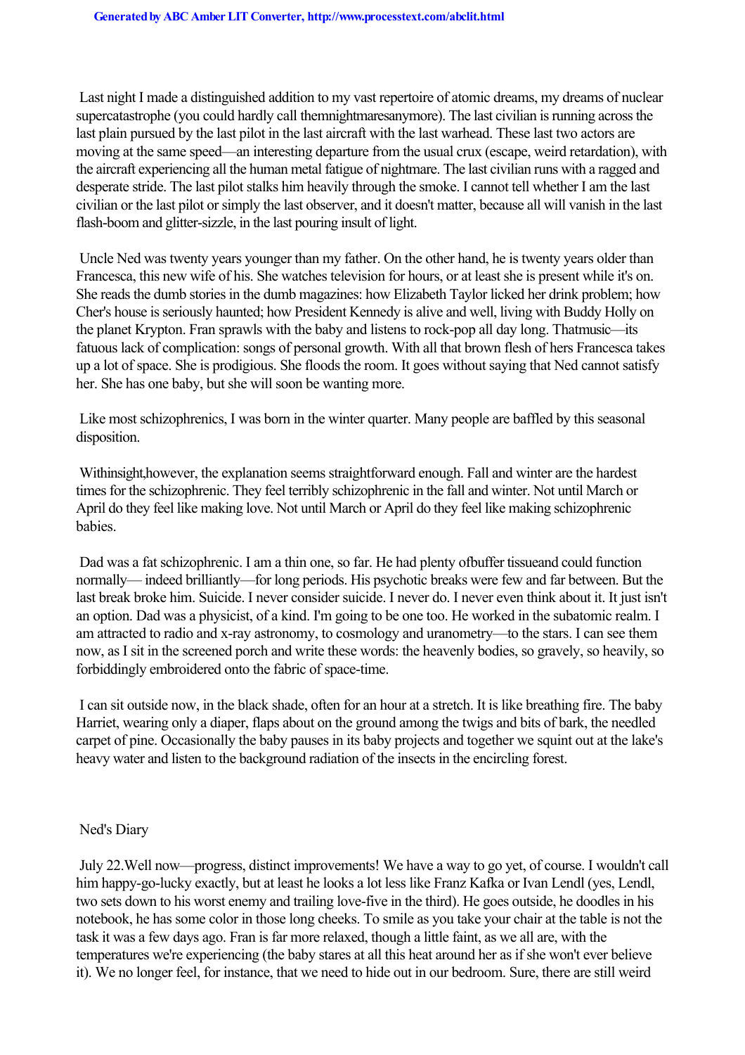Last night I made a distinguished addition to my vast repertoire of atomic dreams, my dreams of nuclear supercatastrophe (you could hardly call them *nightmares* anymore). The last civilian is running across the last plain pursued by the last pilot in the last aircraft with the last warhead. These last two actors are moving at the same speed—an interesting departure from the usual crux (escape, weird retardation), with the aircraft experiencing all the human metal fatigue of nightmare. The last civilian runs with a ragged and desperate stride. The last pilot stalks him heavily through the smoke. I cannot tell whether I am the last civilian or the last pilot or simply the last observer, and it doesn't matter, because all will vanish in the last flash-boom and glitter-sizzle, in the last pouring insult of light.

Uncle Ned was twenty years younger than my father. On the other hand, he is twenty years older than Francesca, this new wife of his. She watches television for hours, or at least she is present while it's on. She reads the dumb stories in the dumb magazines: how Elizabeth Taylor licked her drink problem; how Cher's house is seriously haunted; how President Kennedy is alive and well, living with Buddy Holly on the planet Krypton. Fran sprawls with the baby and listens to rock-pop all day long. That *music*—its fatuous lack of complication: songs of personal growth. With all that brown flesh of hers Francesca takes up a lot of space. She is prodigious. She floods the room. It goes without saying that Ned cannot satisfy her. She has one baby, but she will soon be wanting more.

Like most schizophrenics, I was born in the winter quarter. Many people are baffled by this seasonal disposition.

With *insight,* however, the explanation seems straightforward enough. Fall and winter are the hardest times for the schizophrenic. They feel terribly schizophrenic in the fall and winter. Not until March or April do they feel like making love. Not until March or April do they feel like making schizophrenic babies.

Dad was a fat schizophrenic. I am a thin one, so far. He had plenty of *buffer tissue* and could function normally— indeed brilliantly—for long periods. His psychotic breaks were few and far between. But the last break broke him. Suicide. I never consider suicide. I never do. I never even think about it. It just isn't an option. Dad was a physicist, of a kind. I'm going to be one too. He worked in the subatomic realm. I am attracted to radio and x-ray astronomy, to cosmology and uranometry—to the stars. I can see them now, as I sit in the screened porch and write these words: the heavenly bodies, so gravely, so heavily, so forbiddingly embroidered onto the fabric of space-time.

I can sit outside now, in the black shade, often for an hour at a stretch. It is like breathing fire. The baby Harriet, wearing only a diaper, flaps about on the ground among the twigs and bits of bark, the needled carpet of pine. Occasionally the baby pauses in its baby projects and together we squint out at the lake's heavy water and listen to the background radiation of the insects in the encircling forest.

Ned's Diary

*July 22.* Well now—progress, distinct improvements! We have a way to go yet, of course. I wouldn't call him happy-go-lucky exactly, but at least he looks a lot less like Franz Kafka or Ivan Lendl (yes, Lendl, two sets down to his worst enemy and trailing love-five in the third). He goes outside, he doodles in his notebook, he has some color in those long cheeks. To smile as you take your chair at the table is not the task it was a few days ago. Fran is far more relaxed, though a little faint, as we all are, with the temperatures we're experiencing (the baby stares at all this heat around her as if she won't ever believe it). We no longer feel, for instance, that we need to hide out in our bedroom. Sure, there are still weird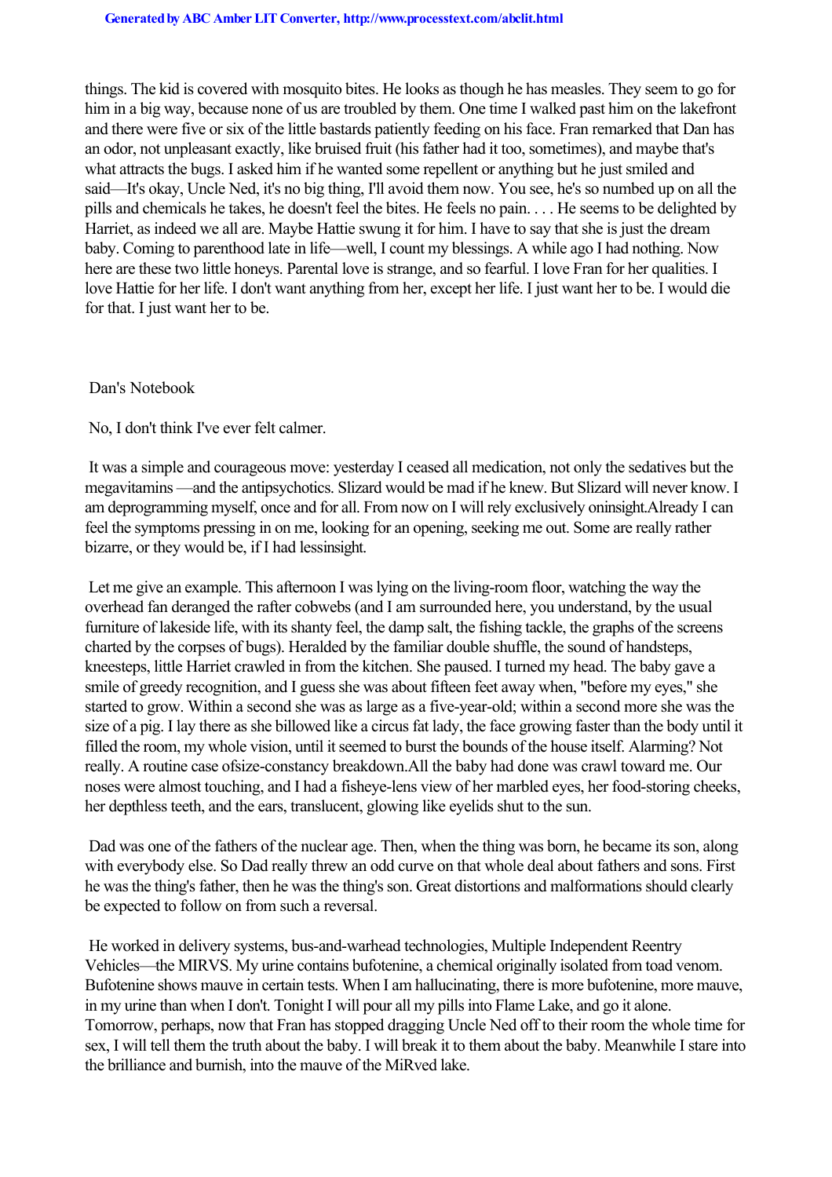things. The kid is covered with mosquito bites. He looks as though he has measles. They seem to go for him in a big way, because none of us are troubled by them. One time I walked past him on the lakefront and there were five or six of the little bastards patiently feeding on his face. Fran remarked that Dan has an odor, not unpleasant exactly, like bruised fruit (his father had it too, sometimes), and maybe that's what attracts the bugs. I asked him if he wanted some repellent or anything but he just smiled and said—It's okay, Uncle Ned, it's no big thing, I'll avoid them now. You see, he's so numbed up on all the pills and chemicals he takes, he doesn't feel the bites. He feels no pain. . . . He seems to be delighted by Harriet, as indeed we all are. Maybe Hattie swung it for him. I have to say that she is just the dream baby. Coming to parenthood late in life—well, I count my blessings. A while ago I had nothing. Now here are these two little honeys. Parental love is strange, and so fearful. I love Fran for her qualities. I love Hattie for her life. I don't want anything from her, except her life. I just want her to be. I would die for that. I just want her to be.

Dan's Notebook

No, I don't think I've ever felt calmer.

It was a simple and courageous move: yesterday I ceased all medication, not only the sedatives but the megavitamins —and the antipsychotics. Slizard would be mad if he knew. But Slizard will never know. I am deprogramming myself, once and for all. From now on I will rely exclusively on *insight*. Already I can feel the symptoms pressing in on me, looking for an opening, seeking me out. Some are really rather bizarre, or they would be, if I had less *insight*.

Let me give an example. This afternoon I was lying on the living-room floor, watching the way the overhead fan deranged the rafter cobwebs (and I am surrounded here, you understand, by the usual furniture of lakeside life, with its shanty feel, the damp salt, the fishing tackle, the graphs of the screens charted by the corpses of bugs). Heralded by the familiar double shuffle, the sound of handsteps, kneesteps, little Harriet crawled in from the kitchen. She paused. I turned my head. The baby gave a smile of greedy recognition, and I guess she was about fifteen feet away when, "before my eyes," she started to grow. Within a second she was as large as a five-year-old; within a second more she was the size of a pig. I lay there as she billowed like a circus fat lady, the face growing faster than the body until it filled the room, my whole vision, until it seemed to burst the bounds of the house itself. Alarming? Not really. A routine case of *size-constancy breakdown*. All the baby had done was crawl toward me. Our noses were almost touching, and I had a fisheye-lens view of her marbled eyes, her food-storing cheeks, her depthless teeth, and the ears, translucent, glowing like eyelids shut to the sun.

Dad was one of the fathers of the nuclear age. Then, when the thing was born, he became its son, along with everybody else. So Dad really threw an odd curve on that whole deal about fathers and sons. First he was the thing's father, then he was the thing's son. Great distortions and malformations should clearly be expected to follow on from such a reversal.

He worked in delivery systems, bus-and-warhead technologies, Multiple Independent Reentry Vehicles—the MIRVS. My urine contains bufotenine, a chemical originally isolated from toad venom. Bufotenine shows mauve in certain tests. When I am hallucinating, there is more bufotenine, more mauve, in my urine than when I don't. Tonight I will pour all my pills into Flame Lake, and go it alone. Tomorrow, perhaps, now that Fran has stopped dragging Uncle Ned off to their room the whole time for sex, I will tell them the truth about the baby. I will break it to them about the baby. Meanwhile I stare into the brilliance and burnish, into the mauve of the MiRved lake.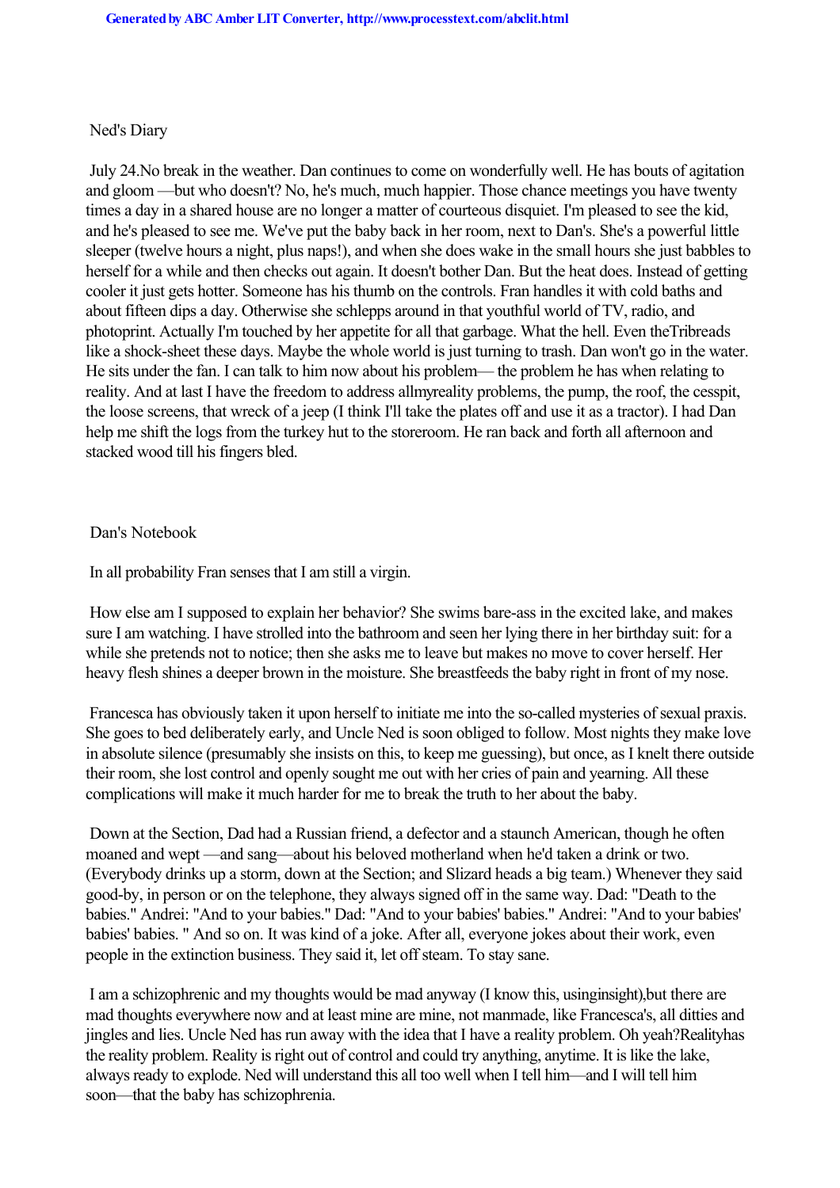## Ned's Diary

July 24. No break in the weather. Dan continues to come on wonderfully well. He has bouts of agitation and gloom —but who doesn't? No, he's much, much happier. Those chance meetings you have twenty times a day in a shared house are no longer a matter of courteous disquiet. I'm pleased to see the kid, and he's pleased to see me. We've put the baby back in her room, next to Dan's. She's a powerful little sleeper (twelve hours a night, plus naps!), and when she does wake in the small hours she just babbles to herself for a while and then checks out again. It doesn't bother Dan. But the heat does. Instead of getting cooler it just gets hotter. Someone has his thumb on the controls. Fran handles it with cold baths and about fifteen dips a day. Otherwise she schlepps around in that youthful world of TV, radio, and photoprint. Actually I'm touched by her appetite for all that garbage. What the hell. Even the *Trib* reads like a shock-sheet these days. Maybe the whole world is just turning to trash. Dan won't go in the water. He sits under the fan. I can talk to him now about his problem— the problem he has when relating to reality. And at last I have the freedom to address all *my* reality problems, the pump, the roof, the cesspit, the loose screens, that wreck of a jeep (I think I'll take the plates off and use it as a tractor). I had Dan help me shift the logs from the turkey hut to the storeroom. He ran back and forth all afternoon and stacked wood till his fingers bled.

## Dan's Notebook

In all probability Fran senses that I am still a virgin.

How else am I supposed to explain her behavior? She swims bare-ass in the excited lake, and makes sure I am watching. I have strolled into the bathroom and seen her lying there in her birthday suit: for a while she pretends not to notice; then she asks me to leave but makes no move to cover herself. Her heavy flesh shines a deeper brown in the moisture. She breastfeeds the baby right in front of my nose.

Francesca has obviously taken it upon herself to initiate me into the so-called mysteries of sexual praxis. She goes to bed deliberately early, and Uncle Ned is soon obliged to follow. Most nights they make love in absolute silence (presumably she insists on this, to keep me guessing), but once, as I knelt there outside their room, she lost control and openly sought me out with her cries of pain and yearning. All these complications will make it much harder for me to break the truth to her about the baby.

Down at the Section, Dad had a Russian friend, a defector and a staunch American, though he often moaned and wept —and sang—about his beloved motherland when he'd taken a drink or two. (Everybody drinks up a storm, down at the Section; and Slizard heads a big team.) Whenever they said good-by, in person or on the telephone, they always signed off in the same way. Dad: "Death to the babies." Andrei: "And to your babies." Dad: "And to your babies' babies." Andrei: "And to your babies' babies' babies. " And so on. It was kind of a joke. After all, everyone jokes about their work, even people in the extinction business. They said it, let off steam. To stay sane.

I am a schizophrenic and my thoughts would be mad anyway (I know this, using *insight*), but there are mad thoughts everywhere now and at least mine are mine, not manmade, like Francesca's, all ditties and jingles and lies. Uncle Ned has run away with the idea that I have a reality problem. Oh yeah? *Reality* has the reality problem. Reality is right out of control and could try anything, anytime. It is like the lake, always ready to explode. Ned will understand this all too well when I tell him—and I will tell him soon—that the baby has schizophrenia.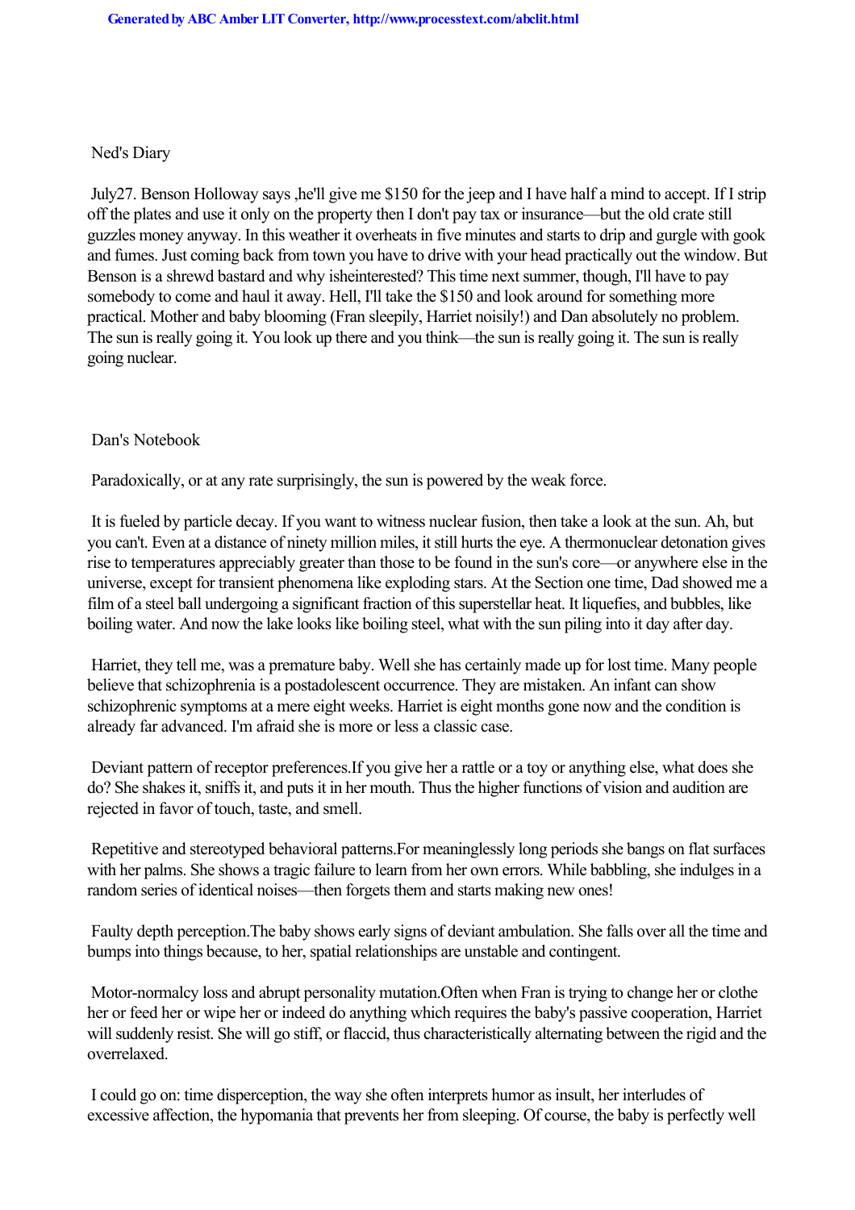Ned's Diary

July27. Benson Holloway says ,he'll give me $150 for the jeep and I have half a mind to accept. If I strip off the plates and use it only on the property then I don't pay tax or insurance—but the old crate still guzzles money anyway. In this weather it overheats in five minutes and starts to drip and gurgle with gook and fumes. Just coming back from town you have to drive with your head practically out the window. But Benson is a shrewd bastard and why isheinterested? This time next summer, though, I'll have to pay somebody to come and haul it away. Hell, I'll take the $150 and look around for something more practical. Mother and baby blooming (Fran sleepily, Harriet noisily!) and Dan absolutely no problem. The sun is really going it. You look up there and you think—the sun is really going it. The sun is really going nuclear.

Dan's Notebook

Paradoxically, or at any rate surprisingly, the sun is powered by the weak force.

It is fueled by particle decay. If you want to witness nuclear fusion, then take a look at the sun. Ah, but you can't. Even at a distance of ninety million miles, it still hurts the eye. A thermonuclear detonation gives rise to temperatures appreciably greater than those to be found in the sun's core—or anywhere else in the universe, except for transient phenomena like exploding stars. At the Section one time, Dad showed me a film of a steel ball undergoing a significant fraction of this superstellar heat. It liquefies, and bubbles, like boiling water. And now the lake looks like boiling steel, what with the sun piling into it day after day.

Harriet, they tell me, was a premature baby. Well she has certainly made up for lost time. Many people believe that schizophrenia is a postadolescent occurrence. They are mistaken. An infant can show schizophrenic symptoms at a mere eight weeks. Harriet is eight months gone now and the condition is already far advanced. I'm afraid she is more or less a classic case.

*Deviant pattern of receptor preferences.* If you give her a rattle or a toy or anything else, what does she do? She shakes it, sniffs it, and puts it in her mouth. Thus the higher functions of vision and audition are rejected in favor of touch, taste, and smell.

*Repetitive and stereotyped behavioral patterns.* For meaninglessly long periods she bangs on flat surfaces with her palms. She shows a tragic failure to learn from her own errors. While babbling, she indulges in a random series of identical noises—then forgets them and starts making new ones!

*Faulty depth perception.* The baby shows early signs of deviant ambulation. She falls over all the time and bumps into things because, to her, spatial relationships are unstable and contingent.

*Motor-normalcy loss and abrupt personality mutation.* Often when Fran is trying to change her or clothe her or feed her or wipe her or indeed do anything which requires the baby's passive cooperation, Harriet will suddenly resist. She will go stiff, or flaccid, thus characteristically alternating between the rigid and the overrelaxed.

I could go on: time disperception, the way she often interprets humor as insult, her interludes of excessive affection, the hypomania that prevents her from sleeping. Of course, the baby is perfectly well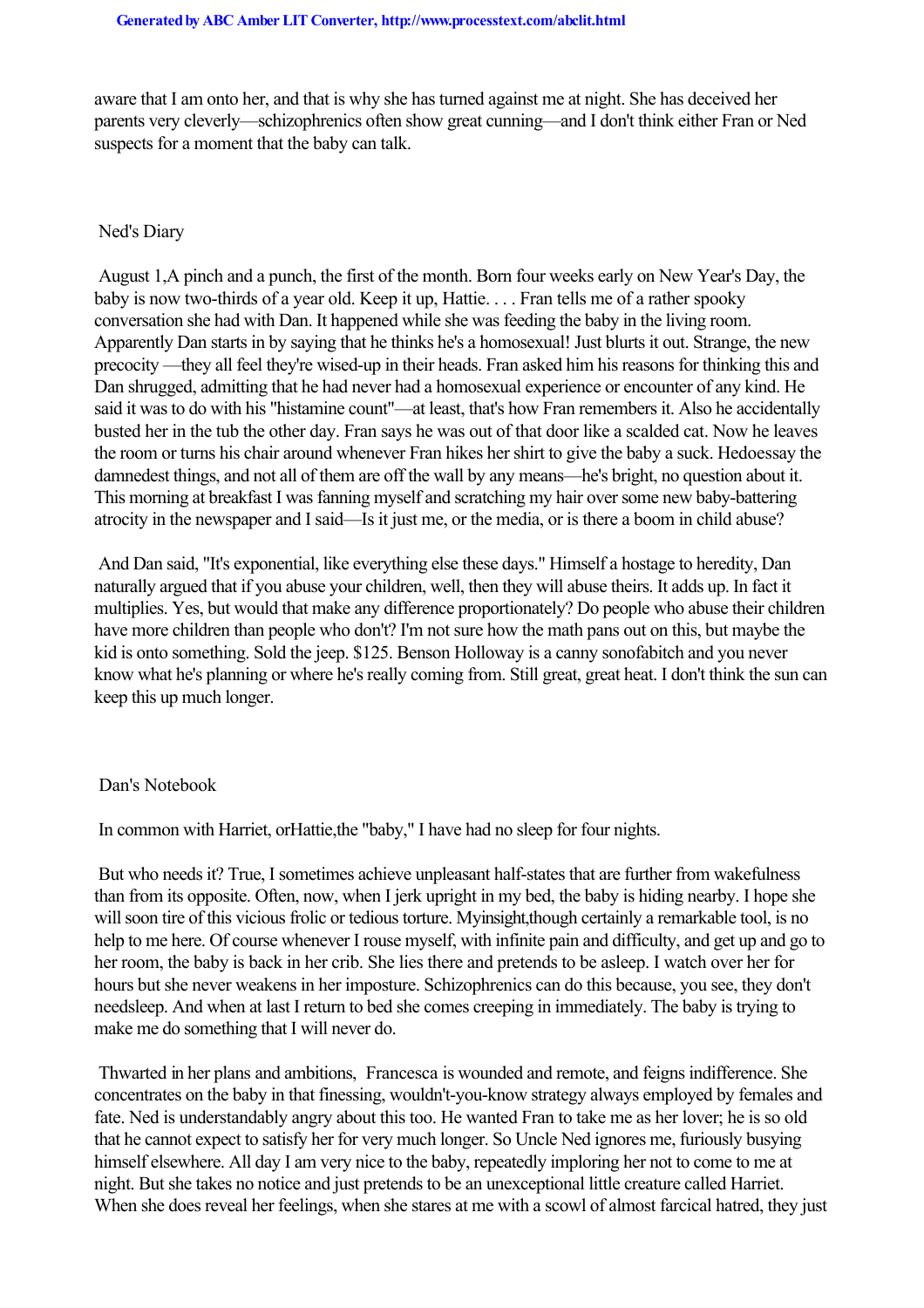aware that I am onto her, and that is why she has turned against me at night. She has deceived her parents very cleverly—schizophrenics often show great cunning—and I don't think either Fran or Ned suspects for a moment that the baby can talk.

## Ned's Diary

August 1,A pinch and a punch, the first of the month. Born four weeks early on New Year's Day, the baby is now two-thirds of a year old. Keep it up, Hattie. . . . Fran tells me of a rather spooky conversation she had with Dan. It happened while she was feeding the baby in the living room. Apparently Dan starts in by saying that he thinks he's a homosexual! Just blurts it out. Strange, the new precocity —they all feel they're wised-up in their heads. Fran asked him his reasons for thinking this and Dan shrugged, admitting that he had never had a homosexual experience or encounter of any kind. He said it was to do with his "histamine count"—at least, that's how Fran remembers it. Also he accidentally busted her in the tub the other day. Fran says he was out of that door like a scalded cat. Now he leaves the room or turns his chair around whenever Fran hikes her shirt to give the baby a suck. Hedoessay the damnedest things, and not all of them are off the wall by any means—he's bright, no question about it. This morning at breakfast I was fanning myself and scratching my hair over some new baby-battering atrocity in the newspaper and I said—Is it just me, or the media, or is there a boom in child abuse?

And Dan said, "It's exponential, like everything else these days." Himself a hostage to heredity, Dan naturally argued that if you abuse your children, well, then they will abuse theirs. It adds up. In fact it multiplies. Yes, but would that make any difference proportionately? Do people who abuse their children have more children than people who don't? I'm not sure how the math pans out on this, but maybe the kid is onto something. Sold the jeep. $125. Benson Holloway is a canny sonofabitch and you never know what he's planning or where he's really coming from. Still great, great heat. I don't think the sun can keep this up much longer.

## Dan's Notebook

In common with Harriet, orHattie,the "baby," I have had no sleep for four nights.

But who needs it? True, I sometimes achieve unpleasant half-states that are further from wakefulness than from its opposite. Often, now, when I jerk upright in my bed, the baby is hiding nearby. I hope she will soon tire of this vicious frolic or tedious torture. Myinsight,though certainly a remarkable tool, is no help to me here. Of course whenever I rouse myself, with infinite pain and difficulty, and get up and go to her room, the baby is back in her crib. She lies there and pretends to be asleep. I watch over her for hours but she never weakens in her imposture. Schizophrenics can do this because, you see, they don't needsleep. And when at last I return to bed she comes creeping in immediately. The baby is trying to make me do something that I will never do.

Thwarted in her plans and ambitions, Francesca is wounded and remote, and feigns indifference. She concentrates on the baby in that finessing, wouldn't-you-know strategy always employed by females and fate. Ned is understandably angry about this too. He wanted Fran to take me as her lover; he is so old that he cannot expect to satisfy her for very much longer. So Uncle Ned ignores me, furiously busying himself elsewhere. All day I am very nice to the baby, repeatedly imploring her not to come to me at night. But she takes no notice and just pretends to be an unexceptional little creature called Harriet. When she does reveal her feelings, when she stares at me with a scowl of almost farcical hatred, they just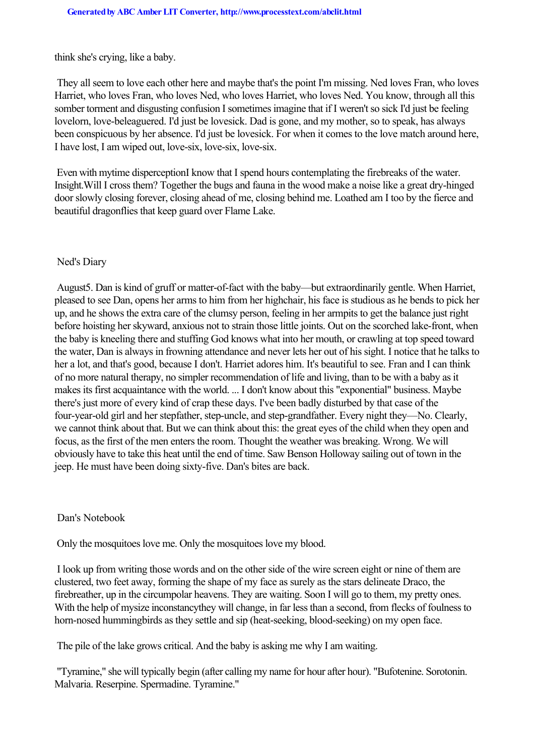think she's crying, like a baby.

They all seem to love each other here and maybe that's the point I'm missing. Ned loves Fran, who loves Harriet, who loves Fran, who loves Ned, who loves Harriet, who loves Ned. You know, through all this somber torment and disgusting confusion I sometimes imagine that if I weren't so sick I'd just be feeling lovelorn, love-beleaguered. I'd just be lovesick. Dad is gone, and my mother, so to speak, has always been conspicuous by her absence. I'd just be lovesick. For when it comes to the love match around here, I have lost, I am wiped out, love-six, love-six, love-six.

Even with my *time disperception* I know that I spend hours contemplating the firebreaks of the water. *Insight.* Will I cross them? Together the bugs and fauna in the wood make a noise like a great dry-hinged door slowly closing forever, closing ahead of me, closing behind me. Loathed am I too by the fierce and beautiful dragonflies that keep guard over Flame Lake.

## Ned's Diary

August 5. Dan is kind of gruff or matter-of-fact with the baby—but extraordinarily gentle. When Harriet, pleased to see Dan, opens her arms to him from her highchair, his face is studious as he bends to pick her up, and he shows the extra care of the clumsy person, feeling in her armpits to get the balance just right before hoisting her skyward, anxious not to strain those little joints. Out on the scorched lake-front, when the baby is kneeling there and stuffing God knows what into her mouth, or crawling at top speed toward the water, Dan is always in frowning attendance and never lets her out of his sight. I notice that he talks to her a lot, and that's good, because I don't. Harriet adores him. It's beautiful to see. Fran and I can think of no more natural therapy, no simpler recommendation of life and living, than to be with a baby as it makes its first acquaintance with the world. ... I don't know about this "exponential" business. Maybe there's just more of every kind of crap these days. I've been badly disturbed by that case of the four-year-old girl and her stepfather, step-uncle, and step-grandfather. Every night they—No. Clearly, we cannot think about that. But we can think about this: the great eyes of the child when they open and focus, as the first of the men enters the room. Thought the weather was breaking. Wrong. We will obviously have to take this heat until the end of time. Saw Benson Holloway sailing out of town in the jeep. He must have been doing sixty-five. Dan's bites are back.

## Dan's Notebook

Only the mosquitoes love me. Only the mosquitoes love my blood.

I look up from writing those words and on the other side of the wire screen eight or nine of them are clustered, two feet away, forming the shape of my face as surely as the stars delineate Draco, the firebreather, up in the circumpolar heavens. They are waiting. Soon I will go to them, my pretty ones. With the help of my *size inconstancy* they will change, in far less than a second, from flecks of foulness to horn-nosed hummingbirds as they settle and sip (heat-seeking, blood-seeking) on my open face.

The pile of the lake grows critical. And the baby is asking me why I am waiting.

"Tyramine," she will typically begin (after calling my name for hour after hour). "Bufotenine. Sorotonin. Malvaria. Reserpine. Spermadine. Tyramine."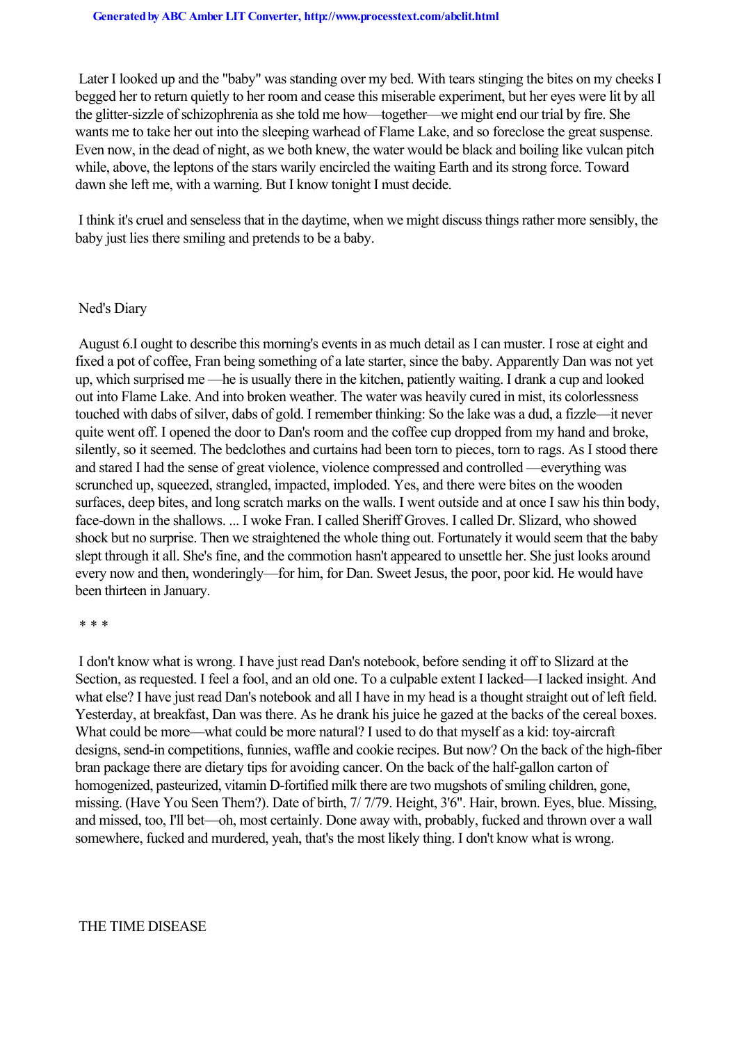Later I looked up and the "baby" was standing over my bed. With tears stinging the bites on my cheeks I begged her to return quietly to her room and cease this miserable experiment, but her eyes were lit by all the glitter-sizzle of schizophrenia as she told me how—together—we might end our trial by fire. She wants me to take her out into the sleeping warhead of Flame Lake, and so foreclose the great suspense. Even now, in the dead of night, as we both knew, the water would be black and boiling like vulcan pitch while, above, the leptons of the stars warily encircled the waiting Earth and its strong force. Toward dawn she left me, with a warning. But I know tonight I must decide.

I think it's cruel and senseless that in the daytime, when we might discuss things rather more sensibly, the baby just lies there smiling and pretends to be a baby.

Ned's Diary

August 6.I ought to describe this morning's events in as much detail as I can muster. I rose at eight and fixed a pot of coffee, Fran being something of a late starter, since the baby. Apparently Dan was not yet up, which surprised me —he is usually there in the kitchen, patiently waiting. I drank a cup and looked out into Flame Lake. And into broken weather. The water was heavily cured in mist, its colorlessness touched with dabs of silver, dabs of gold. I remember thinking: So the lake was a dud, a fizzle—it never quite went off. I opened the door to Dan's room and the coffee cup dropped from my hand and broke, silently, so it seemed. The bedclothes and curtains had been torn to pieces, torn to rags. As I stood there and stared I had the sense of great violence, violence compressed and controlled —everything was scrunched up, squeezed, strangled, impacted, imploded. Yes, and there were bites on the wooden surfaces, deep bites, and long scratch marks on the walls. I went outside and at once I saw his thin body, face-down in the shallows. ... I woke Fran. I called Sheriff Groves. I called Dr. Slizard, who showed shock but no surprise. Then we straightened the whole thing out. Fortunately it would seem that the baby slept through it all. She's fine, and the commotion hasn't appeared to unsettle her. She just looks around every now and then, wonderingly—for him, for Dan. Sweet Jesus, the poor, poor kid. He would have been thirteen in January.

* * *

I don't know what is wrong. I have just read Dan's notebook, before sending it off to Slizard at the Section, as requested. I feel a fool, and an old one. To a culpable extent I lacked—I lacked insight. And what else? I have just read Dan's notebook and all I have in my head is a thought straight out of left field. Yesterday, at breakfast, Dan was there. As he drank his juice he gazed at the backs of the cereal boxes. What could be more—what could be more natural? I used to do that myself as a kid: toy-aircraft designs, send-in competitions, funnies, waffle and cookie recipes. But now? On the back of the high-fiber bran package there are dietary tips for avoiding cancer. On the back of the half-gallon carton of homogenized, pasteurized, vitamin D-fortified milk there are two mugshots of smiling children, gone, missing. (Have You Seen Them?). Date of birth, 7/ 7/79. Height, 3'6". Hair, brown. Eyes, blue. Missing, and missed, too, I'll bet—oh, most certainly. Done away with, probably, fucked and thrown over a wall somewhere, fucked and murdered, yeah, that's the most likely thing. I don't know what is wrong.

THE TIME DISEASE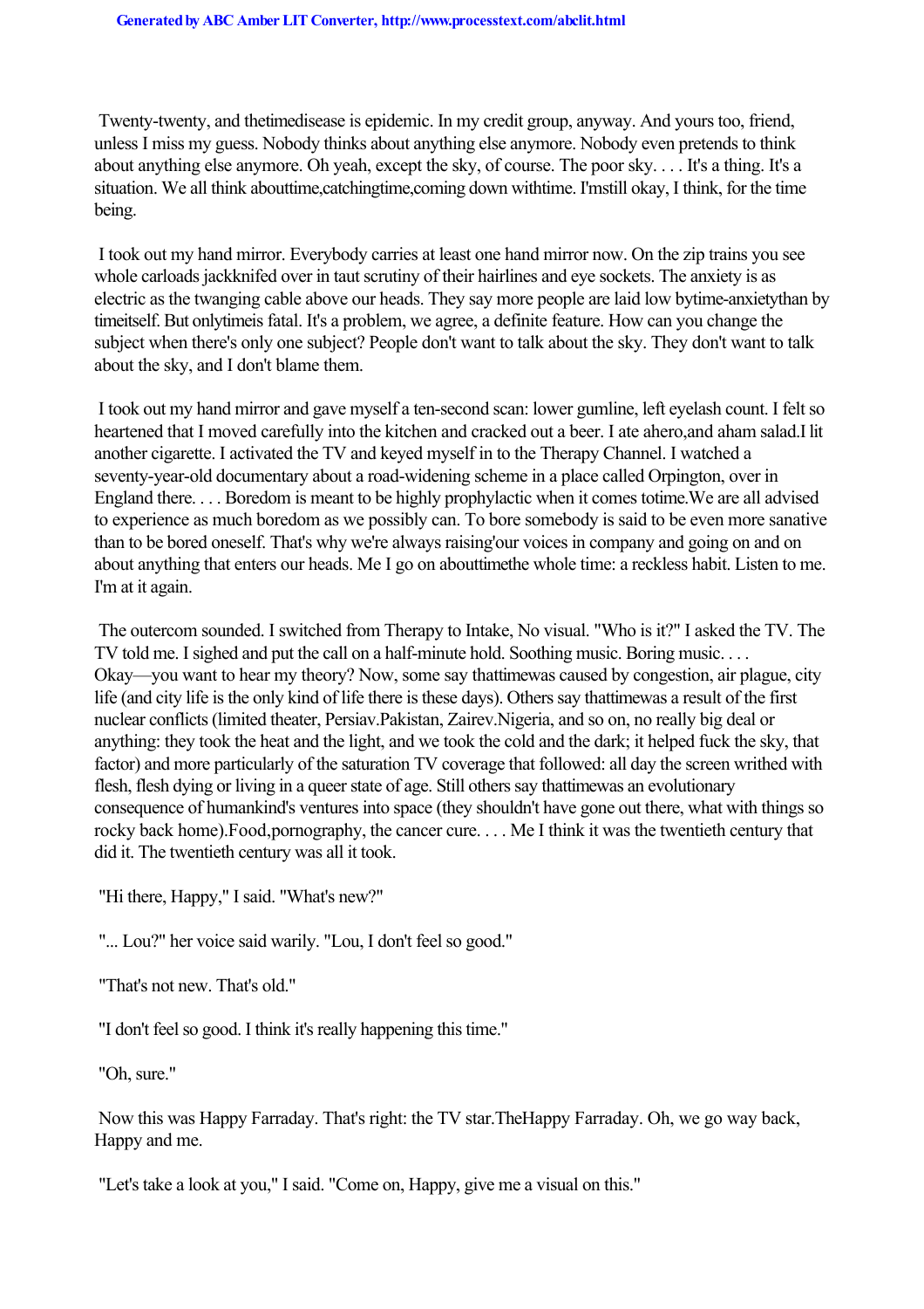Twenty-twenty, and the *time* disease is epidemic. In my credit group, anyway. And yours too, friend, unless I miss my guess. Nobody thinks about anything else anymore. Nobody even pretends to think about anything else anymore. Oh yeah, except the sky, of course. The poor sky. . . . It's a thing. It's a situation. We all think about *time*, catching *time*, coming down with *time*. I'm still okay, I think, for the time being.

I took out my hand mirror. Everybody carries at least one hand mirror now. On the zip trains you see whole carloads jackknifed over in taut scrutiny of their hairlines and eye sockets. The anxiety is as electric as the twanging cable above our heads. They say more people are laid low by *time-anxiety* than by *time* itself. But only *time* is fatal. It's a problem, we agree, a definite feature. How can you change the subject when there's only one subject? People don't want to talk about the sky. They don't want to talk about the sky, and I don't blame them.

I took out my hand mirror and gave myself a ten-second scan: lower gumline, left eyelash count. I felt so heartened that I moved carefully into the kitchen and cracked out a beer. I ate a *hero*, and a *ham salad*. I lit another cigarette. I activated the TV and keyed myself in to the Therapy Channel. I watched a seventy-year-old documentary about a road-widening scheme in a place called Orpington, over in England there. . . . Boredom is meant to be highly prophylactic when it comes to *time*. We are all advised to experience as much boredom as we possibly can. To bore somebody is said to be even more sanative than to be bored oneself. That's why we're always raising our voices in company and going on and on about anything that enters our heads. Me I go on about *time* the whole time: a reckless habit. Listen to me. I'm at it again.

The outercom sounded. I switched from Therapy to Intake, No visual. "Who is it?" I asked the TV. The TV told me. I sighed and put the call on a half-minute hold. Soothing music. Boring music. . . . Okay—you want to hear my theory? Now, some say that *time* was caused by congestion, air plague, city life (and city life is the only kind of life there is these days). Others say that *time* was a result of the first nuclear conflicts (limited theater, Persia *v.* Pakistan, Zaire *v.* Nigeria, and so on, no really big deal or anything: they took the heat and the light, and we took the cold and the dark; it helped fuck the sky, that factor) and more particularly of the saturation TV coverage that followed: all day the screen writhed with flesh, flesh dying or living in a queer state of age. Still others say that *time* was an evolutionary consequence of humankind's ventures into space (they shouldn't have gone out there, what with things so rocky back home). *Food*, *pornography*, the cancer cure. . . . Me I think it was the twentieth century that did it. The twentieth century was all it took.

"Hi there, Happy," I said. "What's new?"

"... Lou?" her voice said warily. "Lou, I don't feel so good."

"That's not new. That's old."

"I don't feel so good. I think it's really happening this time."

"Oh, sure."

Now this was Happy Farraday. That's right: the TV star. *The* Happy Farraday. Oh, we go way back, Happy and me.

"Let's take a look at you," I said. "Come on, Happy, give me a visual on this."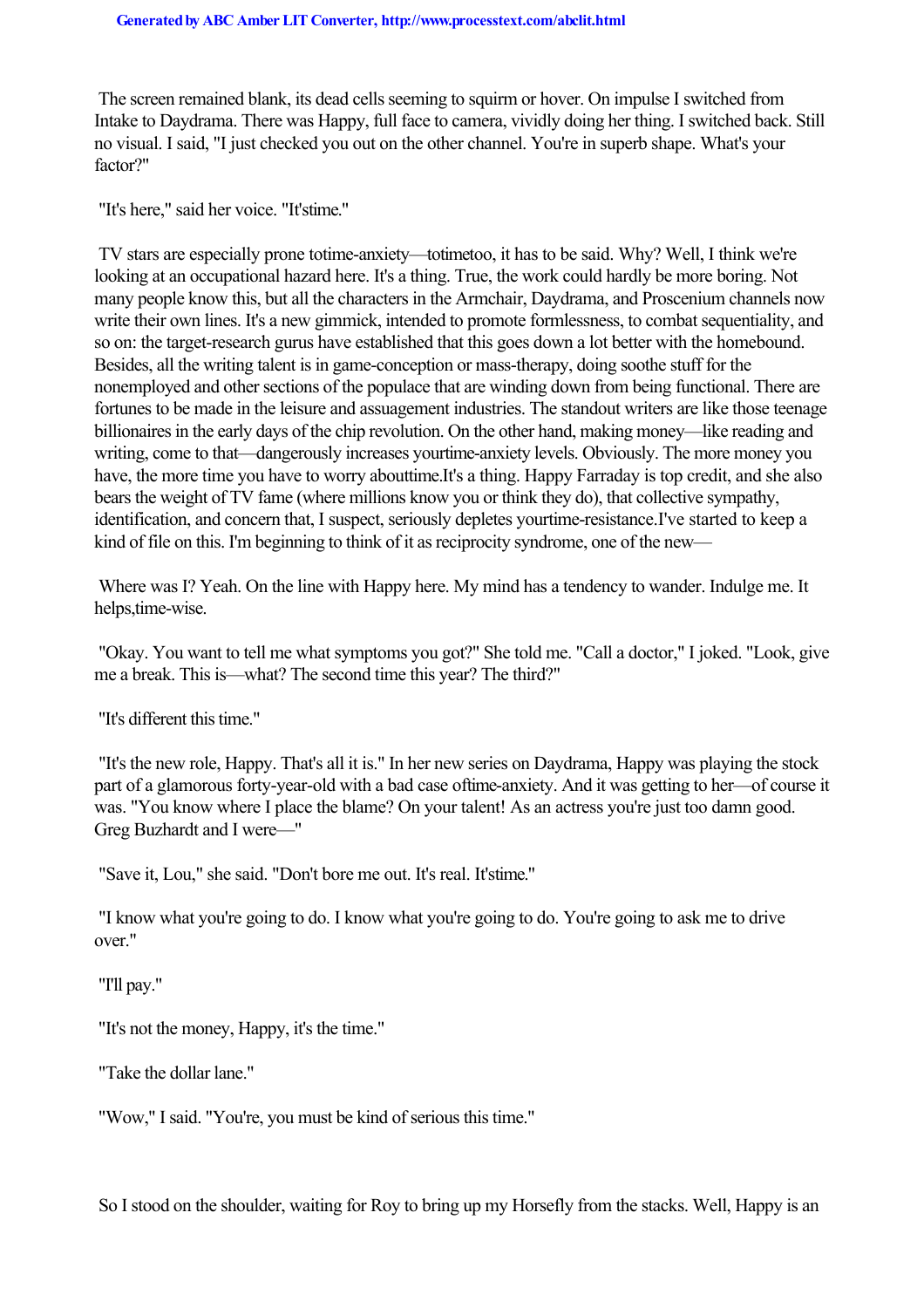The screen remained blank, its dead cells seeming to squirm or hover. On impulse I switched from Intake to Daydrama. There was Happy, full face to camera, vividly doing her thing. I switched back. Still no visual. I said, "I just checked you out on the other channel. You're in superb shape. What's your factor?"

"It's here," said her voice. "It'stime."

TV stars are especially prone totime-anxiety—totimetoo, it has to be said. Why? Well, I think we're looking at an occupational hazard here. It's a thing. True, the work could hardly be more boring. Not many people know this, but all the characters in the Armchair, Daydrama, and Proscenium channels now write their own lines. It's a new gimmick, intended to promote formlessness, to combat sequentiality, and so on: the target-research gurus have established that this goes down a lot better with the homebound. Besides, all the writing talent is in game-conception or mass-therapy, doing soothe stuff for the nonemployed and other sections of the populace that are winding down from being functional. There are fortunes to be made in the leisure and assuagement industries. The standout writers are like those teenage billionaires in the early days of the chip revolution. On the other hand, making money—like reading and writing, come to that—dangerously increases yourtime-anxiety levels. Obviously. The more money you have, the more time you have to worry abouttime.It's a thing. Happy Farraday is top credit, and she also bears the weight of TV fame (where millions know you or think they do), that collective sympathy, identification, and concern that, I suspect, seriously depletes yourtime-resistance.I've started to keep a kind of file on this. I'm beginning to think of it as reciprocity syndrome, one of the new—

Where was I? Yeah. On the line with Happy here. My mind has a tendency to wander. Indulge me. It helps,time-wise.

"Okay. You want to tell me what symptoms you got?" She told me. "Call a doctor," I joked. "Look, give me a break. This is—what? The second time this year? The third?"

"It's different this time."

"It's the new role, Happy. That's all it is." In her new series on Daydrama, Happy was playing the stock part of a glamorous forty-year-old with a bad case oftime-anxiety. And it was getting to her—of course it was. "You know where I place the blame? On your talent! As an actress you're just too damn good. Greg Buzhardt and I were—"

"Save it, Lou," she said. "Don't bore me out. It's real. It'stime."

"I know what you're going to do. I know what you're going to do. You're going to ask me to drive over."

"I'll pay."

"It's not the money, Happy, it's the time."

"Take the dollar lane."

"Wow," I said. "You're, you must be kind of serious this time."

So I stood on the shoulder, waiting for Roy to bring up my Horsefly from the stacks. Well, Happy is an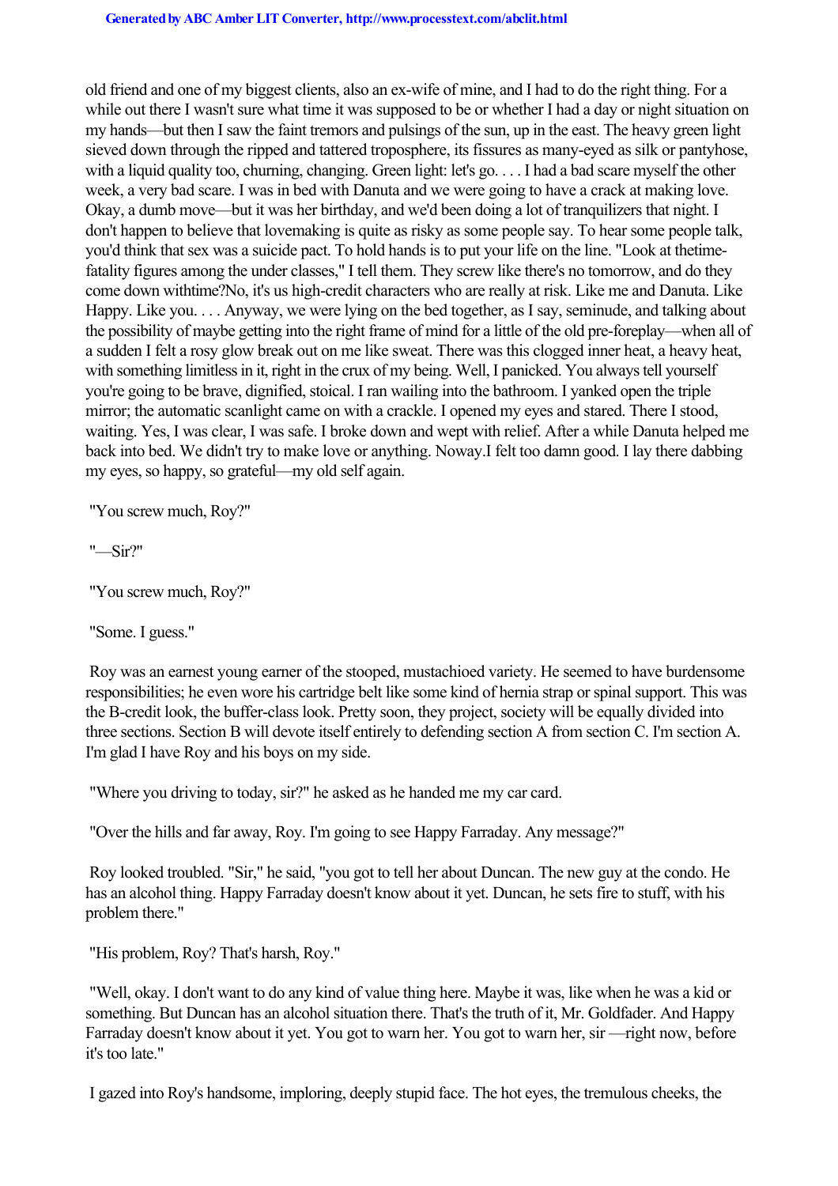old friend and one of my biggest clients, also an ex-wife of mine, and I had to do the right thing. For a while out there I wasn't sure what time it was supposed to be or whether I had a day or night situation on my hands—but then I saw the faint tremors and pulsings of the sun, up in the east. The heavy green light sieved down through the ripped and tattered troposphere, its fissures as many-eyed as silk or pantyhose, with a liquid quality too, churning, changing. Green light: let's go. . . . I had a bad scare myself the other week, a very bad scare. I was in bed with Danuta and we were going to have a crack at making love. Okay, a dumb move—but it was her birthday, and we'd been doing a lot of tranquilizers that night. I don't happen to believe that lovemaking is quite as risky as some people say. To hear some people talk, you'd think that sex was a suicide pact. To hold hands is to put your life on the line. "Look at thetime-fatality figures among the under classes," I tell them. They screw like there's no tomorrow, and do they come down withtime?No, it's us high-credit characters who are really at risk. Like me and Danuta. Like Happy. Like you. . . . Anyway, we were lying on the bed together, as I say, seminude, and talking about the possibility of maybe getting into the right frame of mind for a little of the old pre-foreplay—when all of a sudden I felt a rosy glow break out on me like sweat. There was this clogged inner heat, a heavy heat, with something limitless in it, right in the crux of my being. Well, I panicked. You always tell yourself you're going to be brave, dignified, stoical. I ran wailing into the bathroom. I yanked open the triple mirror; the automatic scanlight came on with a crackle. I opened my eyes and stared. There I stood, waiting. Yes, I was clear, I was safe. I broke down and wept with relief. After a while Danuta helped me back into bed. We didn't try to make love or anything. Noway.I felt too damn good. I lay there dabbing my eyes, so happy, so grateful—my old self again.

"You screw much, Roy?"

"—Sir?"

"You screw much, Roy?"

"Some. I guess."

Roy was an earnest young earner of the stooped, mustachioed variety. He seemed to have burdensome responsibilities; he even wore his cartridge belt like some kind of hernia strap or spinal support. This was the B-credit look, the buffer-class look. Pretty soon, they project, society will be equally divided into three sections. Section B will devote itself entirely to defending section A from section C. I'm section A. I'm glad I have Roy and his boys on my side.

"Where you driving to today, sir?" he asked as he handed me my car card.

"Over the hills and far away, Roy. I'm going to see Happy Farraday. Any message?"

Roy looked troubled. "Sir," he said, "you got to tell her about Duncan. The new guy at the condo. He has an alcohol thing. Happy Farraday doesn't know about it yet. Duncan, he sets fire to stuff, with his problem there."

"His problem, Roy? That's harsh, Roy."

"Well, okay. I don't want to do any kind of value thing here. Maybe it was, like when he was a kid or something. But Duncan has an alcohol situation there. That's the truth of it, Mr. Goldfader. And Happy Farraday doesn't know about it yet. You got to warn her. You got to warn her, sir —right now, before it's too late."

I gazed into Roy's handsome, imploring, deeply stupid face. The hot eyes, the tremulous cheeks, the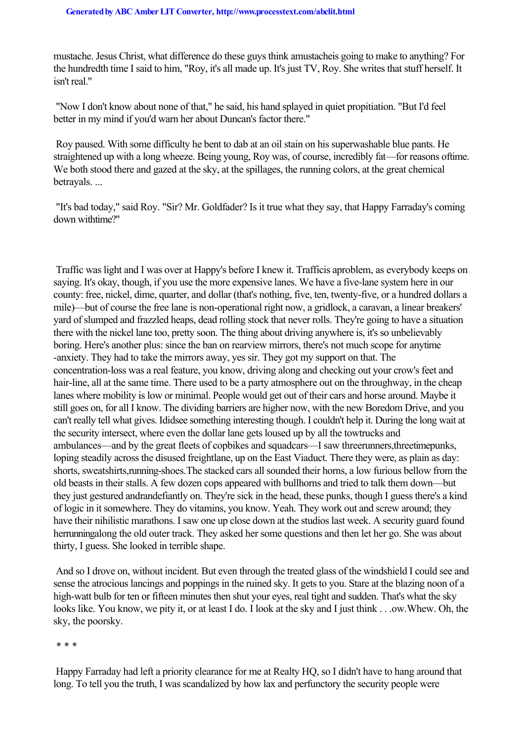mustache. Jesus Christ, what difference do these guys think a *mustache* is going to make to anything? For the hundredth time I said to him, "Roy, it's all made up. It's just TV, Roy. She writes that stuff herself. It isn't real."

"Now I don't know about none of that," he said, his hand splayed in quiet propitiation. "But I'd feel better in my mind if you'd warn her about Duncan's factor there."

Roy paused. With some difficulty he bent to dab at an oil stain on his superwashable blue pants. He straightened up with a long wheeze. Being young, Roy was, of course, incredibly fat—for reasons of *time*. We both stood there and gazed at the sky, at the spillages, the running colors, at the great chemical betrayals. ...

"It's bad today," said Roy. "Sir? Mr. Goldfader? Is it true what they say, that Happy Farraday's coming down with *time*?"

Traffic was light and I was over at Happy's before I knew it. Traffic *is* a problem, as everybody keeps on saying. It's okay, though, if you use the more expensive lanes. We have a five-lane system here in our county: free, nickel, dime, quarter, and dollar (that's nothing, five, ten, twenty-five, or a hundred dollars a mile)—but of course the free lane is non-operational right now, a gridlock, a caravan, a linear breakers' yard of slumped and frazzled heaps, dead rolling stock that never rolls. They're going to have a situation there with the nickel lane too, pretty soon. The thing about driving anywhere is, it's so unbelievably boring. Here's another plus: since the ban on rearview mirrors, there's not much scope for any *time* -anxiety. They had to take the mirrors away, yes sir. They got my support on that. The concentration-loss was a real feature, you know, driving along and checking out your crow's feet and hair-line, all at the same time. There used to be a party atmosphere out on the throughway, in the cheap lanes where mobility is low or minimal. People would get out of their cars and horse around. Maybe it still goes on, for all I know. The dividing barriers are higher now, with the new Boredom Drive, and you can't really tell what gives. I *did* see something interesting though. I couldn't help it. During the long wait at the security intersect, where even the dollar lane gets loused up by all the towtrucks and ambulances—and by the great fleets of copbikes and squadcars—I saw three *runners*, three *time* punks, loping steadily across the disused freightlane, up on the East Viaduct. There they were, as plain as day: shorts, sweatshirts, *running-shoes.* The stacked cars all sounded their horns, a low furious bellow from the old beasts in their stalls. A few dozen cops appeared with bullhorns and tried to talk them down—but they just gestured and *ran* defiantly on. They're sick in the head, these punks, though I guess there's a kind of logic in it somewhere. They do vitamins, you know. Yeah. They work out and screw around; they have their nihilistic marathons. I saw one up close down at the studios last week. A security guard found her *running* along the old outer track. They asked her some questions and then let her go. She was about thirty, I guess. She looked in terrible shape.

And so I drove on, without incident. But even through the treated glass of the windshield I could see and sense the atrocious lancings and poppings in the ruined sky. It gets to you. Stare at the blazing noon of a high-watt bulb for ten or fifteen minutes then shut your eyes, real tight and sudden. That's what the sky looks like. You know, we pity it, or at least I do. I look at the sky and I just think . . . *ow.* Whew. Oh, the sky, the poor *sky.*

* * *

Happy Farraday had left a priority clearance for me at Realty HQ, so I didn't have to hang around that long. To tell you the truth, I was scandalized by how lax and perfunctory the security people were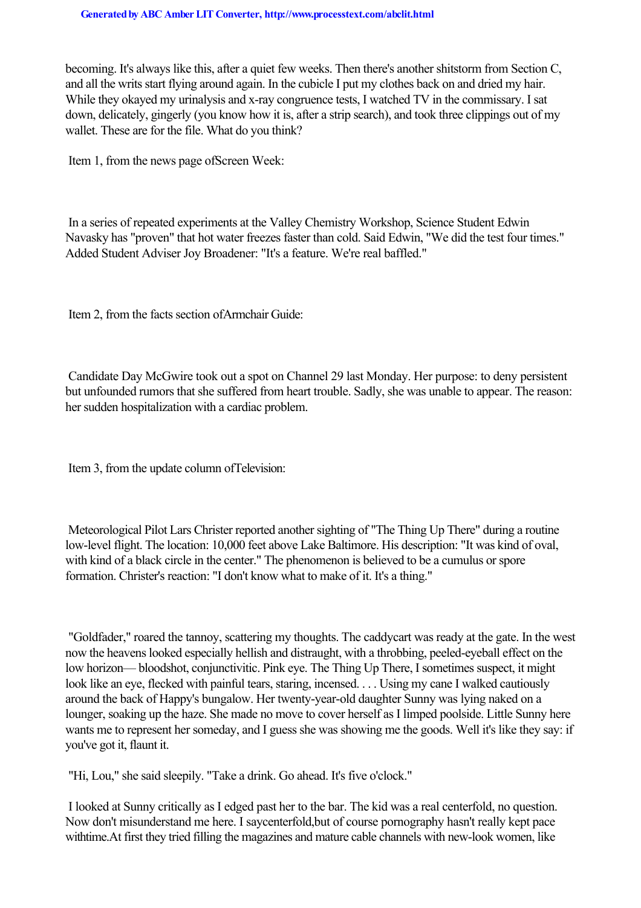becoming. It's always like this, after a quiet few weeks. Then there's another shitstorm from Section C, and all the writs start flying around again. In the cubicle I put my clothes back on and dried my hair. While they okayed my urinalysis and x-ray congruence tests, I watched TV in the commissary. I sat down, delicately, gingerly (you know how it is, after a strip search), and took three clippings out of my wallet. These are for the file. What do you think?

Item 1, from the news page of *Screen Week*:

In a series of repeated experiments at the Valley Chemistry Workshop, Science Student Edwin Navasky has "proven" that hot water freezes faster than cold. Said Edwin, "We did the test four times." Added Student Adviser Joy Broadener: "It's a feature. We're real baffled."

Item 2, from the facts section of *Armchair Guide*:

Candidate Day McGwire took out a spot on Channel 29 last Monday. Her purpose: to deny persistent but unfounded rumors that she suffered from heart trouble. Sadly, she was unable to appear. The reason: her sudden hospitalization with a cardiac problem.

Item 3, from the update column of *Television*:

Meteorological Pilot Lars Christer reported another sighting of "The Thing Up There" during a routine low-level flight. The location: 10,000 feet above Lake Baltimore. His description: "It was kind of oval, with kind of a black circle in the center." The phenomenon is believed to be a cumulus or spore formation. Christer's reaction: "I don't know what to make of it. It's a thing."

"Goldfader," roared the tannoy, scattering my thoughts. The caddycart was ready at the gate. In the west now the heavens looked especially hellish and distraught, with a throbbing, peeled-eyeball effect on the low horizon— bloodshot, conjunctivitic. Pink eye. The Thing Up There, I sometimes suspect, it might look like an eye, flecked with painful tears, staring, incensed. . . . Using my cane I walked cautiously around the back of Happy's bungalow. Her twenty-year-old daughter Sunny was lying naked on a lounger, soaking up the haze. She made no move to cover herself as I limped poolside. Little Sunny here wants me to represent her someday, and I guess she was showing me the goods. Well it's like they say: if you've got it, flaunt it.

"Hi, Lou," she said sleepily. "Take a drink. Go ahead. It's five o'clock."

I looked at Sunny critically as I edged past her to the bar. The kid was a real centerfold, no question. Now don't misunderstand me here. I say *centerfold*, but of course pornography hasn't really kept pace with *time*. At first they tried filling the magazines and mature cable channels with new-look women, like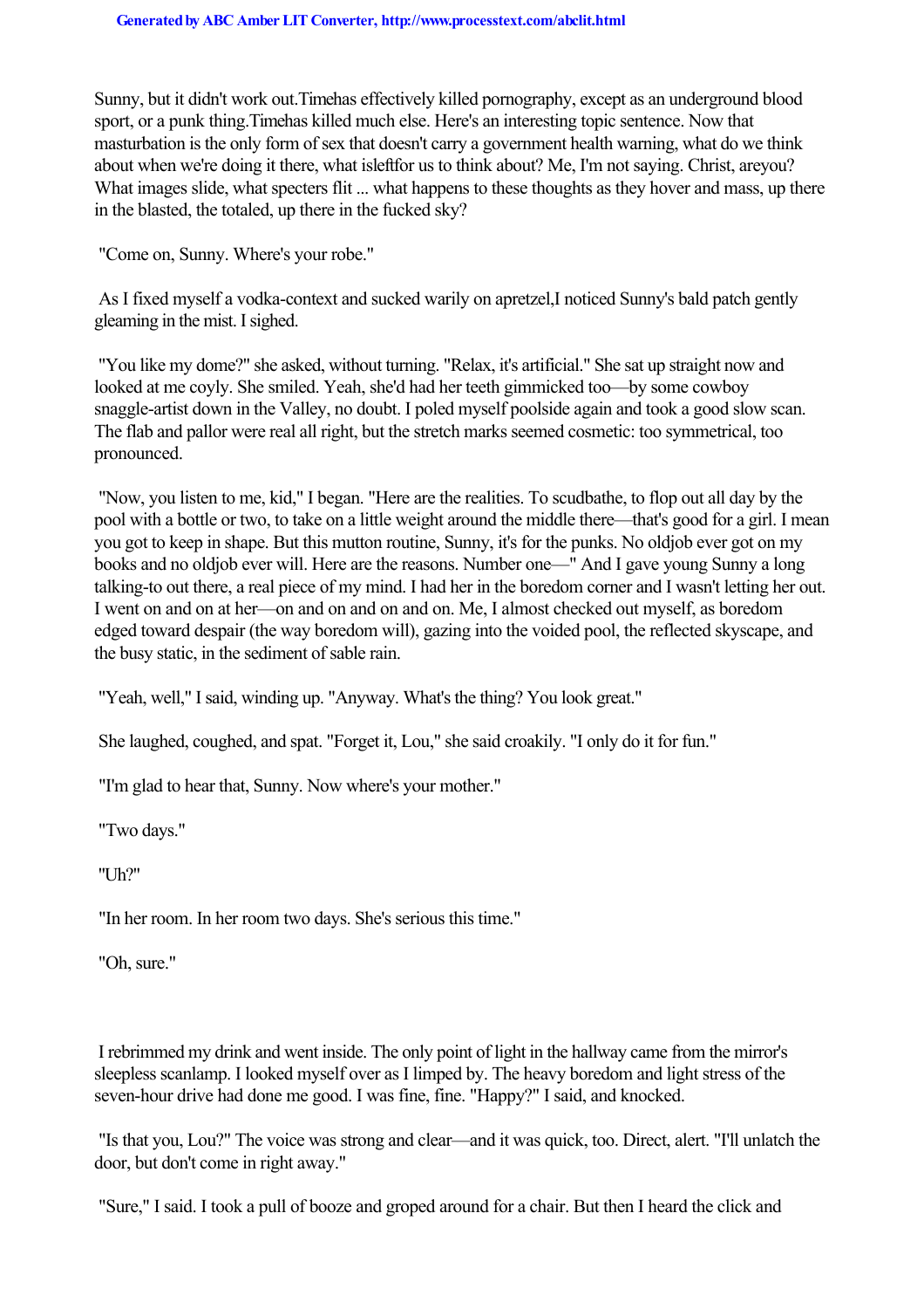Sunny, but it didn't work out. *Time* has effectively killed pornography, except as an underground blood sport, or a punk thing. *Time* has killed much else. Here's an interesting topic sentence. Now that masturbation is the only form of sex that doesn't carry a government health warning, what do we think about when we're doing it there, what is *left* for us to think about? Me, I'm not saying. Christ, are *you*? What images slide, what specters flit ... what happens to these thoughts as they hover and mass, up there in the blasted, the totaled, up there in the fucked sky?

"Come on, Sunny. Where's your robe."

As I fixed myself a vodka-context and sucked warily on a *pretzel*, I noticed Sunny's bald patch gently gleaming in the mist. I sighed.

"You like my dome?" she asked, without turning. "Relax, it's artificial." She sat up straight now and looked at me coyly. She smiled. Yeah, she'd had her teeth gimmicked too—by some cowboy snaggle-artist down in the Valley, no doubt. I poled myself poolside again and took a good slow scan. The flab and pallor were real all right, but the stretch marks seemed cosmetic: too symmetrical, too pronounced.

"Now, you listen to me, kid," I began. "Here are the realities. To scudbathe, to flop out all day by the pool with a bottle or two, to take on a little weight around the middle there—that's good for a girl. I mean you got to keep in shape. But this mutton routine, Sunny, it's for the punks. No oldjob ever got on my books and no oldjob ever will. Here are the reasons. Number one—" And I gave young Sunny a long talking-to out there, a real piece of my mind. I had her in the boredom corner and I wasn't letting her out. I went on and on at her—on and on and on and on. Me, I almost checked out myself, as boredom edged toward despair (the way boredom will), gazing into the voided pool, the reflected skyscape, and the busy static, in the sediment of sable rain.

"Yeah, well," I said, winding up. "Anyway. What's the thing? You look great."

She laughed, coughed, and spat. "Forget it, Lou," she said croakily. "I only do it for fun."

"I'm glad to hear that, Sunny. Now where's your mother."

"Two days."

"Uh?"

"In her room. In her room two days. She's serious this time."

"Oh, sure."

I rebrimmed my drink and went inside. The only point of light in the hallway came from the mirror's sleepless scanlamp. I looked myself over as I limped by. The heavy boredom and light stress of the seven-hour drive had done me good. I was fine, fine. "Happy?" I said, and knocked.

"Is that you, Lou?" The voice was strong and clear—and it was quick, too. Direct, alert. "I'll unlatch the door, but don't come in right away."

"Sure," I said. I took a pull of booze and groped around for a chair. But then I heard the click and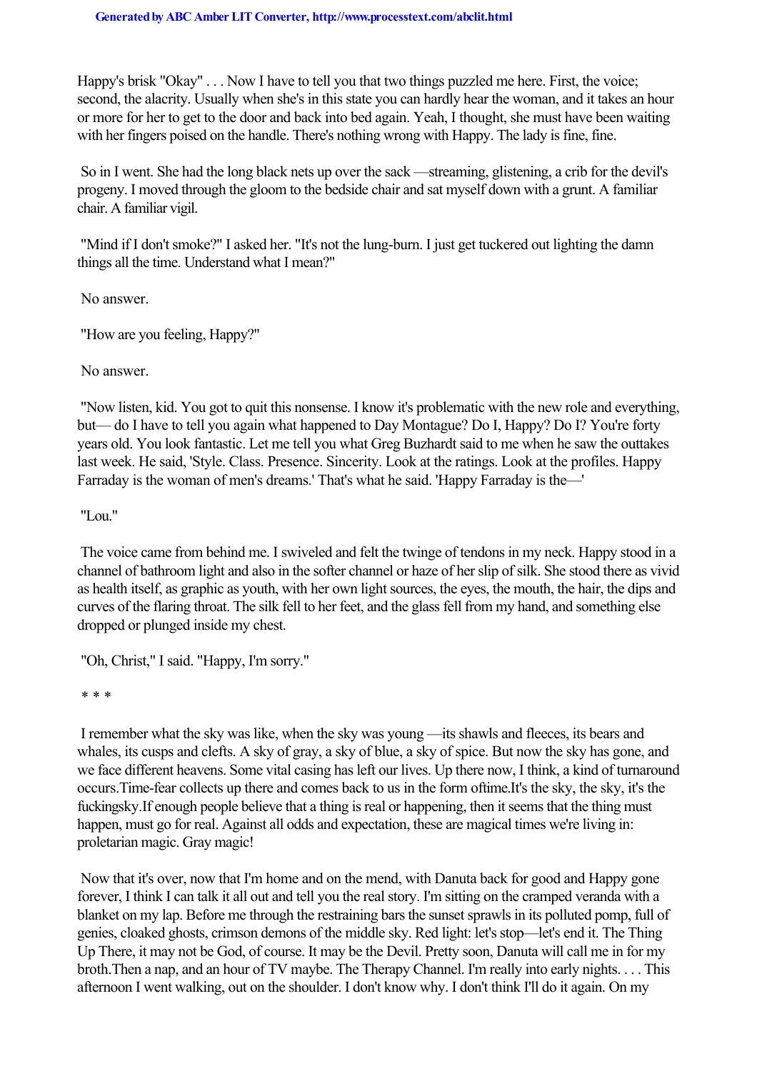Happy's brisk "Okay" . . . Now I have to tell you that two things puzzled me here. First, the voice; second, the alacrity. Usually when she's in this state you can hardly hear the woman, and it takes an hour or more for her to get to the door and back into bed again. Yeah, I thought, she must have been waiting with her fingers poised on the handle. There's nothing wrong with Happy. The lady is fine, fine.

So in I went. She had the long black nets up over the sack —streaming, glistening, a crib for the devil's progeny. I moved through the gloom to the bedside chair and sat myself down with a grunt. A familiar chair. A familiar vigil.

"Mind if I don't smoke?" I asked her. "It's not the lung-burn. I just get tuckered out lighting the damn things all the time. Understand what I mean?"

No answer.

"How are you feeling, Happy?"

No answer.

"Now listen, kid. You got to quit this nonsense. I know it's problematic with the new role and everything, but— do I have to tell you again what happened to Day Montague? Do I, Happy? Do I? You're forty years old. You look fantastic. Let me tell you what Greg Buzhardt said to me when he saw the outtakes last week. He said, 'Style. Class. Presence. Sincerity. Look at the ratings. Look at the profiles. Happy Farraday is the woman of men's dreams.' That's what he said. 'Happy Farraday is the—'

"Lou."

The voice came from behind me. I swiveled and felt the twinge of tendons in my neck. Happy stood in a channel of bathroom light and also in the softer channel or haze of her slip of silk. She stood there as vivid as health itself, as graphic as youth, with her own light sources, the eyes, the mouth, the hair, the dips and curves of the flaring throat. The silk fell to her feet, and the glass fell from my hand, and something else dropped or plunged inside my chest.

"Oh, Christ," I said. "Happy, I'm sorry."

* * *

I remember what the sky was like, when the sky was young —its shawls and fleeces, its bears and whales, its cusps and clefts. A sky of gray, a sky of blue, a sky of spice. But now the sky has gone, and we face different heavens. Some vital casing has left our lives. Up there now, I think, a kind of turnaround occurs. *Time-fear* collects up there and comes back to us in the form of *time.* It's the sky, the sky, it's the fucking *sky.* If enough people believe that a thing is real or happening, then it seems that the thing must happen, must go for real. Against all odds and expectation, these are magical times we're living in: proletarian magic. Gray magic!

Now that it's over, now that I'm home and on the mend, with Danuta back for good and Happy gone forever, I think I can talk it all out and tell you the real story. I'm sitting on the cramped veranda with a blanket on my lap. Before me through the restraining bars the sunset sprawls in its polluted pomp, full of genies, cloaked ghosts, crimson demons of the middle sky. Red light: let's stop—let's end it. The Thing Up There, it may not be God, of course. It may be the Devil. Pretty soon, Danuta will call me in for my broth. Then a nap, and an hour of TV maybe. The Therapy Channel. I'm really into early nights. . . . This afternoon I went walking, out on the shoulder. I don't know why. I don't think I'll do it again. On my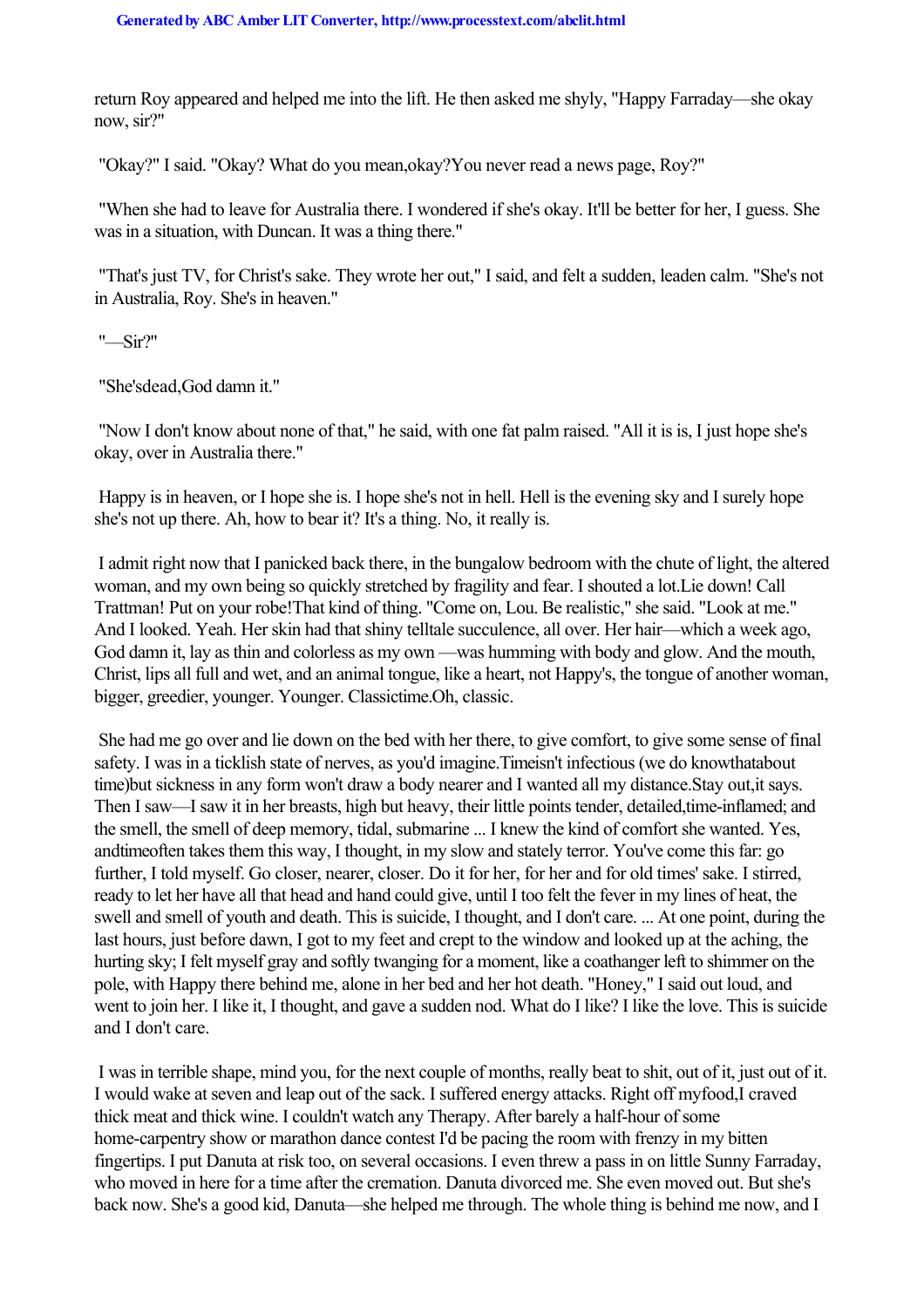return Roy appeared and helped me into the lift. He then asked me shyly, "Happy Farraday—she okay now, sir?"

"Okay?" I said. "Okay? What do you mean, *okay*? You never read a news page, Roy?"

"When she had to leave for Australia there. I wondered if she's okay. It'll be better for her, I guess. She was in a situation, with Duncan. It was a thing there."

"That's just TV, for Christ's sake. They wrote her out," I said, and felt a sudden, leaden calm. "She's not in Australia, Roy. She's in heaven."

"—Sir?"

"She's *dead*, God damn it."

"Now I don't know about none of that," he said, with one fat palm raised. "All it is is, I just hope she's okay, over in Australia there."

Happy is in heaven, or I hope she is. I hope she's not in hell. Hell is the evening sky and I surely hope she's not up there. Ah, how to bear it? It's a thing. No, it really is.

I admit right now that I panicked back there, in the bungalow bedroom with the chute of light, the altered woman, and my own being so quickly stretched by fragility and fear. I shouted a lot. *Lie down! Call Trattman! Put on your robe!* That kind of thing. "Come on, Lou. Be realistic," she said. "Look at me." And I looked. Yeah. Her skin had that shiny telltale succulence, all over. Her hair—which a week ago, God damn it, lay as thin and colorless as my own —was humming with body and glow. And the mouth, Christ, lips all full and wet, and an animal tongue, like a heart, not Happy's, the tongue of another woman, bigger, greedier, younger. Younger. Classic *time*. Oh, classic.

She had me go over and lie down on the bed with her there, to give comfort, to give some sense of final safety. I was in a ticklish state of nerves, as you'd imagine. *Time* isn't infectious (we do know *that* about time) but sickness in any form won't draw a body nearer and I wanted all my distance. *Stay out*, it says. Then I saw—I saw it in her breasts, high but heavy, their little points tender, detailed, *time*-inflamed; and the smell, the smell of deep memory, tidal, submarine ... I knew the kind of comfort she wanted. Yes, and *time* often takes them this way, I thought, in my slow and stately terror. You've come this far: go further, I told myself. Go closer, nearer, closer. Do it for her, for her and for old times' sake. I stirred, ready to let her have all that head and hand could give, until I too felt the fever in my lines of heat, the swell and smell of youth and death. This is suicide, I thought, and I don't care. ... At one point, during the last hours, just before dawn, I got to my feet and crept to the window and looked up at the aching, the hurting sky; I felt myself gray and softly twanging for a moment, like a coathanger left to shimmer on the pole, with Happy there behind me, alone in her bed and her hot death. "Honey," I said out loud, and went to join her. I like it, I thought, and gave a sudden nod. What do I like? I like the love. This is suicide and I don't care.

I was in terrible shape, mind you, for the next couple of months, really beat to shit, out of it, just out of it. I would wake at seven and leap out of the sack. I suffered energy attacks. Right off my *food*, I craved thick meat and thick wine. I couldn't watch any Therapy. After barely a half-hour of some home-carpentry show or marathon dance contest I'd be pacing the room with frenzy in my bitten fingertips. I put Danuta at risk too, on several occasions. I even threw a pass in on little Sunny Farraday, who moved in here for a time after the cremation. Danuta divorced me. She even moved out. But she's back now. She's a good kid, Danuta—she helped me through. The whole thing is behind me now, and I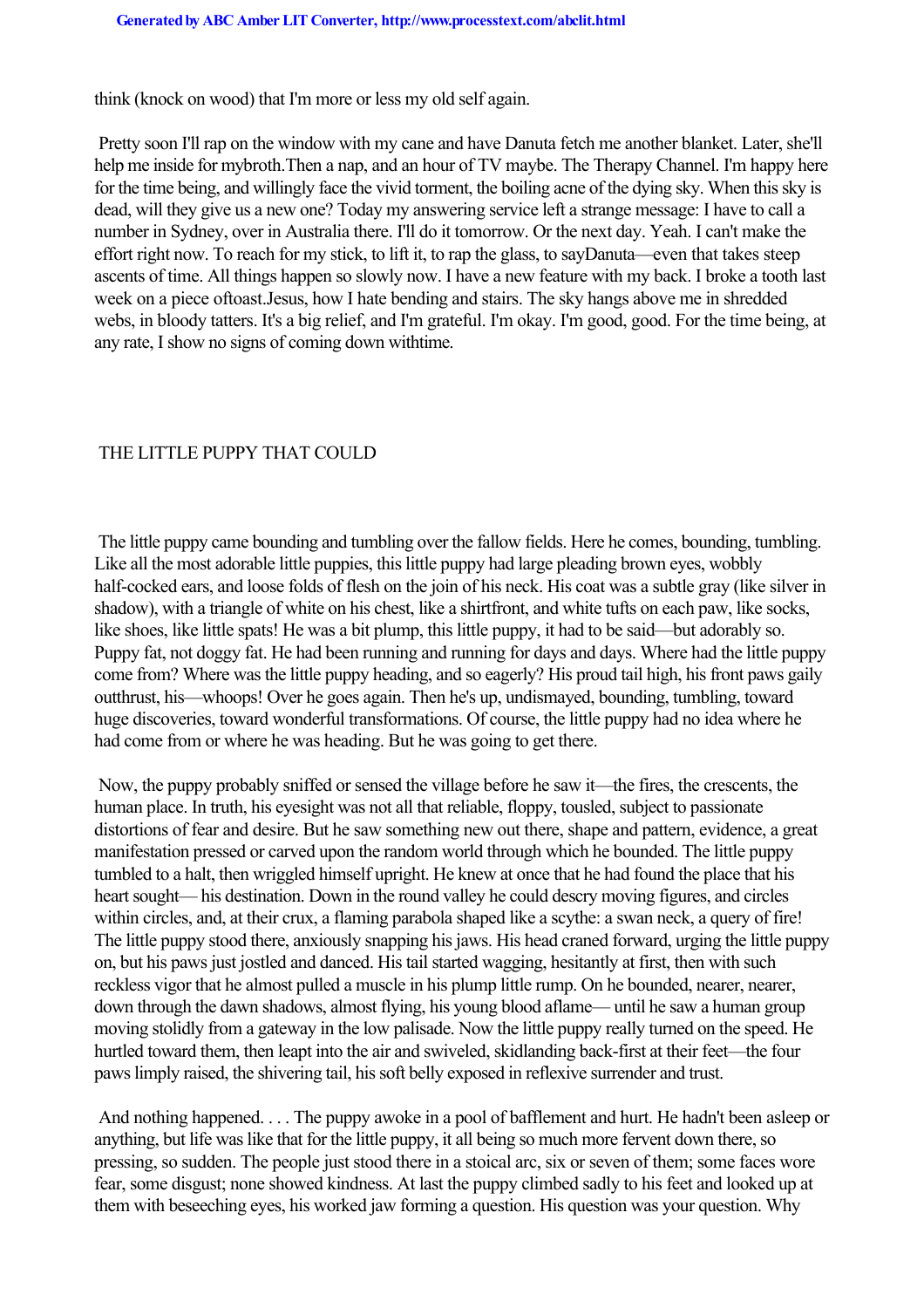think (knock on wood) that I'm more or less my old self again.

Pretty soon I'll rap on the window with my cane and have Danuta fetch me another blanket. Later, she'll help me inside for mybroth.Then a nap, and an hour of TV maybe. The Therapy Channel. I'm happy here for the time being, and willingly face the vivid torment, the boiling acne of the dying sky. When this sky is dead, will they give us a new one? Today my answering service left a strange message: I have to call a number in Sydney, over in Australia there. I'll do it tomorrow. Or the next day. Yeah. I can't make the effort right now. To reach for my stick, to lift it, to rap the glass, to sayDanuta—even that takes steep ascents of time. All things happen so slowly now. I have a new feature with my back. I broke a tooth last week on a piece oftoast.Jesus, how I hate bending and stairs. The sky hangs above me in shredded webs, in bloody tatters. It's a big relief, and I'm grateful. I'm okay. I'm good, good. For the time being, at any rate, I show no signs of coming down withtime.

# THE LITTLE PUPPY THAT COULD

The little puppy came bounding and tumbling over the fallow fields. Here he comes, bounding, tumbling. Like all the most adorable little puppies, this little puppy had large pleading brown eyes, wobbly half-cocked ears, and loose folds of flesh on the join of his neck. His coat was a subtle gray (like silver in shadow), with a triangle of white on his chest, like a shirtfront, and white tufts on each paw, like socks, like shoes, like little spats! He was a bit plump, this little puppy, it had to be said—but adorably so. Puppy fat, not doggy fat. He had been running and running for days and days. Where had the little puppy come from? Where was the little puppy heading, and so eagerly? His proud tail high, his front paws gaily outthrust, his—whoops! Over he goes again. Then he's up, undismayed, bounding, tumbling, toward huge discoveries, toward wonderful transformations. Of course, the little puppy had no idea where he had come from or where he was heading. But he was going to get there.

Now, the puppy probably sniffed or sensed the village before he saw it—the fires, the crescents, the human place. In truth, his eyesight was not all that reliable, floppy, tousled, subject to passionate distortions of fear and desire. But he saw something new out there, shape and pattern, evidence, a great manifestation pressed or carved upon the random world through which he bounded. The little puppy tumbled to a halt, then wriggled himself upright. He knew at once that he had found the place that his heart sought— his destination. Down in the round valley he could descry moving figures, and circles within circles, and, at their crux, a flaming parabola shaped like a scythe: a swan neck, a query of fire! The little puppy stood there, anxiously snapping his jaws. His head craned forward, urging the little puppy on, but his paws just jostled and danced. His tail started wagging, hesitantly at first, then with such reckless vigor that he almost pulled a muscle in his plump little rump. On he bounded, nearer, nearer, down through the dawn shadows, almost flying, his young blood aflame— until he saw a human group moving stolidly from a gateway in the low palisade. Now the little puppy really turned on the speed. He hurtled toward them, then leapt into the air and swiveled, skidlanding back-first at their feet—the four paws limply raised, the shivering tail, his soft belly exposed in reflexive surrender and trust.

And nothing happened. . . . The puppy awoke in a pool of bafflement and hurt. He hadn't been asleep or anything, but life was like that for the little puppy, it all being so much more fervent down there, so pressing, so sudden. The people just stood there in a stoical arc, six or seven of them; some faces wore fear, some disgust; none showed kindness. At last the puppy climbed sadly to his feet and looked up at them with beseeching eyes, his worked jaw forming a question. His question was your question. Why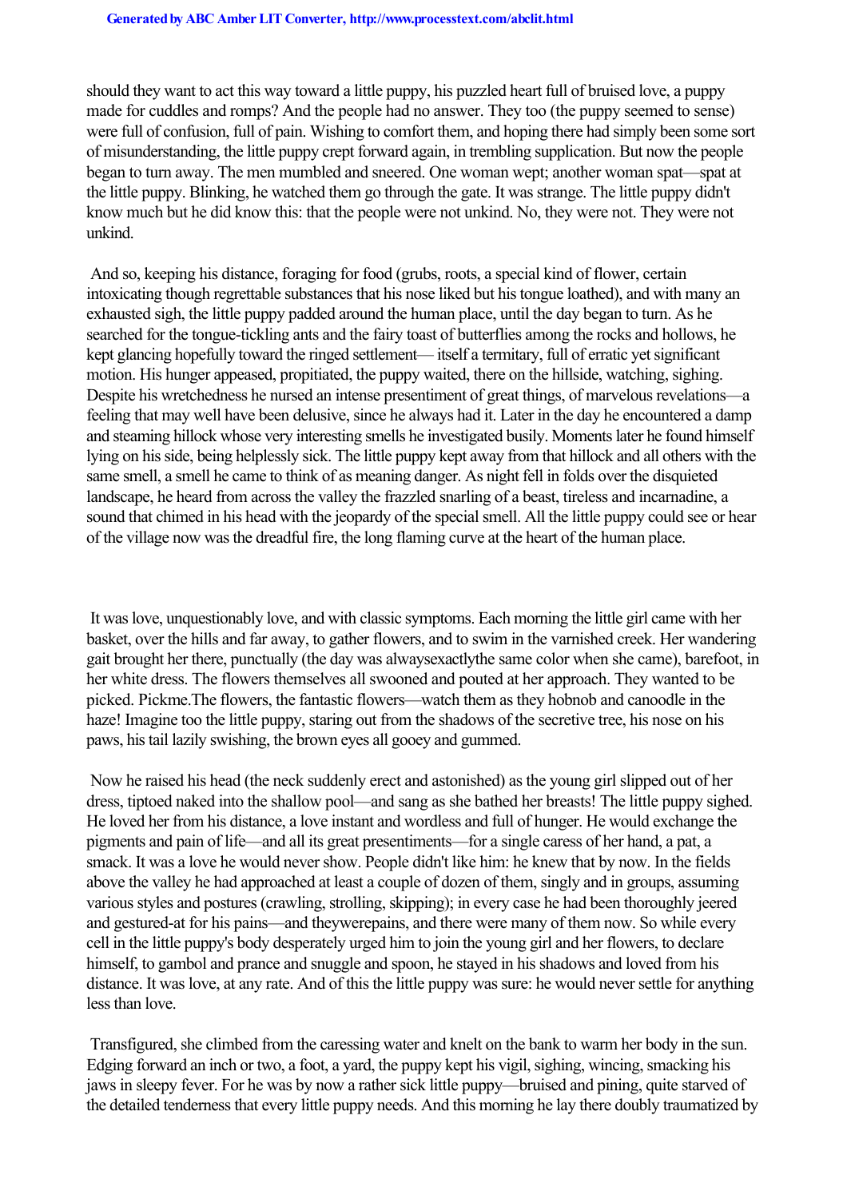should they want to act this way toward a little puppy, his puzzled heart full of bruised love, a puppy made for cuddles and romps? And the people had no answer. They too (the puppy seemed to sense) were full of confusion, full of pain. Wishing to comfort them, and hoping there had simply been some sort of misunderstanding, the little puppy crept forward again, in trembling supplication. But now the people began to turn away. The men mumbled and sneered. One woman wept; another woman spat—spat at the little puppy. Blinking, he watched them go through the gate. It was strange. The little puppy didn't know much but he did know this: that the people were not unkind. No, they were not. They were not unkind.

And so, keeping his distance, foraging for food (grubs, roots, a special kind of flower, certain intoxicating though regrettable substances that his nose liked but his tongue loathed), and with many an exhausted sigh, the little puppy padded around the human place, until the day began to turn. As he searched for the tongue-tickling ants and the fairy toast of butterflies among the rocks and hollows, he kept glancing hopefully toward the ringed settlement— itself a termitary, full of erratic yet significant motion. His hunger appeased, propitiated, the puppy waited, there on the hillside, watching, sighing. Despite his wretchedness he nursed an intense presentiment of great things, of marvelous revelations—a feeling that may well have been delusive, since he always had it. Later in the day he encountered a damp and steaming hillock whose very interesting smells he investigated busily. Moments later he found himself lying on his side, being helplessly sick. The little puppy kept away from that hillock and all others with the same smell, a smell he came to think of as meaning danger. As night fell in folds over the disquieted landscape, he heard from across the valley the frazzled snarling of a beast, tireless and incarnadine, a sound that chimed in his head with the jeopardy of the special smell. All the little puppy could see or hear of the village now was the dreadful fire, the long flaming curve at the heart of the human place.

It was love, unquestionably love, and with classic symptoms. Each morning the little girl came with her basket, over the hills and far away, to gather flowers, and to swim in the varnished creek. Her wandering gait brought her there, punctually (the day was always *exactly* the same color when she came), barefoot, in her white dress. The flowers themselves all swooned and pouted at her approach. They wanted to be picked. *Pick me.* The flowers, the fantastic flowers—watch them as they hobnob and canoodle in the haze! Imagine too the little puppy, staring out from the shadows of the secretive tree, his nose on his paws, his tail lazily swishing, the brown eyes all gooey and gummed.

Now he raised his head (the neck suddenly erect and astonished) as the young girl slipped out of her dress, tiptoed naked into the shallow pool—and sang as she bathed her breasts! The little puppy sighed. He loved her from his distance, a love instant and wordless and full of hunger. He would exchange the pigments and pain of life—and all its great presentiments—for a single caress of her hand, a pat, a smack. It was a love he would never show. People didn't like him: he knew that by now. In the fields above the valley he had approached at least a couple of dozen of them, singly and in groups, assuming various styles and postures (crawling, strolling, skipping); in every case he had been thoroughly jeered and gestured-at for his pains—and they *were* pains, and there were many of them now. So while every cell in the little puppy's body desperately urged him to join the young girl and her flowers, to declare himself, to gambol and prance and snuggle and spoon, he stayed in his shadows and loved from his distance. It was love, at any rate. And of this the little puppy was sure: he would never settle for anything less than love.

Transfigured, she climbed from the caressing water and knelt on the bank to warm her body in the sun. Edging forward an inch or two, a foot, a yard, the puppy kept his vigil, sighing, wincing, smacking his jaws in sleepy fever. For he was by now a rather sick little puppy—bruised and pining, quite starved of the detailed tenderness that every little puppy needs. And this morning he lay there doubly traumatized by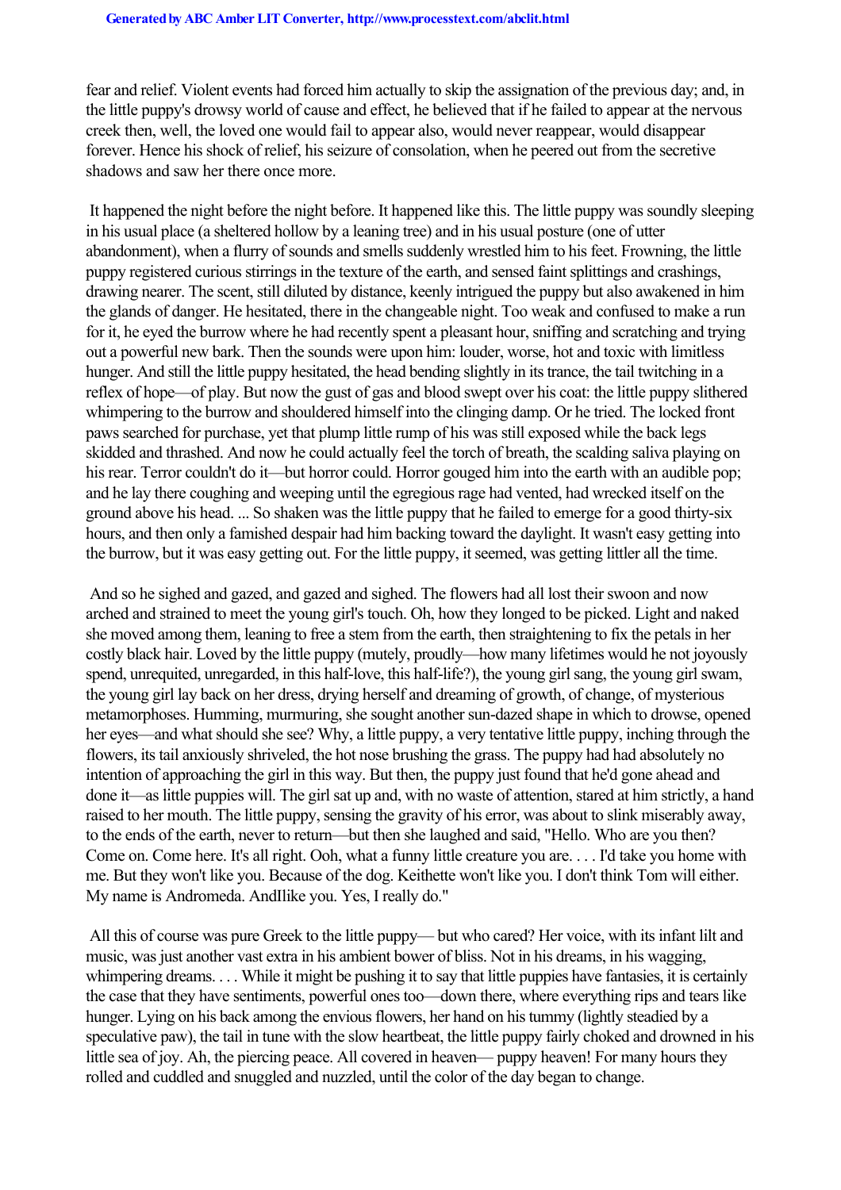fear and relief. Violent events had forced him actually to skip the assignation of the previous day; and, in the little puppy's drowsy world of cause and effect, he believed that if he failed to appear at the nervous creek then, well, the loved one would fail to appear also, would never reappear, would disappear forever. Hence his shock of relief, his seizure of consolation, when he peered out from the secretive shadows and saw her there once more.

It happened the night before the night before. It happened like this. The little puppy was soundly sleeping in his usual place (a sheltered hollow by a leaning tree) and in his usual posture (one of utter abandonment), when a flurry of sounds and smells suddenly wrestled him to his feet. Frowning, the little puppy registered curious stirrings in the texture of the earth, and sensed faint splittings and crashings, drawing nearer. The scent, still diluted by distance, keenly intrigued the puppy but also awakened in him the glands of danger. He hesitated, there in the changeable night. Too weak and confused to make a run for it, he eyed the burrow where he had recently spent a pleasant hour, sniffing and scratching and trying out a powerful new bark. Then the sounds were upon him: louder, worse, hot and toxic with limitless hunger. And still the little puppy hesitated, the head bending slightly in its trance, the tail twitching in a reflex of hope—of play. But now the gust of gas and blood swept over his coat: the little puppy slithered whimpering to the burrow and shouldered himself into the clinging damp. Or he tried. The locked front paws searched for purchase, yet that plump little rump of his was still exposed while the back legs skidded and thrashed. And now he could actually feel the torch of breath, the scalding saliva playing on his rear. Terror couldn't do it—but horror could. Horror gouged him into the earth with an audible pop; and he lay there coughing and weeping until the egregious rage had vented, had wrecked itself on the ground above his head. ... So shaken was the little puppy that he failed to emerge for a good thirty-six hours, and then only a famished despair had him backing toward the daylight. It wasn't easy getting into the burrow, but it was easy getting out. For the little puppy, it seemed, was getting littler all the time.

And so he sighed and gazed, and gazed and sighed. The flowers had all lost their swoon and now arched and strained to meet the young girl's touch. Oh, how they longed to be picked. Light and naked she moved among them, leaning to free a stem from the earth, then straightening to fix the petals in her costly black hair. Loved by the little puppy (mutely, proudly—how many lifetimes would he not joyously spend, unrequited, unregarded, in this half-love, this half-life?), the young girl sang, the young girl swam, the young girl lay back on her dress, drying herself and dreaming of growth, of change, of mysterious metamorphoses. Humming, murmuring, she sought another sun-dazed shape in which to drowse, opened her eyes—and what should she see? Why, a little puppy, a very tentative little puppy, inching through the flowers, its tail anxiously shriveled, the hot nose brushing the grass. The puppy had had absolutely no intention of approaching the girl in this way. But then, the puppy just found that he'd gone ahead and done it—as little puppies will. The girl sat up and, with no waste of attention, stared at him strictly, a hand raised to her mouth. The little puppy, sensing the gravity of his error, was about to slink miserably away, to the ends of the earth, never to return—but then she laughed and said, "Hello. Who are you then? Come on. Come here. It's all right. Ooh, what a funny little creature you are. . . . I'd take you home with me. But they won't like you. Because of the dog. Keithette won't like you. I don't think Tom will either. My name is Andromeda. AndIlike you. Yes, I really do."

All this of course was pure Greek to the little puppy— but who cared? Her voice, with its infant lilt and music, was just another vast extra in his ambient bower of bliss. Not in his dreams, in his wagging, whimpering dreams. . . . While it might be pushing it to say that little puppies have fantasies, it is certainly the case that they have sentiments, powerful ones too—down there, where everything rips and tears like hunger. Lying on his back among the envious flowers, her hand on his tummy (lightly steadied by a speculative paw), the tail in tune with the slow heartbeat, the little puppy fairly choked and drowned in his little sea of joy. Ah, the piercing peace. All covered in heaven— puppy heaven! For many hours they rolled and cuddled and snuggled and nuzzled, until the color of the day began to change.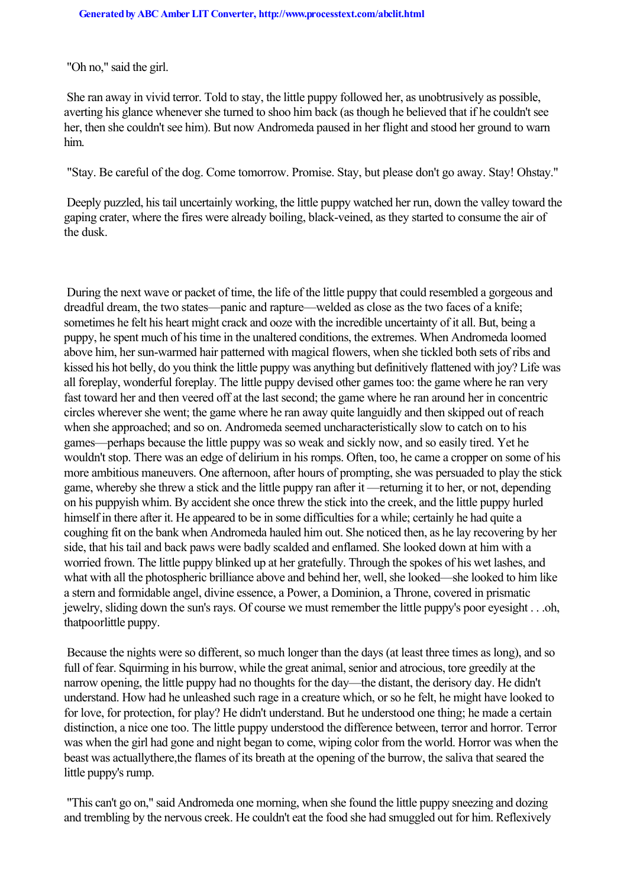"Oh no," said the girl.

She ran away in vivid terror. Told to stay, the little puppy followed her, as unobtrusively as possible, averting his glance whenever she turned to shoo him back (as though he believed that if he couldn't see her, then she couldn't see him). But now Andromeda paused in her flight and stood her ground to warn him.

"Stay. Be careful of the dog. Come tomorrow. Promise. Stay, but please don't go away. Stay! Ohstay."

Deeply puzzled, his tail uncertainly working, the little puppy watched her run, down the valley toward the gaping crater, where the fires were already boiling, black-veined, as they started to consume the air of the dusk.

During the next wave or packet of time, the life of the little puppy that could resembled a gorgeous and dreadful dream, the two states—panic and rapture—welded as close as the two faces of a knife; sometimes he felt his heart might crack and ooze with the incredible uncertainty of it all. But, being a puppy, he spent much of his time in the unaltered conditions, the extremes. When Andromeda loomed above him, her sun-warmed hair patterned with magical flowers, when she tickled both sets of ribs and kissed his hot belly, do you think the little puppy was anything but definitively flattened with joy? Life was all foreplay, wonderful foreplay. The little puppy devised other games too: the game where he ran very fast toward her and then veered off at the last second; the game where he ran around her in concentric circles wherever she went; the game where he ran away quite languidly and then skipped out of reach when she approached; and so on. Andromeda seemed uncharacteristically slow to catch on to his games—perhaps because the little puppy was so weak and sickly now, and so easily tired. Yet he wouldn't stop. There was an edge of delirium in his romps. Often, too, he came a cropper on some of his more ambitious maneuvers. One afternoon, after hours of prompting, she was persuaded to play the stick game, whereby she threw a stick and the little puppy ran after it —returning it to her, or not, depending on his puppyish whim. By accident she once threw the stick into the creek, and the little puppy hurled himself in there after it. He appeared to be in some difficulties for a while; certainly he had quite a coughing fit on the bank when Andromeda hauled him out. She noticed then, as he lay recovering by her side, that his tail and back paws were badly scalded and enflamed. She looked down at him with a worried frown. The little puppy blinked up at her gratefully. Through the spokes of his wet lashes, and what with all the photospheric brilliance above and behind her, well, she looked—she looked to him like a stern and formidable angel, divine essence, a Power, a Dominion, a Throne, covered in prismatic jewelry, sliding down the sun's rays. Of course we must remember the little puppy's poor eyesight . . .oh, thatpoorlittle puppy.

Because the nights were so different, so much longer than the days (at least three times as long), and so full of fear. Squirming in his burrow, while the great animal, senior and atrocious, tore greedily at the narrow opening, the little puppy had no thoughts for the day—the distant, the derisory day. He didn't understand. How had he unleashed such rage in a creature which, or so he felt, he might have looked to for love, for protection, for play? He didn't understand. But he understood one thing; he made a certain distinction, a nice one too. The little puppy understood the difference between, terror and horror. Terror was when the girl had gone and night began to come, wiping color from the world. Horror was when the beast was actuallythere,the flames of its breath at the opening of the burrow, the saliva that seared the little puppy's rump.

"This can't go on," said Andromeda one morning, when she found the little puppy sneezing and dozing and trembling by the nervous creek. He couldn't eat the food she had smuggled out for him. Reflexively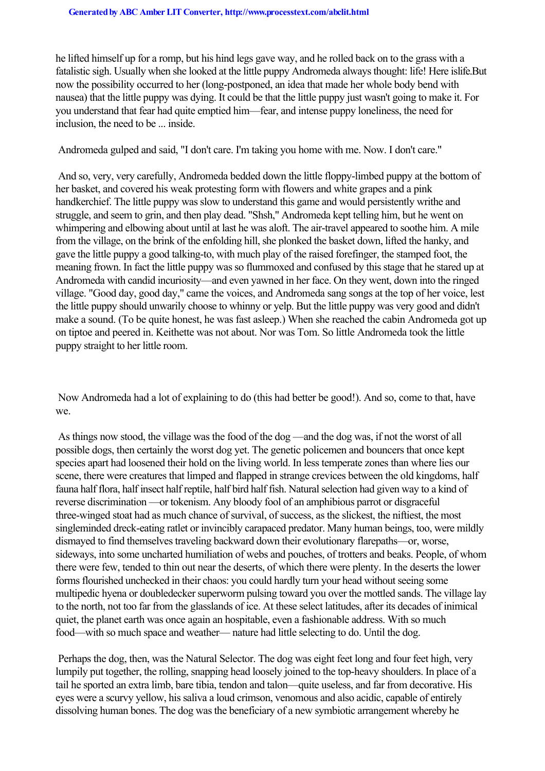he lifted himself up for a romp, but his hind legs gave way, and he rolled back on to the grass with a fatalistic sigh. Usually when she looked at the little puppy Andromeda always thought: life! Here islife.But now the possibility occurred to her (long-postponed, an idea that made her whole body bend with nausea) that the little puppy was dying. It could be that the little puppy just wasn't going to make it. For you understand that fear had quite emptied him—fear, and intense puppy loneliness, the need for inclusion, the need to be ... inside.

Andromeda gulped and said, "I don't care. I'm taking you home with me. Now. I don't care."

And so, very, very carefully, Andromeda bedded down the little floppy-limbed puppy at the bottom of her basket, and covered his weak protesting form with flowers and white grapes and a pink handkerchief. The little puppy was slow to understand this game and would persistently writhe and struggle, and seem to grin, and then play dead. "Shsh," Andromeda kept telling him, but he went on whimpering and elbowing about until at last he was aloft. The air-travel appeared to soothe him. A mile from the village, on the brink of the enfolding hill, she plonked the basket down, lifted the hanky, and gave the little puppy a good talking-to, with much play of the raised forefinger, the stamped foot, the meaning frown. In fact the little puppy was so flummoxed and confused by this stage that he stared up at Andromeda with candid incuriosity—and even yawned in her face. On they went, down into the ringed village. "Good day, good day," came the voices, and Andromeda sang songs at the top of her voice, lest the little puppy should unwarily choose to whinny or yelp. But the little puppy was very good and didn't make a sound. (To be quite honest, he was fast asleep.) When she reached the cabin Andromeda got up on tiptoe and peered in. Keithette was not about. Nor was Tom. So little Andromeda took the little puppy straight to her little room.

Now Andromeda had a lot of explaining to do (this had better be good!). And so, come to that, have we.

As things now stood, the village was the food of the dog —and the dog was, if not the worst of all possible dogs, then certainly the worst dog yet. The genetic policemen and bouncers that once kept species apart had loosened their hold on the living world. In less temperate zones than where lies our scene, there were creatures that limped and flapped in strange crevices between the old kingdoms, half fauna half flora, half insect half reptile, half bird half fish. Natural selection had given way to a kind of reverse discrimination —or tokenism. Any bloody fool of an amphibious parrot or disgraceful three-winged stoat had as much chance of survival, of success, as the slickest, the niftiest, the most singleminded dreck-eating ratlet or invincibly carapaced predator. Many human beings, too, were mildly dismayed to find themselves traveling backward down their evolutionary flarepaths—or, worse, sideways, into some uncharted humiliation of webs and pouches, of trotters and beaks. People, of whom there were few, tended to thin out near the deserts, of which there were plenty. In the deserts the lower forms flourished unchecked in their chaos: you could hardly turn your head without seeing some multipedic hyena or doubledecker superworm pulsing toward you over the mottled sands. The village lay to the north, not too far from the glasslands of ice. At these select latitudes, after its decades of inimical quiet, the planet earth was once again an hospitable, even a fashionable address. With so much food—with so much space and weather— nature had little selecting to do. Until the dog.

Perhaps the dog, then, was the Natural Selector. The dog was eight feet long and four feet high, very lumpily put together, the rolling, snapping head loosely joined to the top-heavy shoulders. In place of a tail he sported an extra limb, bare tibia, tendon and talon—quite useless, and far from decorative. His eyes were a scurvy yellow, his saliva a loud crimson, venomous and also acidic, capable of entirely dissolving human bones. The dog was the beneficiary of a new symbiotic arrangement whereby he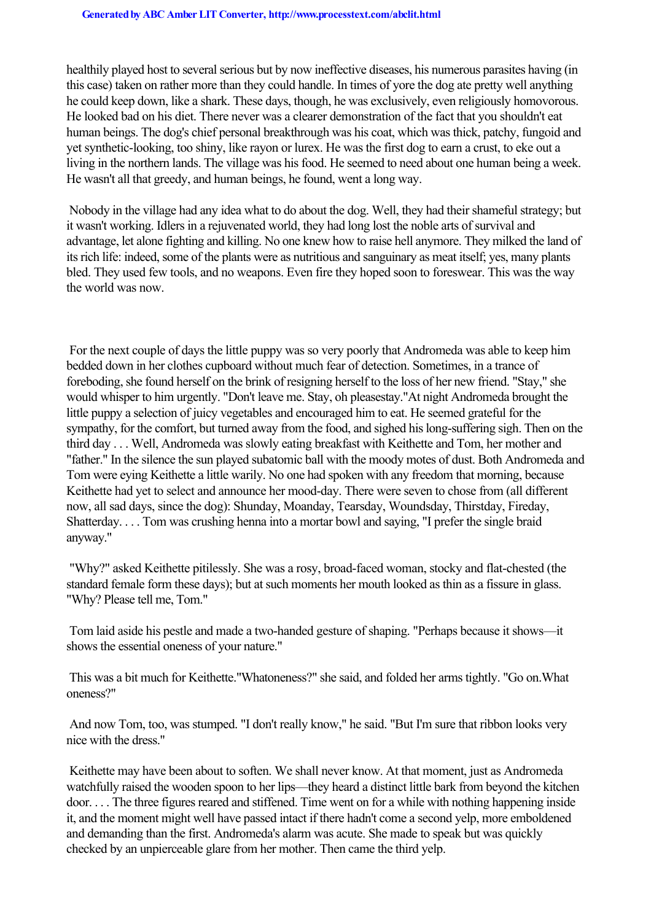healthily played host to several serious but by now ineffective diseases, his numerous parasites having (in this case) taken on rather more than they could handle. In times of yore the dog ate pretty well anything he could keep down, like a shark. These days, though, he was exclusively, even religiously homovorous. He looked bad on his diet. There never was a clearer demonstration of the fact that you shouldn't eat human beings. The dog's chief personal breakthrough was his coat, which was thick, patchy, fungoid and yet synthetic-looking, too shiny, like rayon or lurex. He was the first dog to earn a crust, to eke out a living in the northern lands. The village was his food. He seemed to need about one human being a week. He wasn't all that greedy, and human beings, he found, went a long way.

Nobody in the village had any idea what to do about the dog. Well, they had their shameful strategy; but it wasn't working. Idlers in a rejuvenated world, they had long lost the noble arts of survival and advantage, let alone fighting and killing. No one knew how to raise hell anymore. They milked the land of its rich life: indeed, some of the plants were as nutritious and sanguinary as meat itself; yes, many plants bled. They used few tools, and no weapons. Even fire they hoped soon to foreswear. This was the way the world was now.

For the next couple of days the little puppy was so very poorly that Andromeda was able to keep him bedded down in her clothes cupboard without much fear of detection. Sometimes, in a trance of foreboding, she found herself on the brink of resigning herself to the loss of her new friend. "Stay," she would whisper to him urgently. "Don't leave me. Stay, oh pleasestay."At night Andromeda brought the little puppy a selection of juicy vegetables and encouraged him to eat. He seemed grateful for the sympathy, for the comfort, but turned away from the food, and sighed his long-suffering sigh. Then on the third day . . . Well, Andromeda was slowly eating breakfast with Keithette and Tom, her mother and "father." In the silence the sun played subatomic ball with the moody motes of dust. Both Andromeda and Tom were eying Keithette a little warily. No one had spoken with any freedom that morning, because Keithette had yet to select and announce her mood-day. There were seven to chose from (all different now, all sad days, since the dog): Shunday, Moanday, Tearsday, Woundsday, Thirstday, Fireday, Shatterday. . . . Tom was crushing henna into a mortar bowl and saying, "I prefer the single braid anyway."

"Why?" asked Keithette pitilessly. She was a rosy, broad-faced woman, stocky and flat-chested (the standard female form these days); but at such moments her mouth looked as thin as a fissure in glass. "Why? Please tell me, Tom."

Tom laid aside his pestle and made a two-handed gesture of shaping. "Perhaps because it shows—it shows the essential oneness of your nature."

This was a bit much for Keithette."Whatoneness?" she said, and folded her arms tightly. "Go on.What oneness?"

And now Tom, too, was stumped. "I don't really know," he said. "But I'm sure that ribbon looks very nice with the dress."

Keithette may have been about to soften. We shall never know. At that moment, just as Andromeda watchfully raised the wooden spoon to her lips—they heard a distinct little bark from beyond the kitchen door. . . . The three figures reared and stiffened. Time went on for a while with nothing happening inside it, and the moment might well have passed intact if there hadn't come a second yelp, more emboldened and demanding than the first. Andromeda's alarm was acute. She made to speak but was quickly checked by an unpierceable glare from her mother. Then came the third yelp.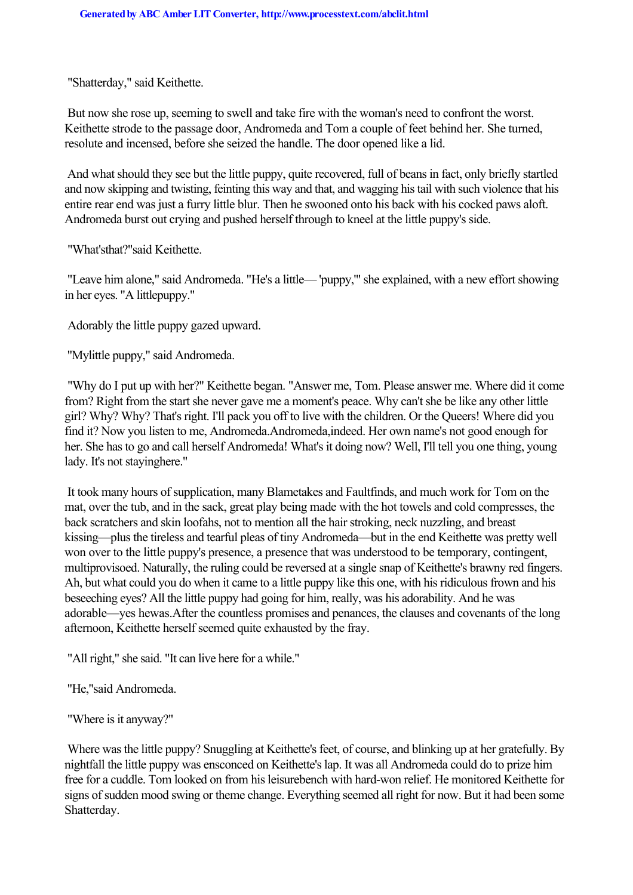"Shatterday," said Keithette.

But now she rose up, seeming to swell and take fire with the woman's need to confront the worst. Keithette strode to the passage door, Andromeda and Tom a couple of feet behind her. She turned, resolute and incensed, before she seized the handle. The door opened like a lid.

And what should they see but the little puppy, quite recovered, full of beans in fact, only briefly startled and now skipping and twisting, feinting this way and that, and wagging his tail with such violence that his entire rear end was just a furry little blur. Then he swooned onto his back with his cocked paws aloft. Andromeda burst out crying and pushed herself through to kneel at the little puppy's side.

"What'sthat?"said Keithette.

"Leave him alone," said Andromeda. "He's a little— 'puppy,'" she explained, with a new effort showing in her eyes. "A littlepuppy."

Adorably the little puppy gazed upward.

"Mylittle puppy," said Andromeda.

"Why do I put up with her?" Keithette began. "Answer me, Tom. Please answer me. Where did it come from? Right from the start she never gave me a moment's peace. Why can't she be like any other little girl? Why? Why? That's right. I'll pack you off to live with the children. Or the Queers! Where did you find it? Now you listen to me, Andromeda.Andromeda,indeed. Her own name's not good enough for her. She has to go and call herself Andromeda! What's it doing now? Well, I'll tell you one thing, young lady. It's not stayinghere."

It took many hours of supplication, many Blametakes and Faultfinds, and much work for Tom on the mat, over the tub, and in the sack, great play being made with the hot towels and cold compresses, the back scratchers and skin loofahs, not to mention all the hair stroking, neck nuzzling, and breast kissing—plus the tireless and tearful pleas of tiny Andromeda—but in the end Keithette was pretty well won over to the little puppy's presence, a presence that was understood to be temporary, contingent, multiprovisoed. Naturally, the ruling could be reversed at a single snap of Keithette's brawny red fingers. Ah, but what could you do when it came to a little puppy like this one, with his ridiculous frown and his beseeching eyes? All the little puppy had going for him, really, was his adorability. And he was adorable—yes hewas.After the countless promises and penances, the clauses and covenants of the long afternoon, Keithette herself seemed quite exhausted by the fray.

"All right," she said. "It can live here for a while."

"He,"said Andromeda.

"Where is it anyway?"

Where was the little puppy? Snuggling at Keithette's feet, of course, and blinking up at her gratefully. By nightfall the little puppy was ensconced on Keithette's lap. It was all Andromeda could do to prize him free for a cuddle. Tom looked on from his leisurebench with hard-won relief. He monitored Keithette for signs of sudden mood swing or theme change. Everything seemed all right for now. But it had been some Shatterday.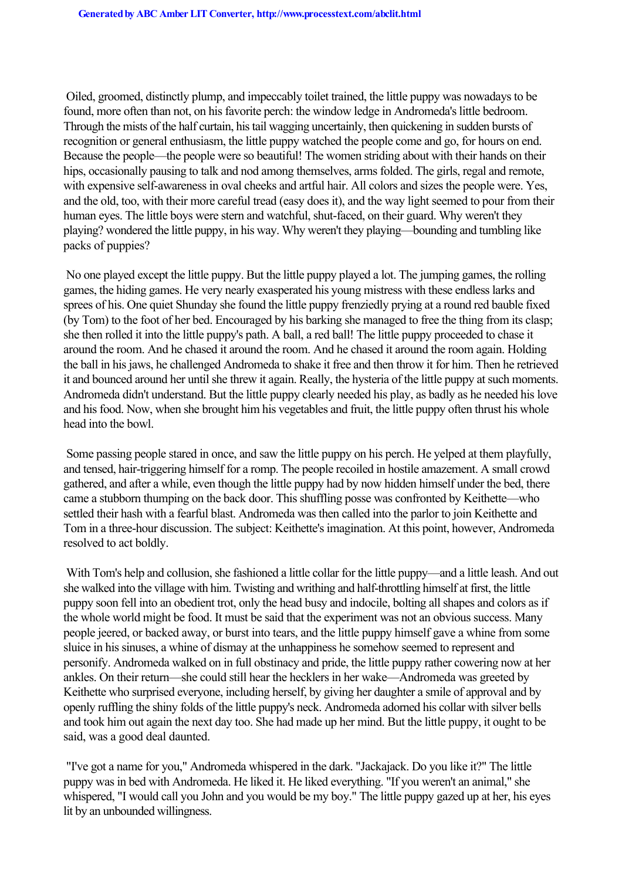Oiled, groomed, distinctly plump, and impeccably toilet trained, the little puppy was nowadays to be found, more often than not, on his favorite perch: the window ledge in Andromeda's little bedroom. Through the mists of the half curtain, his tail wagging uncertainly, then quickening in sudden bursts of recognition or general enthusiasm, the little puppy watched the people come and go, for hours on end. Because the people—the people were so beautiful! The women striding about with their hands on their hips, occasionally pausing to talk and nod among themselves, arms folded. The girls, regal and remote, with expensive self-awareness in oval cheeks and artful hair. All colors and sizes the people were. Yes, and the old, too, with their more careful tread (easy does it), and the way light seemed to pour from their human eyes. The little boys were stern and watchful, shut-faced, on their guard. Why weren't they playing? wondered the little puppy, in his way. Why weren't they playing—bounding and tumbling like packs of puppies?

No one played except the little puppy. But the little puppy played a lot. The jumping games, the rolling games, the hiding games. He very nearly exasperated his young mistress with these endless larks and sprees of his. One quiet Shunday she found the little puppy frenziedly prying at a round red bauble fixed (by Tom) to the foot of her bed. Encouraged by his barking she managed to free the thing from its clasp; she then rolled it into the little puppy's path. A ball, a red ball! The little puppy proceeded to chase it around the room. And he chased it around the room. And he chased it around the room again. Holding the ball in his jaws, he challenged Andromeda to shake it free and then throw it for him. Then he retrieved it and bounced around her until she threw it again. Really, the hysteria of the little puppy at such moments. Andromeda didn't understand. But the little puppy clearly needed his play, as badly as he needed his love and his food. Now, when she brought him his vegetables and fruit, the little puppy often thrust his whole head into the bowl.

Some passing people stared in once, and saw the little puppy on his perch. He yelped at them playfully, and tensed, hair-triggering himself for a romp. The people recoiled in hostile amazement. A small crowd gathered, and after a while, even though the little puppy had by now hidden himself under the bed, there came a stubborn thumping on the back door. This shuffling posse was confronted by Keithette—who settled their hash with a fearful blast. Andromeda was then called into the parlor to join Keithette and Tom in a three-hour discussion. The subject: Keithette's imagination. At this point, however, Andromeda resolved to act boldly.

With Tom's help and collusion, she fashioned a little collar for the little puppy—and a little leash. And out she walked into the village with him. Twisting and writhing and half-throttling himself at first, the little puppy soon fell into an obedient trot, only the head busy and indocile, bolting all shapes and colors as if the whole world might be food. It must be said that the experiment was not an obvious success. Many people jeered, or backed away, or burst into tears, and the little puppy himself gave a whine from some sluice in his sinuses, a whine of dismay at the unhappiness he somehow seemed to represent and personify. Andromeda walked on in full obstinacy and pride, the little puppy rather cowering now at her ankles. On their return—she could still hear the hecklers in her wake—Andromeda was greeted by Keithette who surprised everyone, including herself, by giving her daughter a smile of approval and by openly ruffling the shiny folds of the little puppy's neck. Andromeda adorned his collar with silver bells and took him out again the next day too. She had made up her mind. But the little puppy, it ought to be said, was a good deal daunted.

"I've got a name for you," Andromeda whispered in the dark. "Jackajack. Do you like it?" The little puppy was in bed with Andromeda. He liked it. He liked everything. "If you weren't an animal," she whispered, "I would call you John and you would be my boy." The little puppy gazed up at her, his eyes lit by an unbounded willingness.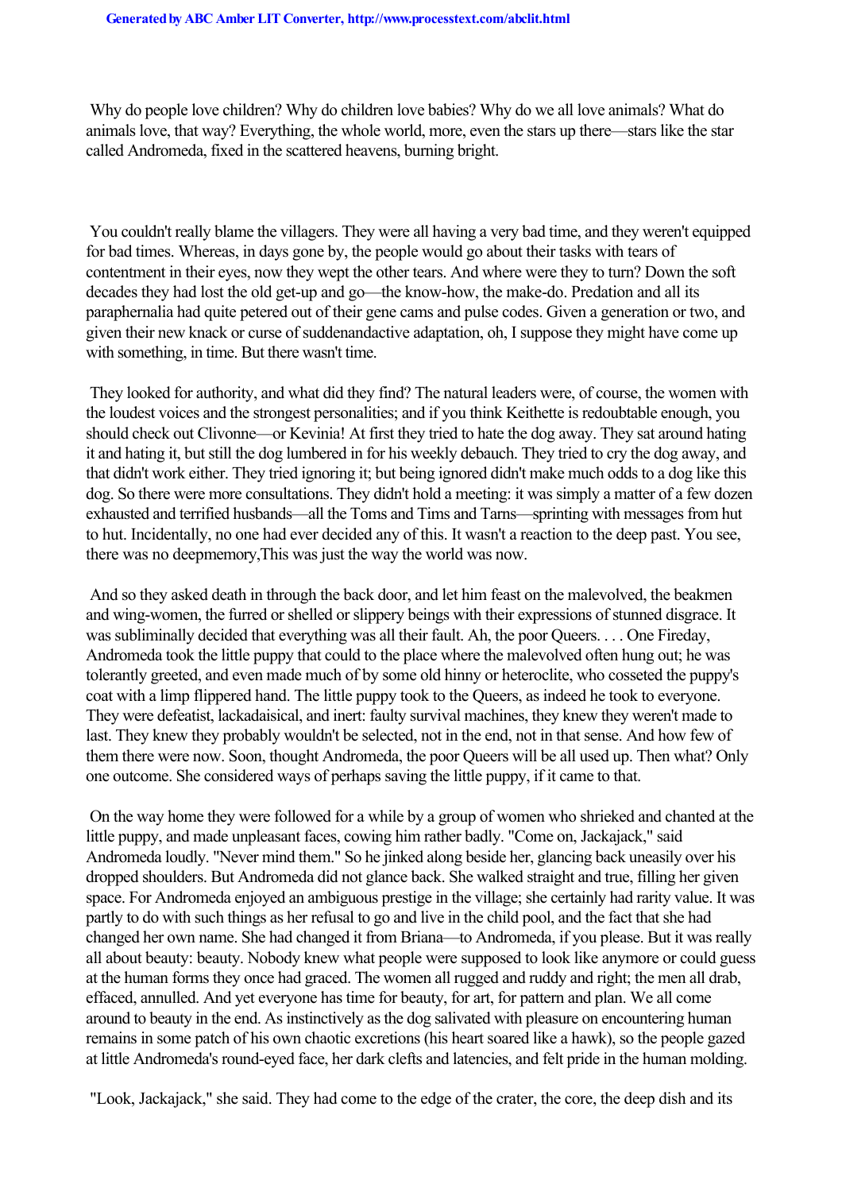Why do people love children? Why do children love babies? Why do we all love animals? What do animals love, that way? Everything, the whole world, more, even the stars up there—stars like the star called Andromeda, fixed in the scattered heavens, burning bright.

You couldn't really blame the villagers. They were all having a very bad time, and they weren't equipped for bad times. Whereas, in days gone by, the people would go about their tasks with tears of contentment in their eyes, now they wept the other tears. And where were they to turn? Down the soft decades they had lost the old get-up and go—the know-how, the make-do. Predation and all its paraphernalia had quite petered out of their gene cams and pulse codes. Given a generation or two, and given their new knack or curse of suddenandactive adaptation, oh, I suppose they might have come up with something, in time. But there wasn't time.

They looked for authority, and what did they find? The natural leaders were, of course, the women with the loudest voices and the strongest personalities; and if you think Keithette is redoubtable enough, you should check out Clivonne—or Kevinia! At first they tried to hate the dog away. They sat around hating it and hating it, but still the dog lumbered in for his weekly debauch. They tried to cry the dog away, and that didn't work either. They tried ignoring it; but being ignored didn't make much odds to a dog like this dog. So there were more consultations. They didn't hold a meeting: it was simply a matter of a few dozen exhausted and terrified husbands—all the Toms and Tims and Tarns—sprinting with messages from hut to hut. Incidentally, no one had ever decided any of this. It wasn't a reaction to the deep past. You see, there was no deepmemory,This was just the way the world was now.

And so they asked death in through the back door, and let him feast on the malevolved, the beakmen and wing-women, the furred or shelled or slippery beings with their expressions of stunned disgrace. It was subliminally decided that everything was all their fault. Ah, the poor Queers. . . . One Fireday, Andromeda took the little puppy that could to the place where the malevolved often hung out; he was tolerantly greeted, and even made much of by some old hinny or heteroclite, who cosseted the puppy's coat with a limp flippered hand. The little puppy took to the Queers, as indeed he took to everyone. They were defeatist, lackadaisical, and inert: faulty survival machines, they knew they weren't made to last. They knew they probably wouldn't be selected, not in the end, not in that sense. And how few of them there were now. Soon, thought Andromeda, the poor Queers will be all used up. Then what? Only one outcome. She considered ways of perhaps saving the little puppy, if it came to that.

On the way home they were followed for a while by a group of women who shrieked and chanted at the little puppy, and made unpleasant faces, cowing him rather badly. "Come on, Jackajack," said Andromeda loudly. "Never mind them." So he jinked along beside her, glancing back uneasily over his dropped shoulders. But Andromeda did not glance back. She walked straight and true, filling her given space. For Andromeda enjoyed an ambiguous prestige in the village; she certainly had rarity value. It was partly to do with such things as her refusal to go and live in the child pool, and the fact that she had changed her own name. She had changed it from Briana—to Andromeda, if you please. But it was really all about beauty: beauty. Nobody knew what people were supposed to look like anymore or could guess at the human forms they once had graced. The women all rugged and ruddy and right; the men all drab, effaced, annulled. And yet everyone has time for beauty, for art, for pattern and plan. We all come around to beauty in the end. As instinctively as the dog salivated with pleasure on encountering human remains in some patch of his own chaotic excretions (his heart soared like a hawk), so the people gazed at little Andromeda's round-eyed face, her dark clefts and latencies, and felt pride in the human molding.

"Look, Jackajack," she said. They had come to the edge of the crater, the core, the deep dish and its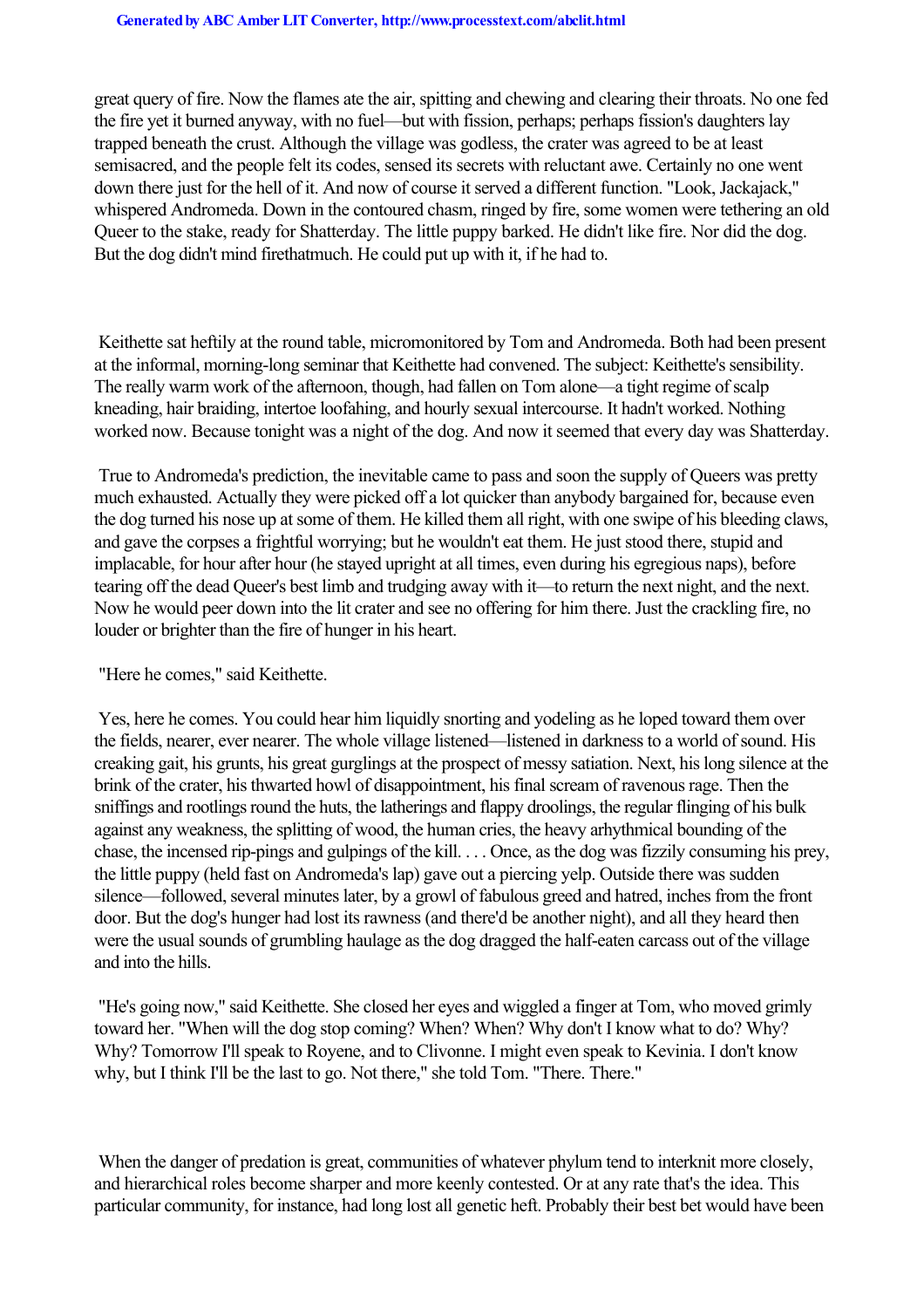great query of fire. Now the flames ate the air, spitting and chewing and clearing their throats. No one fed the fire yet it burned anyway, with no fuel—but with fission, perhaps; perhaps fission's daughters lay trapped beneath the crust. Although the village was godless, the crater was agreed to be at least semisacred, and the people felt its codes, sensed its secrets with reluctant awe. Certainly no one went down there just for the hell of it. And now of course it served a different function. "Look, Jackajack," whispered Andromeda. Down in the contoured chasm, ringed by fire, some women were tethering an old Queer to the stake, ready for Shatterday. The little puppy barked. He didn't like fire. Nor did the dog. But the dog didn't mind firethatmuch. He could put up with it, if he had to.

Keithette sat heftily at the round table, micromonitored by Tom and Andromeda. Both had been present at the informal, morning-long seminar that Keithette had convened. The subject: Keithette's sensibility. The really warm work of the afternoon, though, had fallen on Tom alone—a tight regime of scalp kneading, hair braiding, intertoe loofahing, and hourly sexual intercourse. It hadn't worked. Nothing worked now. Because tonight was a night of the dog. And now it seemed that every day was Shatterday.

True to Andromeda's prediction, the inevitable came to pass and soon the supply of Queers was pretty much exhausted. Actually they were picked off a lot quicker than anybody bargained for, because even the dog turned his nose up at some of them. He killed them all right, with one swipe of his bleeding claws, and gave the corpses a frightful worrying; but he wouldn't eat them. He just stood there, stupid and implacable, for hour after hour (he stayed upright at all times, even during his egregious naps), before tearing off the dead Queer's best limb and trudging away with it—to return the next night, and the next. Now he would peer down into the lit crater and see no offering for him there. Just the crackling fire, no louder or brighter than the fire of hunger in his heart.

"Here he comes," said Keithette.

Yes, here he comes. You could hear him liquidly snorting and yodeling as he loped toward them over the fields, nearer, ever nearer. The whole village listened—listened in darkness to a world of sound. His creaking gait, his grunts, his great gurglings at the prospect of messy satiation. Next, his long silence at the brink of the crater, his thwarted howl of disappointment, his final scream of ravenous rage. Then the sniffings and rootlings round the huts, the latherings and flappy droolings, the regular flinging of his bulk against any weakness, the splitting of wood, the human cries, the heavy arhythmical bounding of the chase, the incensed rip-pings and gulpings of the kill. . . . Once, as the dog was fizzily consuming his prey, the little puppy (held fast on Andromeda's lap) gave out a piercing yelp. Outside there was sudden silence—followed, several minutes later, by a growl of fabulous greed and hatred, inches from the front door. But the dog's hunger had lost its rawness (and there'd be another night), and all they heard then were the usual sounds of grumbling haulage as the dog dragged the half-eaten carcass out of the village and into the hills.

"He's going now," said Keithette. She closed her eyes and wiggled a finger at Tom, who moved grimly toward her. "When will the dog stop coming? When? When? Why don't I know what to do? Why? Why? Tomorrow I'll speak to Royene, and to Clivonne. I might even speak to Kevinia. I don't know why, but I think I'll be the last to go. Not there," she told Tom. "There. There."

When the danger of predation is great, communities of whatever phylum tend to interknit more closely, and hierarchical roles become sharper and more keenly contested. Or at any rate that's the idea. This particular community, for instance, had long lost all genetic heft. Probably their best bet would have been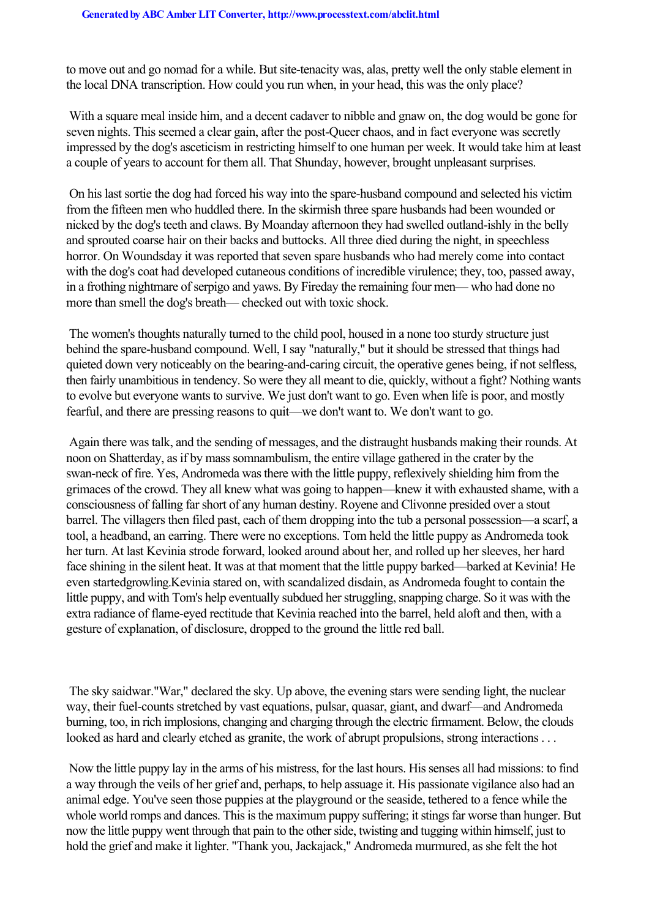to move out and go nomad for a while. But site-tenacity was, alas, pretty well the only stable element in the local DNA transcription. How could you run when, in your head, this was the only place?

With a square meal inside him, and a decent cadaver to nibble and gnaw on, the dog would be gone for seven nights. This seemed a clear gain, after the post-Queer chaos, and in fact everyone was secretly impressed by the dog's asceticism in restricting himself to one human per week. It would take him at least a couple of years to account for them all. That Shunday, however, brought unpleasant surprises.

On his last sortie the dog had forced his way into the spare-husband compound and selected his victim from the fifteen men who huddled there. In the skirmish three spare husbands had been wounded or nicked by the dog's teeth and claws. By Moanday afternoon they had swelled outland-ishly in the belly and sprouted coarse hair on their backs and buttocks. All three died during the night, in speechless horror. On Woundsday it was reported that seven spare husbands who had merely come into contact with the dog's coat had developed cutaneous conditions of incredible virulence; they, too, passed away, in a frothing nightmare of serpigo and yaws. By Fireday the remaining four men— who had done no more than smell the dog's breath— checked out with toxic shock.

The women's thoughts naturally turned to the child pool, housed in a none too sturdy structure just behind the spare-husband compound. Well, I say "naturally," but it should be stressed that things had quieted down very noticeably on the bearing-and-caring circuit, the operative genes being, if not selfless, then fairly unambitious in tendency. So were they all meant to die, quickly, without a fight? Nothing wants to evolve but everyone wants to survive. We just don't want to go. Even when life is poor, and mostly fearful, and there are pressing reasons to quit—we don't want to. We don't want to go.

Again there was talk, and the sending of messages, and the distraught husbands making their rounds. At noon on Shatterday, as if by mass somnambulism, the entire village gathered in the crater by the swan-neck of fire. Yes, Andromeda was there with the little puppy, reflexively shielding him from the grimaces of the crowd. They all knew what was going to happen—knew it with exhausted shame, with a consciousness of falling far short of any human destiny. Royene and Clivonne presided over a stout barrel. The villagers then filed past, each of them dropping into the tub a personal possession—a scarf, a tool, a headband, an earring. There were no exceptions. Tom held the little puppy as Andromeda took her turn. At last Kevinia strode forward, looked about her, and rolled up her sleeves, her hard face shining in the silent heat. It was at that moment that the little puppy barked—barked at Kevinia! He even started*growling*.Kevinia stared on, with scandalized disdain, as Andromeda fought to contain the little puppy, and with Tom's help eventually subdued her struggling, snapping charge. So it was with the extra radiance of flame-eyed rectitude that Kevinia reached into the barrel, held aloft and then, with a gesture of explanation, of disclosure, dropped to the ground the little red ball.

The sky said*war*."War," declared the sky. Up above, the evening stars were sending light, the nuclear way, their fuel-counts stretched by vast equations, pulsar, quasar, giant, and dwarf—and Andromeda burning, too, in rich implosions, changing and charging through the electric firmament. Below, the clouds looked as hard and clearly etched as granite, the work of abrupt propulsions, strong interactions . . .

Now the little puppy lay in the arms of his mistress, for the last hours. His senses all had missions: to find a way through the veils of her grief and, perhaps, to help assuage it. His passionate vigilance also had an animal edge. You've seen those puppies at the playground or the seaside, tethered to a fence while the whole world romps and dances. This is the maximum puppy suffering; it stings far worse than hunger. But now the little puppy went through that pain to the other side, twisting and tugging within himself, just to hold the grief and make it lighter. "Thank you, Jackajack," Andromeda murmured, as she felt the hot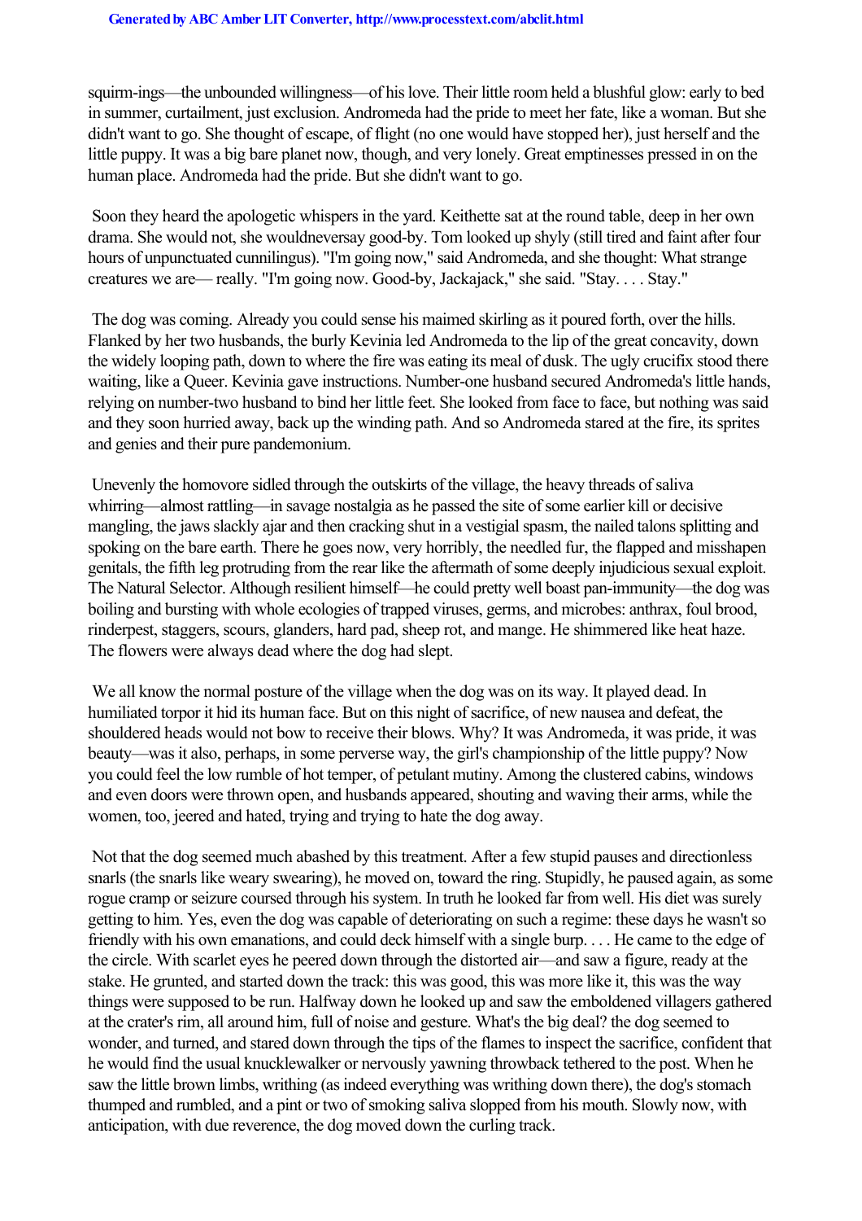squirm-ings—the unbounded willingness—of his love. Their little room held a blushful glow: early to bed in summer, curtailment, just exclusion. Andromeda had the pride to meet her fate, like a woman. But she didn't want to go. She thought of escape, of flight (no one would have stopped her), just herself and the little puppy. It was a big bare planet now, though, and very lonely. Great emptinesses pressed in on the human place. Andromeda had the pride. But she didn't want to go.

Soon they heard the apologetic whispers in the yard. Keithette sat at the round table, deep in her own drama. She would not, she wouldneversay good-by. Tom looked up shyly (still tired and faint after four hours of unpunctuated cunnilingus). "I'm going now," said Andromeda, and she thought: What strange creatures we are— really. "I'm going now. Good-by, Jackajack," she said. "Stay. . . . Stay."

The dog was coming. Already you could sense his maimed skirling as it poured forth, over the hills. Flanked by her two husbands, the burly Kevinia led Andromeda to the lip of the great concavity, down the widely looping path, down to where the fire was eating its meal of dusk. The ugly crucifix stood there waiting, like a Queer. Kevinia gave instructions. Number-one husband secured Andromeda's little hands, relying on number-two husband to bind her little feet. She looked from face to face, but nothing was said and they soon hurried away, back up the winding path. And so Andromeda stared at the fire, its sprites and genies and their pure pandemonium.

Unevenly the homovore sidled through the outskirts of the village, the heavy threads of saliva whirring—almost rattling—in savage nostalgia as he passed the site of some earlier kill or decisive mangling, the jaws slackly ajar and then cracking shut in a vestigial spasm, the nailed talons splitting and spoking on the bare earth. There he goes now, very horribly, the needled fur, the flapped and misshapen genitals, the fifth leg protruding from the rear like the aftermath of some deeply injudicious sexual exploit. The Natural Selector. Although resilient himself—he could pretty well boast pan-immunity—the dog was boiling and bursting with whole ecologies of trapped viruses, germs, and microbes: anthrax, foul brood, rinderpest, staggers, scours, glanders, hard pad, sheep rot, and mange. He shimmered like heat haze. The flowers were always dead where the dog had slept.

We all know the normal posture of the village when the dog was on its way. It played dead. In humiliated torpor it hid its human face. But on this night of sacrifice, of new nausea and defeat, the shouldered heads would not bow to receive their blows. Why? It was Andromeda, it was pride, it was beauty—was it also, perhaps, in some perverse way, the girl's championship of the little puppy? Now you could feel the low rumble of hot temper, of petulant mutiny. Among the clustered cabins, windows and even doors were thrown open, and husbands appeared, shouting and waving their arms, while the women, too, jeered and hated, trying and trying to hate the dog away.

Not that the dog seemed much abashed by this treatment. After a few stupid pauses and directionless snarls (the snarls like weary swearing), he moved on, toward the ring. Stupidly, he paused again, as some rogue cramp or seizure coursed through his system. In truth he looked far from well. His diet was surely getting to him. Yes, even the dog was capable of deteriorating on such a regime: these days he wasn't so friendly with his own emanations, and could deck himself with a single burp. . . . He came to the edge of the circle. With scarlet eyes he peered down through the distorted air—and saw a figure, ready at the stake. He grunted, and started down the track: this was good, this was more like it, this was the way things were supposed to be run. Halfway down he looked up and saw the emboldened villagers gathered at the crater's rim, all around him, full of noise and gesture. What's the big deal? the dog seemed to wonder, and turned, and stared down through the tips of the flames to inspect the sacrifice, confident that he would find the usual knucklewalker or nervously yawning throwback tethered to the post. When he saw the little brown limbs, writhing (as indeed everything was writhing down there), the dog's stomach thumped and rumbled, and a pint or two of smoking saliva slopped from his mouth. Slowly now, with anticipation, with due reverence, the dog moved down the curling track.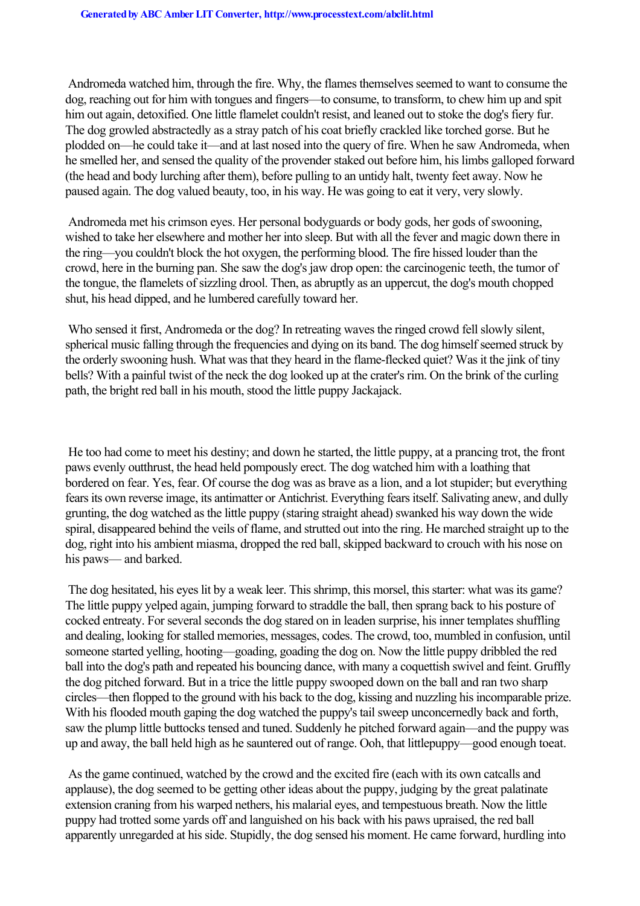Andromeda watched him, through the fire. Why, the flames themselves seemed to want to consume the dog, reaching out for him with tongues and fingers—to consume, to transform, to chew him up and spit him out again, detoxified. One little flamelet couldn't resist, and leaned out to stoke the dog's fiery fur. The dog growled abstractedly as a stray patch of his coat briefly crackled like torched gorse. But he plodded on—he could take it—and at last nosed into the query of fire. When he saw Andromeda, when he smelled her, and sensed the quality of the provender staked out before him, his limbs galloped forward (the head and body lurching after them), before pulling to an untidy halt, twenty feet away. Now he paused again. The dog valued beauty, too, in his way. He was going to eat it very, very slowly.

Andromeda met his crimson eyes. Her personal bodyguards or body gods, her gods of swooning, wished to take her elsewhere and mother her into sleep. But with all the fever and magic down there in the ring—you couldn't block the hot oxygen, the performing blood. The fire hissed louder than the crowd, here in the burning pan. She saw the dog's jaw drop open: the carcinogenic teeth, the tumor of the tongue, the flamelets of sizzling drool. Then, as abruptly as an uppercut, the dog's mouth chopped shut, his head dipped, and he lumbered carefully toward her.

Who sensed it first, Andromeda or the dog? In retreating waves the ringed crowd fell slowly silent, spherical music falling through the frequencies and dying on its band. The dog himself seemed struck by the orderly swooning hush. What was that they heard in the flame-flecked quiet? Was it the jink of tiny bells? With a painful twist of the neck the dog looked up at the crater's rim. On the brink of the curling path, the bright red ball in his mouth, stood the little puppy Jackajack.

He too had come to meet his destiny; and down he started, the little puppy, at a prancing trot, the front paws evenly outthrust, the head held pompously erect. The dog watched him with a loathing that bordered on fear. Yes, fear. Of course the dog was as brave as a lion, and a lot stupider; but everything fears its own reverse image, its antimatter or Antichrist. Everything fears itself. Salivating anew, and dully grunting, the dog watched as the little puppy (staring straight ahead) swanked his way down the wide spiral, disappeared behind the veils of flame, and strutted out into the ring. He marched straight up to the dog, right into his ambient miasma, dropped the red ball, skipped backward to crouch with his nose on his paws— and barked.

The dog hesitated, his eyes lit by a weak leer. This shrimp, this morsel, this starter: what was its game? The little puppy yelped again, jumping forward to straddle the ball, then sprang back to his posture of cocked entreaty. For several seconds the dog stared on in leaden surprise, his inner templates shuffling and dealing, looking for stalled memories, messages, codes. The crowd, too, mumbled in confusion, until someone started yelling, hooting—goading, goading the dog on. Now the little puppy dribbled the red ball into the dog's path and repeated his bouncing dance, with many a coquettish swivel and feint. Gruffly the dog pitched forward. But in a trice the little puppy swooped down on the ball and ran two sharp circles—then flopped to the ground with his back to the dog, kissing and nuzzling his incomparable prize. With his flooded mouth gaping the dog watched the puppy's tail sweep unconcernedly back and forth, saw the plump little buttocks tensed and tuned. Suddenly he pitched forward again—and the puppy was up and away, the ball held high as he sauntered out of range. Ooh, that littlepuppy—good enough toeat.

As the game continued, watched by the crowd and the excited fire (each with its own catcalls and applause), the dog seemed to be getting other ideas about the puppy, judging by the great palatinate extension craning from his warped nethers, his malarial eyes, and tempestuous breath. Now the little puppy had trotted some yards off and languished on his back with his paws upraised, the red ball apparently unregarded at his side. Stupidly, the dog sensed his moment. He came forward, hurdling into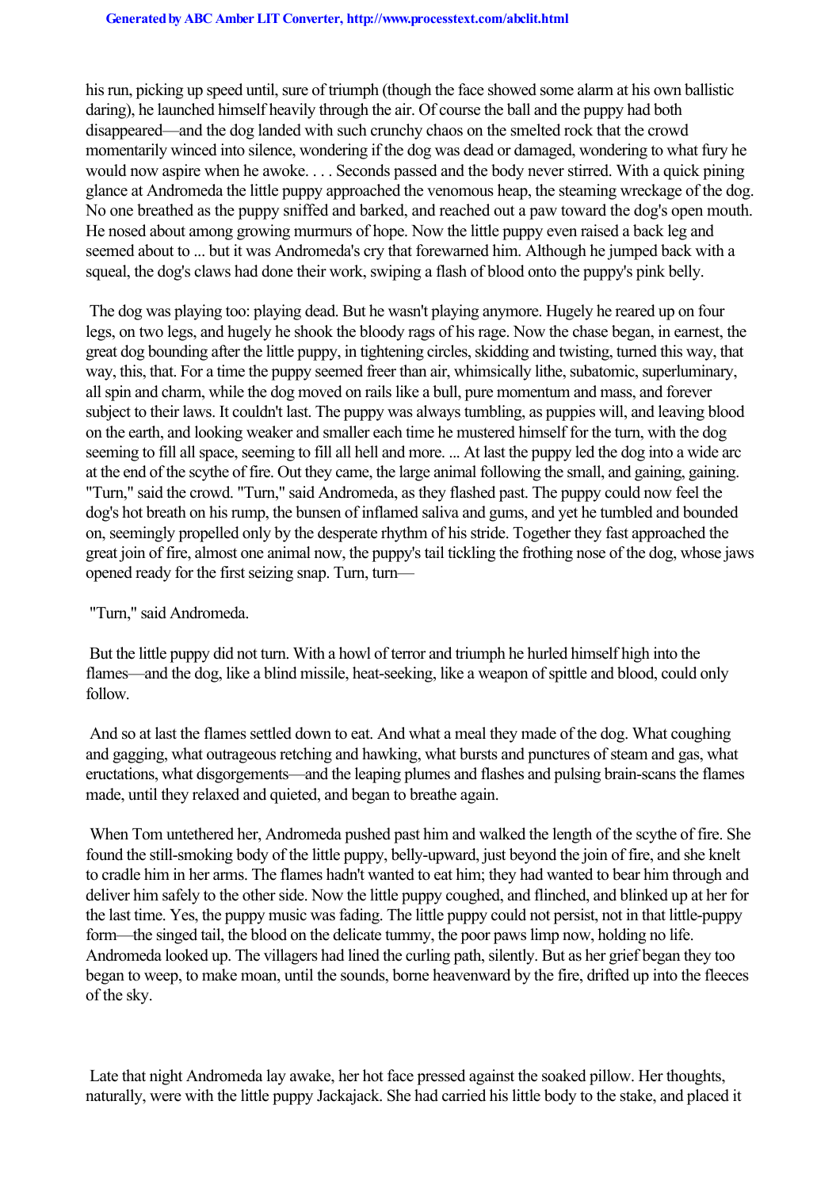his run, picking up speed until, sure of triumph (though the face showed some alarm at his own ballistic daring), he launched himself heavily through the air. Of course the ball and the puppy had both disappeared—and the dog landed with such crunchy chaos on the smelted rock that the crowd momentarily winced into silence, wondering if the dog was dead or damaged, wondering to what fury he would now aspire when he awoke. . . . Seconds passed and the body never stirred. With a quick pining glance at Andromeda the little puppy approached the venomous heap, the steaming wreckage of the dog. No one breathed as the puppy sniffed and barked, and reached out a paw toward the dog's open mouth. He nosed about among growing murmurs of hope. Now the little puppy even raised a back leg and seemed about to ... but it was Andromeda's cry that forewarned him. Although he jumped back with a squeal, the dog's claws had done their work, swiping a flash of blood onto the puppy's pink belly.

The dog was playing too: playing dead. But he wasn't playing anymore. Hugely he reared up on four legs, on two legs, and hugely he shook the bloody rags of his rage. Now the chase began, in earnest, the great dog bounding after the little puppy, in tightening circles, skidding and twisting, turned this way, that way, this, that. For a time the puppy seemed freer than air, whimsically lithe, subatomic, superluminary, all spin and charm, while the dog moved on rails like a bull, pure momentum and mass, and forever subject to their laws. It couldn't last. The puppy was always tumbling, as puppies will, and leaving blood on the earth, and looking weaker and smaller each time he mustered himself for the turn, with the dog seeming to fill all space, seeming to fill all hell and more. ... At last the puppy led the dog into a wide arc at the end of the scythe of fire. Out they came, the large animal following the small, and gaining, gaining. "Turn," said the crowd. "Turn," said Andromeda, as they flashed past. The puppy could now feel the dog's hot breath on his rump, the bunsen of inflamed saliva and gums, and yet he tumbled and bounded on, seemingly propelled only by the desperate rhythm of his stride. Together they fast approached the great join of fire, almost one animal now, the puppy's tail tickling the frothing nose of the dog, whose jaws opened ready for the first seizing snap. Turn, turn—

"Turn," said Andromeda.

But the little puppy did not turn. With a howl of terror and triumph he hurled himself high into the flames—and the dog, like a blind missile, heat-seeking, like a weapon of spittle and blood, could only follow.

And so at last the flames settled down to eat. And what a meal they made of the dog. What coughing and gagging, what outrageous retching and hawking, what bursts and punctures of steam and gas, what eructations, what disgorgements—and the leaping plumes and flashes and pulsing brain-scans the flames made, until they relaxed and quieted, and began to breathe again.

When Tom untethered her, Andromeda pushed past him and walked the length of the scythe of fire. She found the still-smoking body of the little puppy, belly-upward, just beyond the join of fire, and she knelt to cradle him in her arms. The flames hadn't wanted to eat him; they had wanted to bear him through and deliver him safely to the other side. Now the little puppy coughed, and flinched, and blinked up at her for the last time. Yes, the puppy music was fading. The little puppy could not persist, not in that little-puppy form—the singed tail, the blood on the delicate tummy, the poor paws limp now, holding no life. Andromeda looked up. The villagers had lined the curling path, silently. But as her grief began they too began to weep, to make moan, until the sounds, borne heavenward by the fire, drifted up into the fleeces of the sky.

Late that night Andromeda lay awake, her hot face pressed against the soaked pillow. Her thoughts, naturally, were with the little puppy Jackajack. She had carried his little body to the stake, and placed it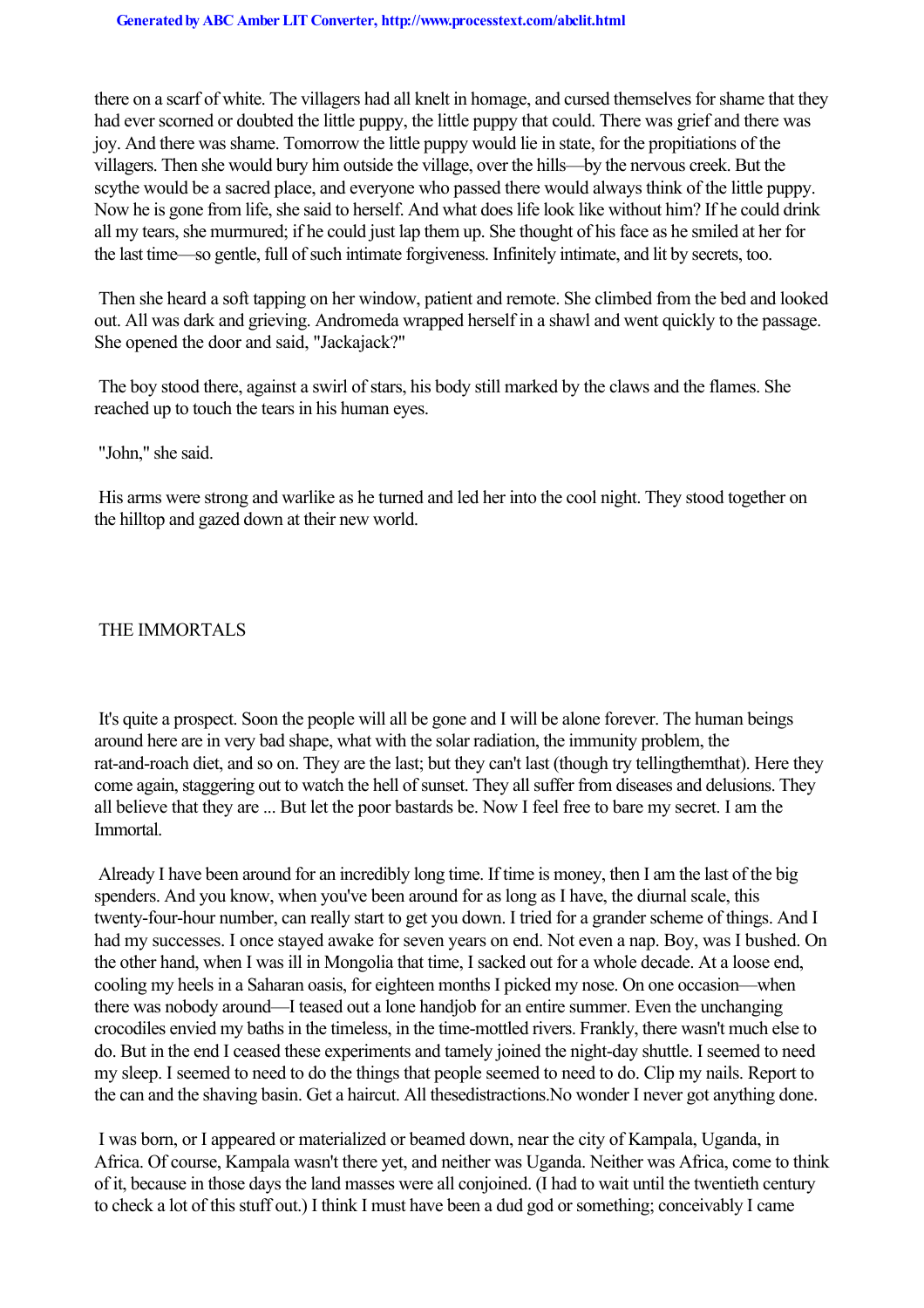there on a scarf of white. The villagers had all knelt in homage, and cursed themselves for shame that they had ever scorned or doubted the little puppy, the little puppy that could. There was grief and there was joy. And there was shame. Tomorrow the little puppy would lie in state, for the propitiations of the villagers. Then she would bury him outside the village, over the hills—by the nervous creek. But the scythe would be a sacred place, and everyone who passed there would always think of the little puppy. Now he is gone from life, she said to herself. And what does life look like without him? If he could drink all my tears, she murmured; if he could just lap them up. She thought of his face as he smiled at her for the last time—so gentle, full of such intimate forgiveness. Infinitely intimate, and lit by secrets, too.

Then she heard a soft tapping on her window, patient and remote. She climbed from the bed and looked out. All was dark and grieving. Andromeda wrapped herself in a shawl and went quickly to the passage. She opened the door and said, "Jackajack?"

The boy stood there, against a swirl of stars, his body still marked by the claws and the flames. She reached up to touch the tears in his human eyes.

"John," she said.

His arms were strong and warlike as he turned and led her into the cool night. They stood together on the hilltop and gazed down at their new world.

## THE IMMORTALS

It's quite a prospect. Soon the people will all be gone and I will be alone forever. The human beings around here are in very bad shape, what with the solar radiation, the immunity problem, the rat-and-roach diet, and so on. They are the last; but they can't last (though try tellingthemthat). Here they come again, staggering out to watch the hell of sunset. They all suffer from diseases and delusions. They all believe that they are ... But let the poor bastards be. Now I feel free to bare my secret. I am the Immortal.

Already I have been around for an incredibly long time. If time is money, then I am the last of the big spenders. And you know, when you've been around for as long as I have, the diurnal scale, this twenty-four-hour number, can really start to get you down. I tried for a grander scheme of things. And I had my successes. I once stayed awake for seven years on end. Not even a nap. Boy, was I bushed. On the other hand, when I was ill in Mongolia that time, I sacked out for a whole decade. At a loose end, cooling my heels in a Saharan oasis, for eighteen months I picked my nose. On one occasion—when there was nobody around—I teased out a lone handjob for an entire summer. Even the unchanging crocodiles envied my baths in the timeless, in the time-mottled rivers. Frankly, there wasn't much else to do. But in the end I ceased these experiments and tamely joined the night-day shuttle. I seemed to need my sleep. I seemed to need to do the things that people seemed to need to do. Clip my nails. Report to the can and the shaving basin. Get a haircut. All thesedistractions.No wonder I never got anything done.

I was born, or I appeared or materialized or beamed down, near the city of Kampala, Uganda, in Africa. Of course, Kampala wasn't there yet, and neither was Uganda. Neither was Africa, come to think of it, because in those days the land masses were all conjoined. (I had to wait until the twentieth century to check a lot of this stuff out.) I think I must have been a dud god or something; conceivably I came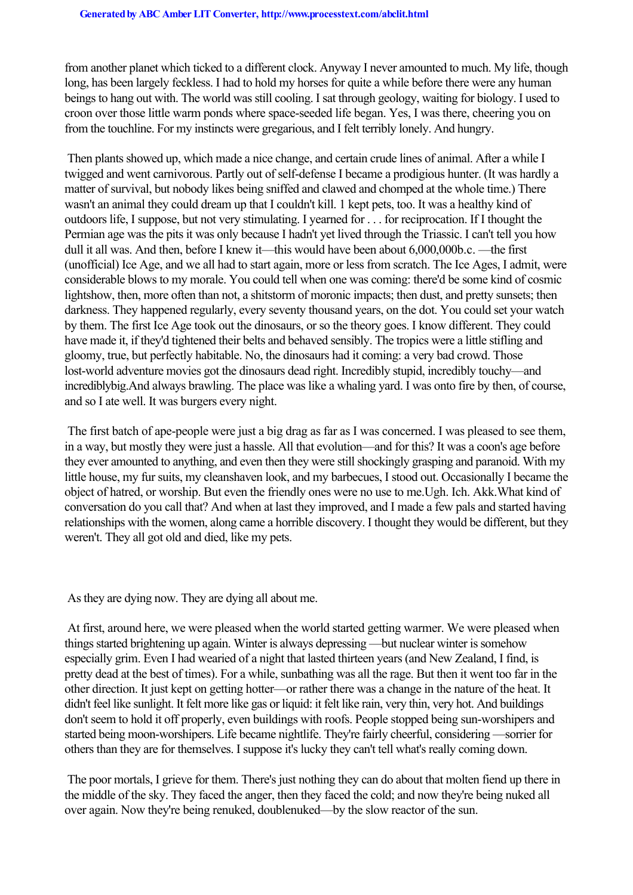from another planet which ticked to a different clock. Anyway I never amounted to much. My life, though long, has been largely feckless. I had to hold my horses for quite a while before there were any human beings to hang out with. The world was still cooling. I sat through geology, waiting for biology. I used to croon over those little warm ponds where space-seeded life began. Yes, I was there, cheering you on from the touchline. For my instincts were gregarious, and I felt terribly lonely. And hungry.

Then plants showed up, which made a nice change, and certain crude lines of animal. After a while I twigged and went carnivorous. Partly out of self-defense I became a prodigious hunter. (It was hardly a matter of survival, but nobody likes being sniffed and clawed and chomped at the whole time.) There wasn't an animal they could dream up that I couldn't kill. 1 kept pets, too. It was a healthy kind of outdoors life, I suppose, but not very stimulating. I yearned for . . . for reciprocation. If I thought the Permian age was the pits it was only because I hadn't yet lived through the Triassic. I can't tell you how dull it all was. And then, before I knew it—this would have been about 6,000,000b.c. —the first (unofficial) Ice Age, and we all had to start again, more or less from scratch. The Ice Ages, I admit, were considerable blows to my morale. You could tell when one was coming: there'd be some kind of cosmic lightshow, then, more often than not, a shitstorm of moronic impacts; then dust, and pretty sunsets; then darkness. They happened regularly, every seventy thousand years, on the dot. You could set your watch by them. The first Ice Age took out the dinosaurs, or so the theory goes. I know different. They could have made it, if they'd tightened their belts and behaved sensibly. The tropics were a little stifling and gloomy, true, but perfectly habitable. No, the dinosaurs had it coming: a very bad crowd. Those lost-world adventure movies got the dinosaurs dead right. Incredibly stupid, incredibly touchy—and incrediblybig.And always brawling. The place was like a whaling yard. I was onto fire by then, of course, and so I ate well. It was burgers every night.

The first batch of ape-people were just a big drag as far as I was concerned. I was pleased to see them, in a way, but mostly they were just a hassle. All that evolution—and for this? It was a coon's age before they ever amounted to anything, and even then they were still shockingly grasping and paranoid. With my little house, my fur suits, my cleanshaven look, and my barbecues, I stood out. Occasionally I became the object of hatred, or worship. But even the friendly ones were no use to me.Ugh. Ich. Akk.What kind of conversation do you call that? And when at last they improved, and I made a few pals and started having relationships with the women, along came a horrible discovery. I thought they would be different, but they weren't. They all got old and died, like my pets.

As they are dying now. They are dying all about me.

At first, around here, we were pleased when the world started getting warmer. We were pleased when things started brightening up again. Winter is always depressing —but nuclear winter is somehow especially grim. Even I had wearied of a night that lasted thirteen years (and New Zealand, I find, is pretty dead at the best of times). For a while, sunbathing was all the rage. But then it went too far in the other direction. It just kept on getting hotter—or rather there was a change in the nature of the heat. It didn't feel like sunlight. It felt more like gas or liquid: it felt like rain, very thin, very hot. And buildings don't seem to hold it off properly, even buildings with roofs. People stopped being sun-worshipers and started being moon-worshipers. Life became nightlife. They're fairly cheerful, considering —sorrier for others than they are for themselves. I suppose it's lucky they can't tell what's really coming down.

The poor mortals, I grieve for them. There's just nothing they can do about that molten fiend up there in the middle of the sky. They faced the anger, then they faced the cold; and now they're being nuked all over again. Now they're being renuked, doublenuked—by the slow reactor of the sun.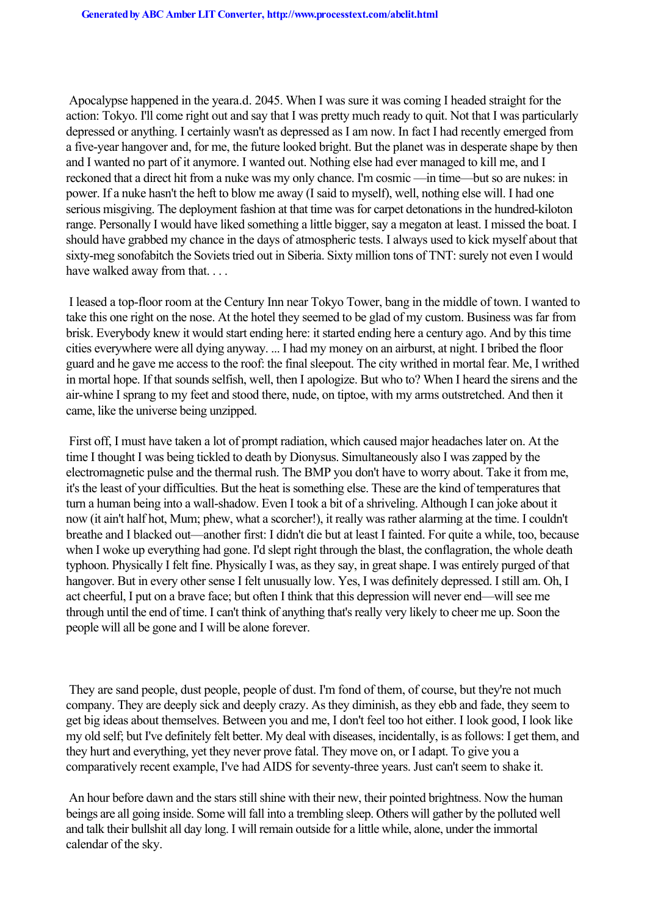Apocalypse happened in the yeara.d. 2045. When I was sure it was coming I headed straight for the action: Tokyo. I'll come right out and say that I was pretty much ready to quit. Not that I was particularly depressed or anything. I certainly wasn't as depressed as I am now. In fact I had recently emerged from a five-year hangover and, for me, the future looked bright. But the planet was in desperate shape by then and I wanted no part of it anymore. I wanted out. Nothing else had ever managed to kill me, and I reckoned that a direct hit from a nuke was my only chance. I'm cosmic —in time—but so are nukes: in power. If a nuke hasn't the heft to blow me away (I said to myself), well, nothing else will. I had one serious misgiving. The deployment fashion at that time was for carpet detonations in the hundred-kiloton range. Personally I would have liked something a little bigger, say a megaton at least. I missed the boat. I should have grabbed my chance in the days of atmospheric tests. I always used to kick myself about that sixty-meg sonofabitch the Soviets tried out in Siberia. Sixty million tons of TNT: surely not even I would have walked away from that. . . .

I leased a top-floor room at the Century Inn near Tokyo Tower, bang in the middle of town. I wanted to take this one right on the nose. At the hotel they seemed to be glad of my custom. Business was far from brisk. Everybody knew it would start ending here: it started ending here a century ago. And by this time cities everywhere were all dying anyway. ... I had my money on an airburst, at night. I bribed the floor guard and he gave me access to the roof: the final sleepout. The city writhed in mortal fear. Me, I writhed in mortal hope. If that sounds selfish, well, then I apologize. But who to? When I heard the sirens and the air-whine I sprang to my feet and stood there, nude, on tiptoe, with my arms outstretched. And then it came, like the universe being unzipped.

First off, I must have taken a lot of prompt radiation, which caused major headaches later on. At the time I thought I was being tickled to death by Dionysus. Simultaneously also I was zapped by the electromagnetic pulse and the thermal rush. The BMP you don't have to worry about. Take it from me, it's the least of your difficulties. But the heat is something else. These are the kind of temperatures that turn a human being into a wall-shadow. Even I took a bit of a shriveling. Although I can joke about it now (it ain't half hot, Mum; phew, what a scorcher!), it really was rather alarming at the time. I couldn't breathe and I blacked out—another first: I didn't die but at least I fainted. For quite a while, too, because when I woke up everything had gone. I'd slept right through the blast, the conflagration, the whole death typhoon. Physically I felt fine. Physically I was, as they say, in great shape. I was entirely purged of that hangover. But in every other sense I felt unusually low. Yes, I was definitely depressed. I still am. Oh, I act cheerful, I put on a brave face; but often I think that this depression will never end—will see me through until the end of time. I can't think of anything that's really very likely to cheer me up. Soon the people will all be gone and I will be alone forever.

They are sand people, dust people, people of dust. I'm fond of them, of course, but they're not much company. They are deeply sick and deeply crazy. As they diminish, as they ebb and fade, they seem to get big ideas about themselves. Between you and me, I don't feel too hot either. I look good, I look like my old self; but I've definitely felt better. My deal with diseases, incidentally, is as follows: I get them, and they hurt and everything, yet they never prove fatal. They move on, or I adapt. To give you a comparatively recent example, I've had AIDS for seventy-three years. Just can't seem to shake it.

An hour before dawn and the stars still shine with their new, their pointed brightness. Now the human beings are all going inside. Some will fall into a trembling sleep. Others will gather by the polluted well and talk their bullshit all day long. I will remain outside for a little while, alone, under the immortal calendar of the sky.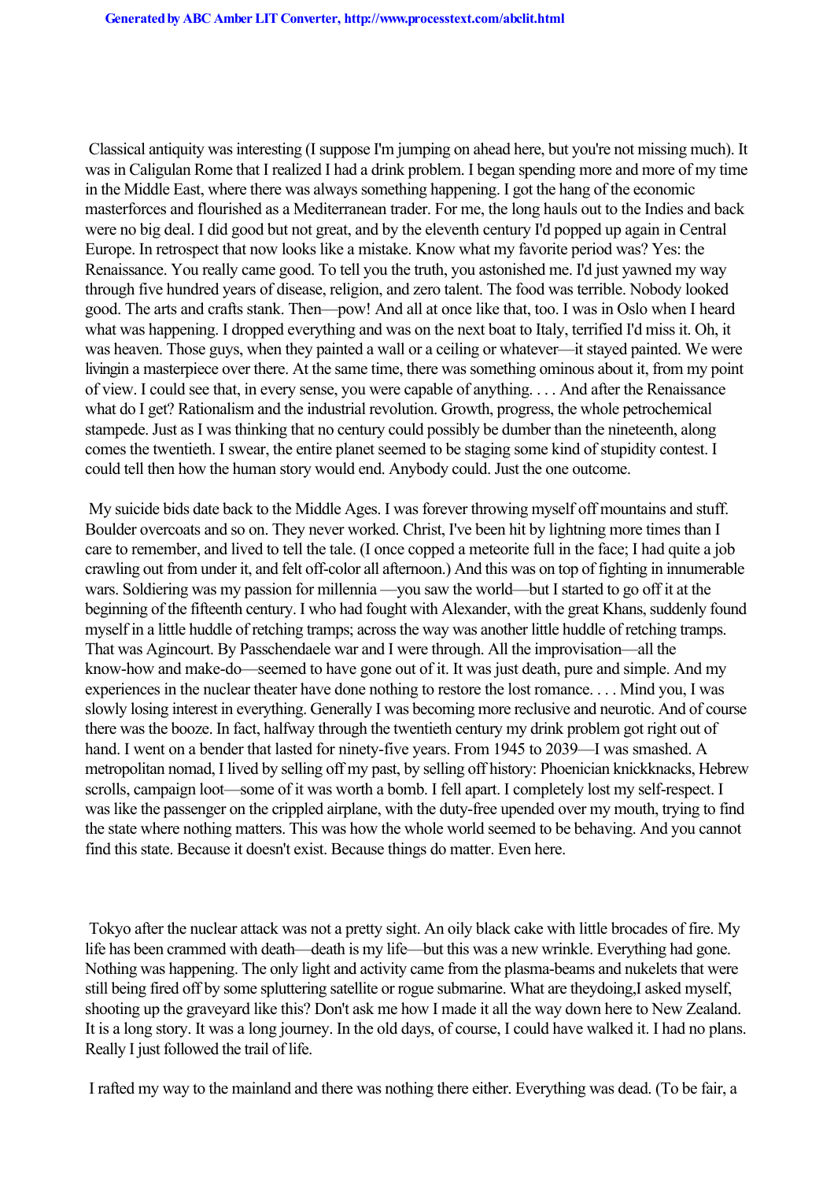Classical antiquity was interesting (I suppose I'm jumping on ahead here, but you're not missing much). It was in Caligulan Rome that I realized I had a drink problem. I began spending more and more of my time in the Middle East, where there was always something happening. I got the hang of the economic masterforces and flourished as a Mediterranean trader. For me, the long hauls out to the Indies and back were no big deal. I did good but not great, and by the eleventh century I'd popped up again in Central Europe. In retrospect that now looks like a mistake. Know what my favorite period was? Yes: the Renaissance. You really came good. To tell you the truth, you astonished me. I'd just yawned my way through five hundred years of disease, religion, and zero talent. The food was terrible. Nobody looked good. The arts and crafts stank. Then—pow! And all at once like that, too. I was in Oslo when I heard what was happening. I dropped everything and was on the next boat to Italy, terrified I'd miss it. Oh, it was heaven. Those guys, when they painted a wall or a ceiling or whatever—it stayed painted. We were livingin a masterpiece over there. At the same time, there was something ominous about it, from my point of view. I could see that, in every sense, you were capable of anything. . . . And after the Renaissance what do I get? Rationalism and the industrial revolution. Growth, progress, the whole petrochemical stampede. Just as I was thinking that no century could possibly be dumber than the nineteenth, along comes the twentieth. I swear, the entire planet seemed to be staging some kind of stupidity contest. I could tell then how the human story would end. Anybody could. Just the one outcome.

My suicide bids date back to the Middle Ages. I was forever throwing myself off mountains and stuff. Boulder overcoats and so on. They never worked. Christ, I've been hit by lightning more times than I care to remember, and lived to tell the tale. (I once copped a meteorite full in the face; I had quite a job crawling out from under it, and felt off-color all afternoon.) And this was on top of fighting in innumerable wars. Soldiering was my passion for millennia —you saw the world—but I started to go off it at the beginning of the fifteenth century. I who had fought with Alexander, with the great Khans, suddenly found myself in a little huddle of retching tramps; across the way was another little huddle of retching tramps. That was Agincourt. By Passchendaele war and I were through. All the improvisation—all the know-how and make-do—seemed to have gone out of it. It was just death, pure and simple. And my experiences in the nuclear theater have done nothing to restore the lost romance. . . . Mind you, I was slowly losing interest in everything. Generally I was becoming more reclusive and neurotic. And of course there was the booze. In fact, halfway through the twentieth century my drink problem got right out of hand. I went on a bender that lasted for ninety-five years. From 1945 to 2039—I was smashed. A metropolitan nomad, I lived by selling off my past, by selling off history: Phoenician knickknacks, Hebrew scrolls, campaign loot—some of it was worth a bomb. I fell apart. I completely lost my self-respect. I was like the passenger on the crippled airplane, with the duty-free upended over my mouth, trying to find the state where nothing matters. This was how the whole world seemed to be behaving. And you cannot find this state. Because it doesn't exist. Because things do matter. Even here.

Tokyo after the nuclear attack was not a pretty sight. An oily black cake with little brocades of fire. My life has been crammed with death—death is my life—but this was a new wrinkle. Everything had gone. Nothing was happening. The only light and activity came from the plasma-beams and nukelets that were still being fired off by some spluttering satellite or rogue submarine. What are theydoing,I asked myself, shooting up the graveyard like this? Don't ask me how I made it all the way down here to New Zealand. It is a long story. It was a long journey. In the old days, of course, I could have walked it. I had no plans. Really I just followed the trail of life.

I rafted my way to the mainland and there was nothing there either. Everything was dead. (To be fair, a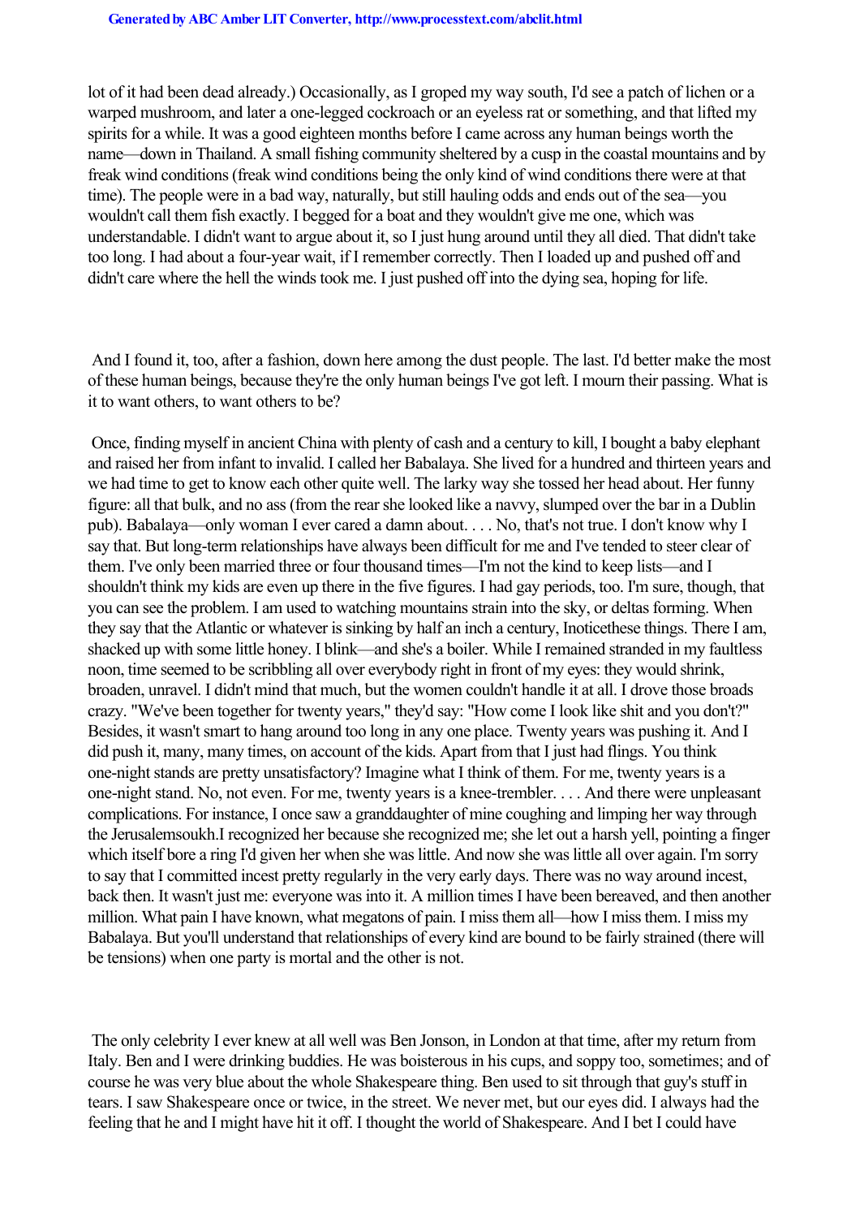lot of it had been dead already.) Occasionally, as I groped my way south, I'd see a patch of lichen or a warped mushroom, and later a one-legged cockroach or an eyeless rat or something, and that lifted my spirits for a while. It was a good eighteen months before I came across any human beings worth the name—down in Thailand. A small fishing community sheltered by a cusp in the coastal mountains and by freak wind conditions (freak wind conditions being the only kind of wind conditions there were at that time). The people were in a bad way, naturally, but still hauling odds and ends out of the sea—you wouldn't call them fish exactly. I begged for a boat and they wouldn't give me one, which was understandable. I didn't want to argue about it, so I just hung around until they all died. That didn't take too long. I had about a four-year wait, if I remember correctly. Then I loaded up and pushed off and didn't care where the hell the winds took me. I just pushed off into the dying sea, hoping for life.

And I found it, too, after a fashion, down here among the dust people. The last. I'd better make the most of these human beings, because they're the only human beings I've got left. I mourn their passing. What is it to want others, to want others to be?

Once, finding myself in ancient China with plenty of cash and a century to kill, I bought a baby elephant and raised her from infant to invalid. I called her Babalaya. She lived for a hundred and thirteen years and we had time to get to know each other quite well. The larky way she tossed her head about. Her funny figure: all that bulk, and no ass (from the rear she looked like a navvy, slumped over the bar in a Dublin pub). Babalaya—only woman I ever cared a damn about. . . . No, that's not true. I don't know why I say that. But long-term relationships have always been difficult for me and I've tended to steer clear of them. I've only been married three or four thousand times—I'm not the kind to keep lists—and I shouldn't think my kids are even up there in the five figures. I had gay periods, too. I'm sure, though, that you can see the problem. I am used to watching mountains strain into the sky, or deltas forming. When they say that the Atlantic or whatever is sinking by half an inch a century, I *notice* these things. There I am, shacked up with some little honey. I blink—and she's a boiler. While I remained stranded in my faultless noon, time seemed to be scribbling all over everybody right in front of my eyes: they would shrink, broaden, unravel. I didn't mind that much, but the women couldn't handle it at all. I drove those broads crazy. "We've been together for twenty years," they'd say: "How come I look like shit and you don't?" Besides, it wasn't smart to hang around too long in any one place. Twenty years was pushing it. And I did push it, many, many times, on account of the kids. Apart from that I just had flings. You think one-night stands are pretty unsatisfactory? Imagine what I think of them. For me, twenty years is a one-night stand. No, not even. For me, twenty years is a knee-trembler. . . . And there were unpleasant complications. For instance, I once saw a granddaughter of mine coughing and limping her way through the Jerusalem *soukh*. I recognized her because she recognized me; she let out a harsh yell, pointing a finger which itself bore a ring I'd given her when she was little. And now she was little all over again. I'm sorry to say that I committed incest pretty regularly in the very early days. There was no way around incest, back then. It wasn't just me: everyone was into it. A million times I have been bereaved, and then another million. What pain I have known, what megatons of pain. I miss them all—how I miss them. I miss my Babalaya. But you'll understand that relationships of every kind are bound to be fairly strained (there will be tensions) when one party is mortal and the other is not.

The only celebrity I ever knew at all well was Ben Jonson, in London at that time, after my return from Italy. Ben and I were drinking buddies. He was boisterous in his cups, and soppy too, sometimes; and of course he was very blue about the whole Shakespeare thing. Ben used to sit through that guy's stuff in tears. I saw Shakespeare once or twice, in the street. We never met, but our eyes did. I always had the feeling that he and I might have hit it off. I thought the world of Shakespeare. And I bet I could have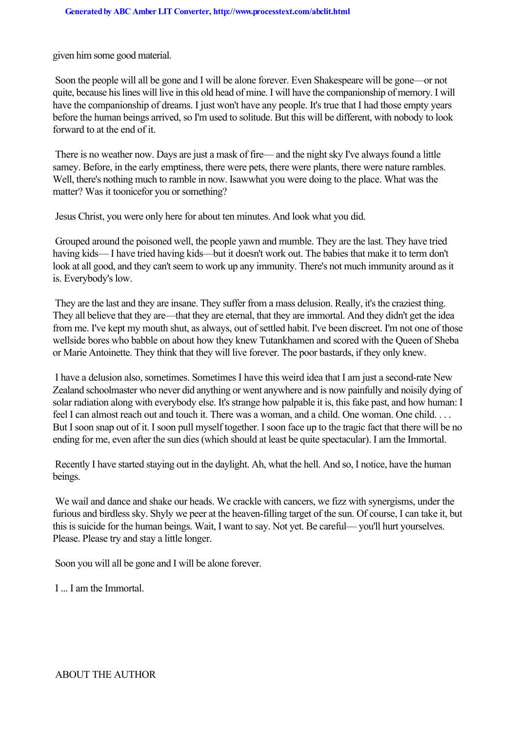given him some good material.

Soon the people will all be gone and I will be alone forever. Even Shakespeare will be gone—or not quite, because his lines will live in this old head of mine. I will have the companionship of memory. I will have the companionship of dreams. I just won't have any people. It's true that I had those empty years before the human beings arrived, so I'm used to solitude. But this will be different, with nobody to look forward to at the end of it.

There is no weather now. Days are just a mask of fire— and the night sky I've always found a little samey. Before, in the early emptiness, there were pets, there were plants, there were nature rambles. Well, there's nothing much to ramble in now. I *saw* what you were doing to the place. What was the matter? Was it too *nice* for you or something?

Jesus Christ, you were only here for about ten minutes. And look what you did.

Grouped around the poisoned well, the people yawn and mumble. They are the last. They have tried having kids— I have tried having kids—but it doesn't work out. The babies that make it to term don't look at all good, and they can't seem to work up any immunity. There's not much immunity around as it is. Everybody's low.

They are the last and they are insane. They suffer from a mass delusion. Really, it's the craziest thing. They all believe that they are—that they are eternal, that they are immortal. And they didn't get the idea from me. I've kept my mouth shut, as always, out of settled habit. I've been discreet. I'm not one of those wellside bores who babble on about how they knew Tutankhamen and scored with the Queen of Sheba or Marie Antoinette. They think that they will live forever. The poor bastards, if they only knew.

I have a delusion also, sometimes. Sometimes I have this weird idea that I am just a second-rate New Zealand schoolmaster who never did anything or went anywhere and is now painfully and noisily dying of solar radiation along with everybody else. It's strange how palpable it is, this fake past, and how human: I feel I can almost reach out and touch it. There was a woman, and a child. One woman. One child. . . . But I soon snap out of it. I soon pull myself together. I soon face up to the tragic fact that there will be no ending for me, even after the sun dies (which should at least be quite spectacular). I am the Immortal.

Recently I have started staying out in the daylight. Ah, what the hell. And so, I notice, have the human beings.

We wail and dance and shake our heads. We crackle with cancers, we fizz with synergisms, under the furious and birdless sky. Shyly we peer at the heaven-filling target of the sun. Of course, I can take it, but this is suicide for the human beings. Wait, I want to say. Not yet. Be careful— you'll hurt yourselves. Please. Please try and stay a little longer.

Soon you will all be gone and I will be alone forever.

I ... I am the Immortal.

ABOUT THE AUTHOR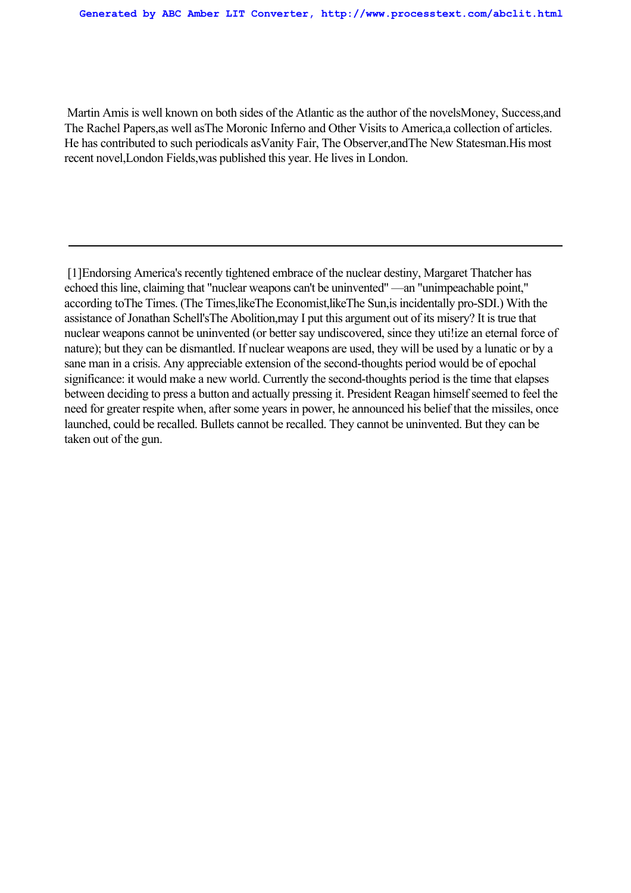Martin Amis is well known on both sides of the Atlantic as the author of the novels *Money*, *Success*, and *The Rachel Papers*, as well as *The Moronic Inferno and Other Visits to America*, a collection of articles. He has contributed to such periodicals as *Vanity Fair*, *The Observer*, and *The New Statesman*. His most recent novel, *London Fields*, was published this year. He lives in London.

---

[1] Endorsing America's recently tightened embrace of the nuclear destiny, Margaret Thatcher has echoed this line, claiming that "nuclear weapons can't be uninvented" —an "unimpeachable point," according to *The Times*. (*The Times*, like *The Economist*, like *The Sun*, is incidentally pro-SDI.) With the assistance of Jonathan Schell's *The Abolition*, may I put this argument out of its misery? It is true that nuclear weapons cannot be uninvented (or better say undiscovered, since they uti!ize an eternal force of nature); but they can be dismantled. If nuclear weapons are used, they will be used by a lunatic or by a sane man in a crisis. Any appreciable extension of the second-thoughts period would be of epochal significance: it would make a new world. Currently the second-thoughts period is the time that elapses between deciding to press a button and actually pressing it. President Reagan himself seemed to feel the need for greater respite when, after some years in power, he announced his belief that the missiles, once launched, could be recalled. Bullets cannot be recalled. They cannot be uninvented. But they can be taken out of the gun.